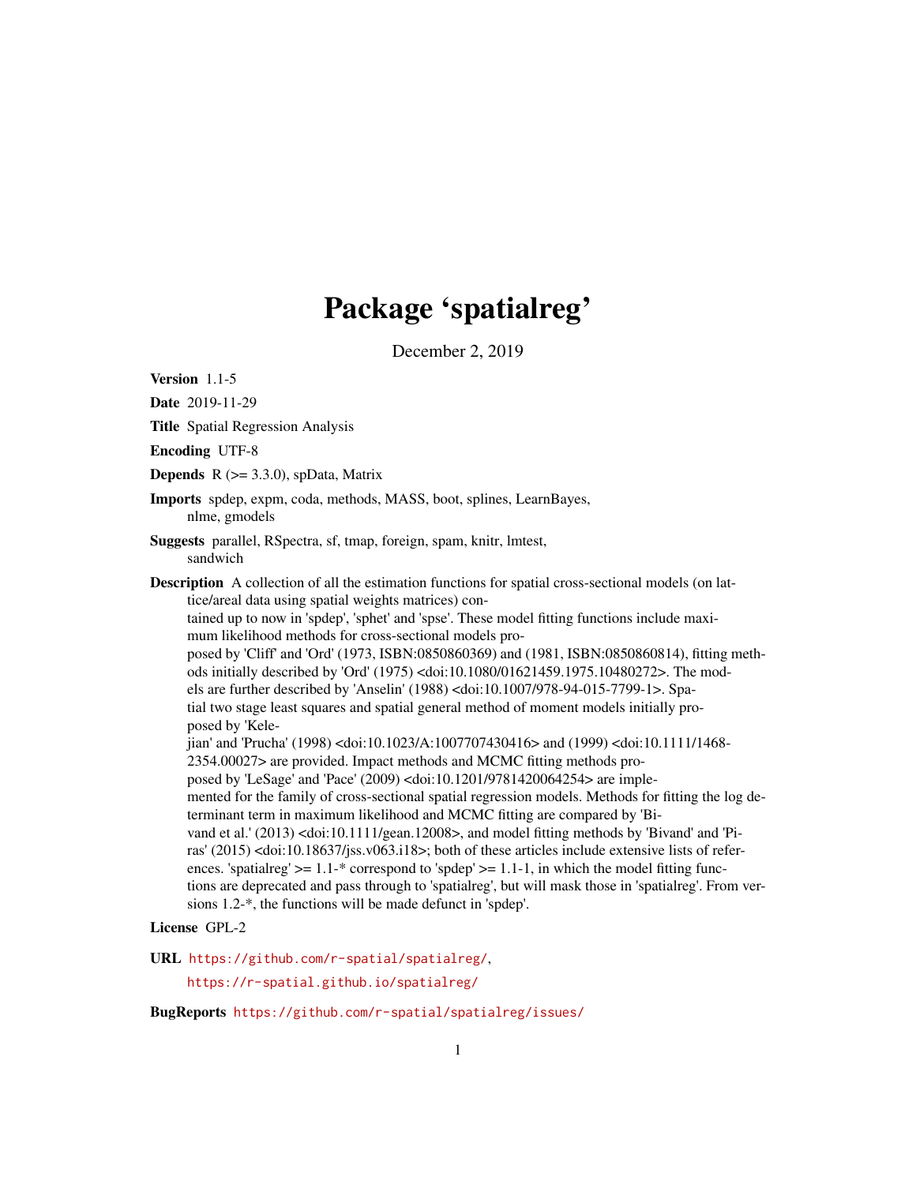# Package 'spatialreg'

December 2, 2019

**Version** 1.1-5

**Date** 2019-11-29

**Title** Spatial Regression Analysis

**Encoding** UTF-8

**Depends** R (>= 3.3.0), spData, Matrix

**Imports** spdep, expm, coda, methods, MASS, boot, splines, LearnBayes, nlme, gmodels

**Suggests** parallel, RSpectra, sf, tmap, foreign, spam, knitr, lmtest, sandwich

**Description** A collection of all the estimation functions for spatial cross-sectional models (on lattice/areal data using spatial weights matrices) contained up to now in 'spdep', 'sphet' and 'spse'. These model fitting functions include maximum likelihood methods for cross-sectional models proposed by 'Cliff' and 'Ord' (1973, ISBN:0850860369) and (1981, ISBN:0850860814), fitting methods initially described by 'Ord' (1975) <doi:10.1080/01621459.1975.10480272>. The models are further described by 'Anselin' (1988) <doi:10.1007/978-94-015-7799-1>. Spatial two stage least squares and spatial general method of moment models initially proposed by 'Kelejian' and 'Prucha' (1998) <doi:10.1023/A:1007707430416> and (1999) <doi:10.1111/1468-2354.00027> are provided. Impact methods and MCMC fitting methods proposed by 'LeSage' and 'Pace' (2009) <doi:10.1201/9781420064254> are implemented for the family of cross-sectional spatial regression models. Methods for fitting the log determinant term in maximum likelihood and MCMC fitting are compared by 'Bivand et al.' (2013) <doi:10.1111/gean.12008>, and model fitting methods by 'Bivand' and 'Piras' (2015) <doi:10.18637/jss.v063.i18>; both of these articles include extensive lists of references. 'spatialreg' >= 1.1-* correspond to 'spdep' >= 1.1-1, in which the model fitting functions are deprecated and pass through to 'spatialreg', but will mask those in 'spatialreg'. From versions 1.2-*, the functions will be made defunct in 'spdep'.

**License** GPL-2

**URL** https://github.com/r-spatial/spatialreg/,
https://r-spatial.github.io/spatialreg/

**BugReports** https://github.com/r-spatial/spatialreg/issues/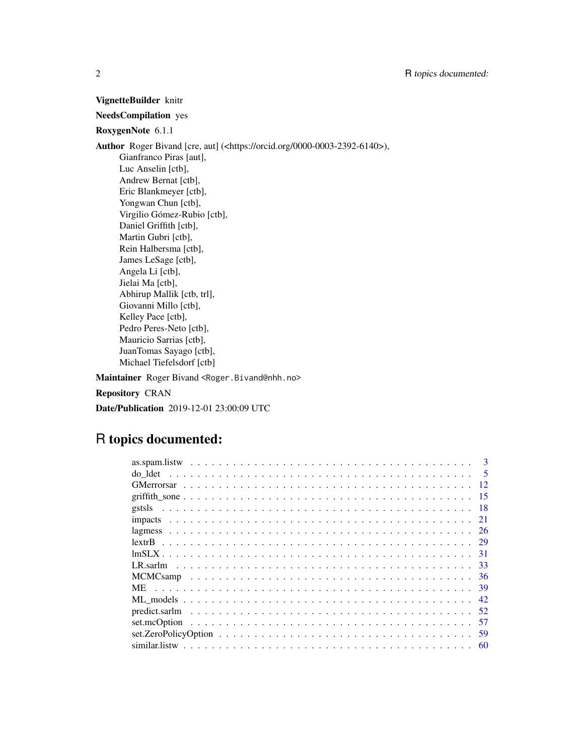**VignetteBuilder** knitr

**NeedsCompilation** yes

**RoxygenNote** 6.1.1

**Author** Roger Bivand [cre, aut] (<https://orcid.org/0000-0003-2392-6140>),
Gianfranco Piras [aut],
Luc Anselin [ctb],
Andrew Bernat [ctb],
Eric Blankmeyer [ctb],
Yongwan Chun [ctb],
Virgilio Gómez-Rubio [ctb],
Daniel Griffith [ctb],
Martin Gubri [ctb],
Rein Halbersma [ctb],
James LeSage [ctb],
Angela Li [ctb],
Jielai Ma [ctb],
Abhirup Mallik [ctb, trl],
Giovanni Millo [ctb],
Kelley Pace [ctb],
Pedro Peres-Neto [ctb],
Mauricio Sarrias [ctb],
JuanTomas Sayago [ctb],
Michael Tiefelsdorf [ctb]

**Maintainer** Roger Bivand <Roger.Bivand@nhh.no>

**Repository** CRAN

**Date/Publication** 2019-12-01 23:00:09 UTC

# R topics documented:

| | |
|---|---|
| as.spam.listw | 3 |
| do_ldet | 5 |
| GMerrorsar | 12 |
| griffith_sone | 15 |
| gstsls | 18 |
| impacts | 21 |
| lagmess | 26 |
| lextrB | 29 |
| lmSLX | 31 |
| LR.sarlm | 33 |
| MCMCsamp | 36 |
| ME | 39 |
| ML_models | 42 |
| predict.sarlm | 52 |
| set.mcOption | 57 |
| set.ZeroPolicyOption | 59 |
| similar.listw | 60 |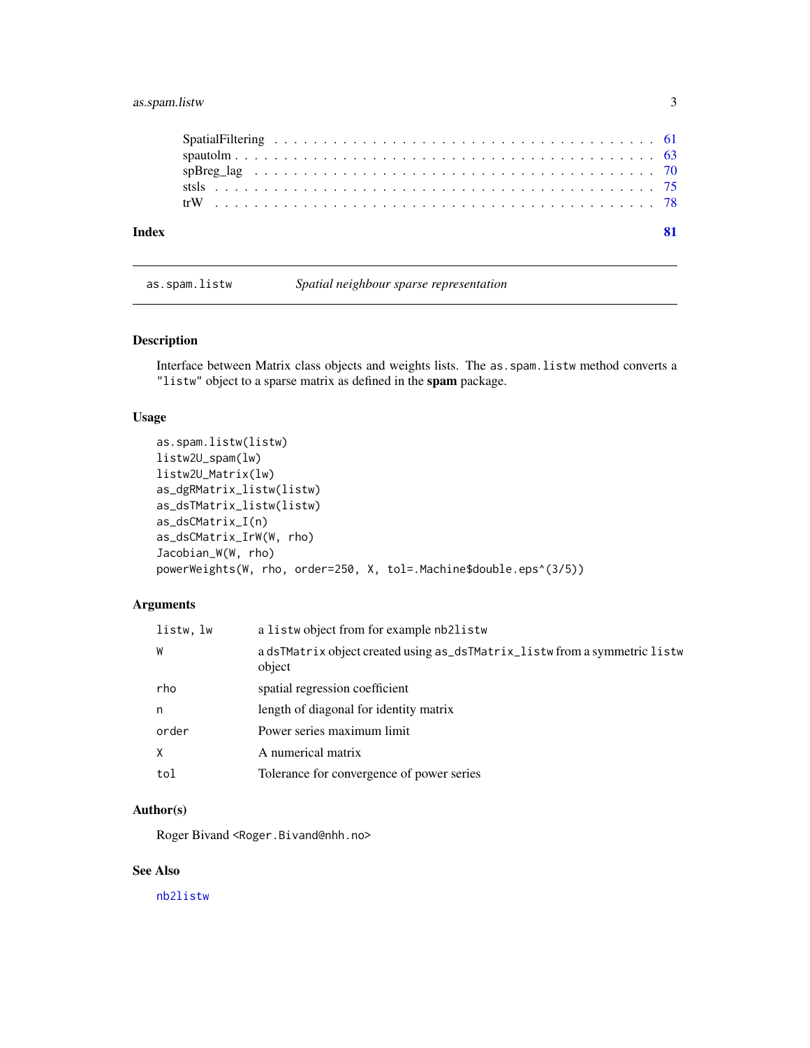| | |
|---|---|
| SpatialFiltering | 61 |
| spautolm | 63 |
| spBreg_lag | 70 |
| stsls | 75 |
| trW | 78 |

**Index** **81**

---

as.spam.listw *Spatial neighbour sparse representation*

---

## Description

Interface between Matrix class objects and weights lists. The `as.spam.listw` method converts a `"listw"` object to a sparse matrix as defined in the **spam** package.

## Usage

```
as.spam.listw(listw)
listw2U_spam(lw)
listw2U_Matrix(lw)
as_dgRMatrix_listw(listw)
as_dsTMatrix_listw(listw)
as_dsCMatrix_I(n)
as_dsCMatrix_IrW(W, rho)
Jacobian_W(W, rho)
powerWeights(W, rho, order=250, X, tol=.Machine$double.eps^(3/5))
```

## Arguments

| | |
|---|---|
| `listw, lw` | a `listw` object from for example `nb2listw` |
| `W` | a `dsTMatrix` object created using `as_dsTMatrix_listw` from a symmetric `listw` object |
| `rho` | spatial regression coefficient |
| `n` | length of diagonal for identity matrix |
| `order` | Power series maximum limit |
| `X` | A numerical matrix |
| `tol` | Tolerance for convergence of power series |

## Author(s)

Roger Bivand <Roger.Bivand@nhh.no>

## See Also

`nb2listw`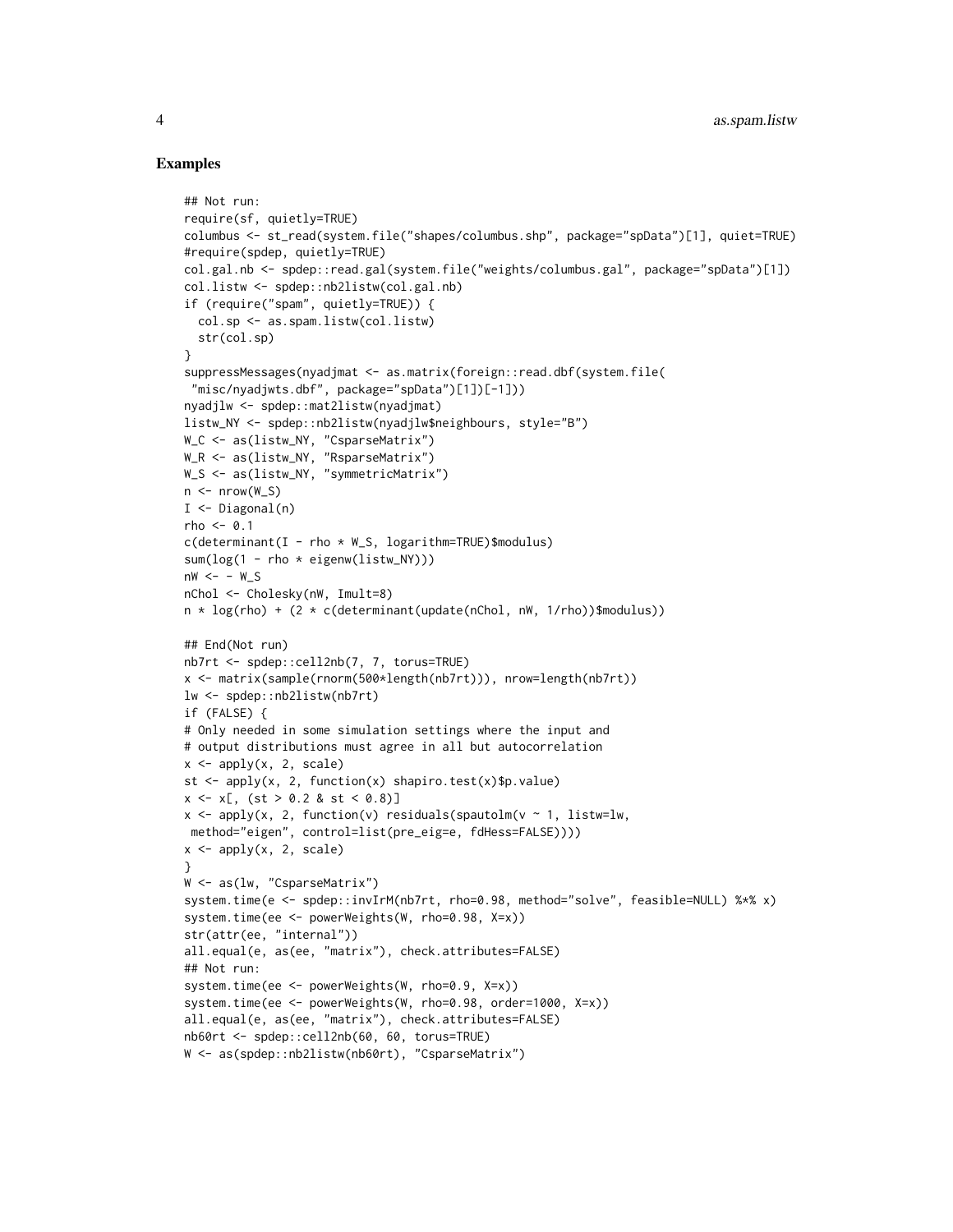## Examples

```
## Not run:
require(sf, quietly=TRUE)
columbus <- st_read(system.file("shapes/columbus.shp", package="spData")[1], quiet=TRUE)
#require(spdep, quietly=TRUE)
col.gal.nb <- spdep::read.gal(system.file("weights/columbus.gal", package="spData")[1])
col.listw <- spdep::nb2listw(col.gal.nb)
if (require("spam", quietly=TRUE)) {
  col.sp <- as.spam.listw(col.listw)
  str(col.sp)
}
suppressMessages(nyadjmat <- as.matrix(foreign::read.dbf(system.file(
 "misc/nyadjwts.dbf", package="spData")[1])[-1]))
nyadjlw <- spdep::mat2listw(nyadjmat)
listw_NY <- spdep::nb2listw(nyadjlw$neighbours, style="B")
W_C <- as(listw_NY, "CsparseMatrix")
W_R <- as(listw_NY, "RsparseMatrix")
W_S <- as(listw_NY, "symmetricMatrix")
n <- nrow(W_S)
I <- Diagonal(n)
rho <- 0.1
c(determinant(I - rho * W_S, logarithm=TRUE)$modulus)
sum(log(1 - rho * eigenw(listw_NY)))
nW <- - W_S
nChol <- Cholesky(nW, Imult=8)
n * log(rho) + (2 * c(determinant(update(nChol, nW, 1/rho))$modulus))

## End(Not run)
nb7rt <- spdep::cell2nb(7, 7, torus=TRUE)
x <- matrix(sample(rnorm(500*length(nb7rt))), nrow=length(nb7rt))
lw <- spdep::nb2listw(nb7rt)
if (FALSE) {
# Only needed in some simulation settings where the input and
# output distributions must agree in all but autocorrelation
x <- apply(x, 2, scale)
st <- apply(x, 2, function(x) shapiro.test(x)$p.value)
x <- x[, (st > 0.2 & st < 0.8)]
x <- apply(x, 2, function(v) residuals(spautolm(v ~ 1, listw=lw,
 method="eigen", control=list(pre_eig=e, fdHess=FALSE))))
x <- apply(x, 2, scale)
}
W <- as(lw, "CsparseMatrix")
system.time(e <- spdep::invIrM(nb7rt, rho=0.98, method="solve", feasible=NULL) %*% x)
system.time(ee <- powerWeights(W, rho=0.98, X=x))
str(attr(ee, "internal"))
all.equal(e, as(ee, "matrix"), check.attributes=FALSE)
## Not run:
system.time(ee <- powerWeights(W, rho=0.9, X=x))
system.time(ee <- powerWeights(W, rho=0.98, order=1000, X=x))
all.equal(e, as(ee, "matrix"), check.attributes=FALSE)
nb60rt <- spdep::cell2nb(60, 60, torus=TRUE)
W <- as(spdep::nb2listw(nb60rt), "CsparseMatrix")
```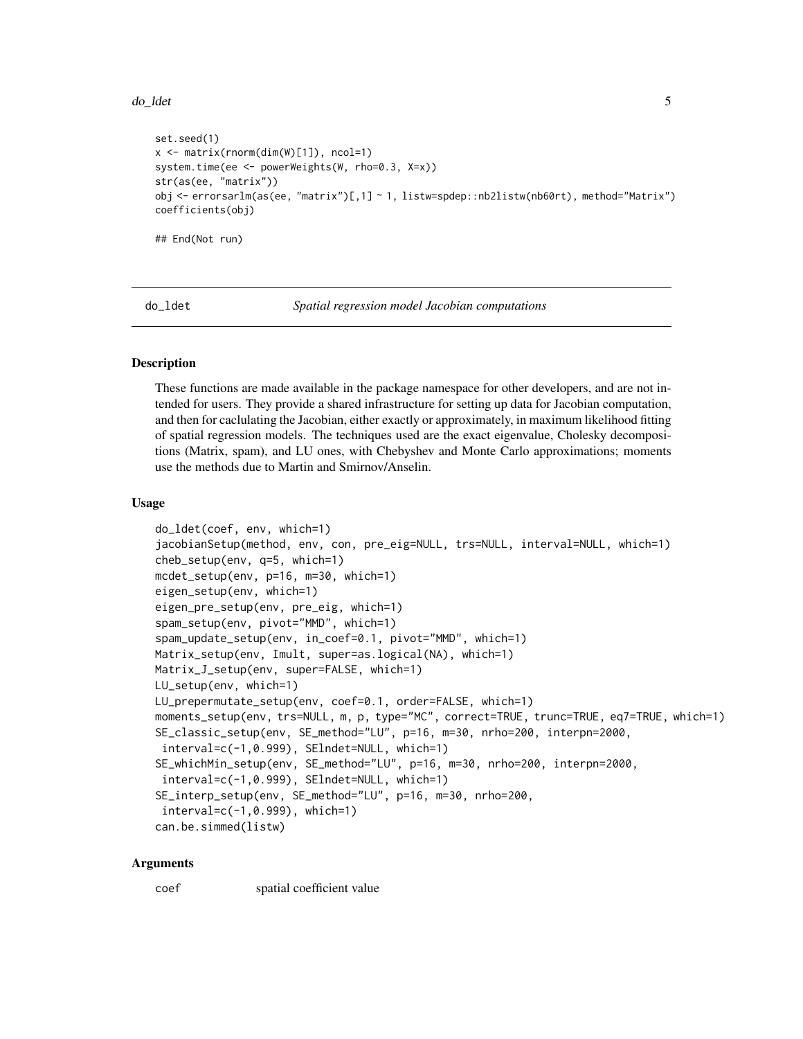```
set.seed(1)
x <- matrix(rnorm(dim(W)[1]), ncol=1)
system.time(ee <- powerWeights(W, rho=0.3, X=x))
str(as(ee, "matrix"))
obj <- errorsarlm(as(ee, "matrix")[,1] ~ 1, listw=spdep::nb2listw(nb60rt), method="Matrix")
coefficients(obj)

## End(Not run)
```

---

do_ldet *Spatial regression model Jacobian computations*

---

## Description

These functions are made available in the package namespace for other developers, and are not intended for users. They provide a shared infrastructure for setting up data for Jacobian computation, and then for caclulating the Jacobian, either exactly or approximately, in maximum likelihood fitting of spatial regression models. The techniques used are the exact eigenvalue, Cholesky decompositions (Matrix, spam), and LU ones, with Chebyshev and Monte Carlo approximations; moments use the methods due to Martin and Smirnov/Anselin.

## Usage

```
do_ldet(coef, env, which=1)
jacobianSetup(method, env, con, pre_eig=NULL, trs=NULL, interval=NULL, which=1)
cheb_setup(env, q=5, which=1)
mcdet_setup(env, p=16, m=30, which=1)
eigen_setup(env, which=1)
eigen_pre_setup(env, pre_eig, which=1)
spam_setup(env, pivot="MMD", which=1)
spam_update_setup(env, in_coef=0.1, pivot="MMD", which=1)
Matrix_setup(env, Imult, super=as.logical(NA), which=1)
Matrix_J_setup(env, super=FALSE, which=1)
LU_setup(env, which=1)
LU_prepermutate_setup(env, coef=0.1, order=FALSE, which=1)
moments_setup(env, trs=NULL, m, p, type="MC", correct=TRUE, trunc=TRUE, eq7=TRUE, which=1)
SE_classic_setup(env, SE_method="LU", p=16, m=30, nrho=200, interpn=2000,
 interval=c(-1,0.999), SElndet=NULL, which=1)
SE_whichMin_setup(env, SE_method="LU", p=16, m=30, nrho=200, interpn=2000,
 interval=c(-1,0.999), SElndet=NULL, which=1)
SE_interp_setup(env, SE_method="LU", p=16, m=30, nrho=200,
 interval=c(-1,0.999), which=1)
can.be.simmed(listw)
```

## Arguments

| | |
|---|---|
| coef | spatial coefficient value |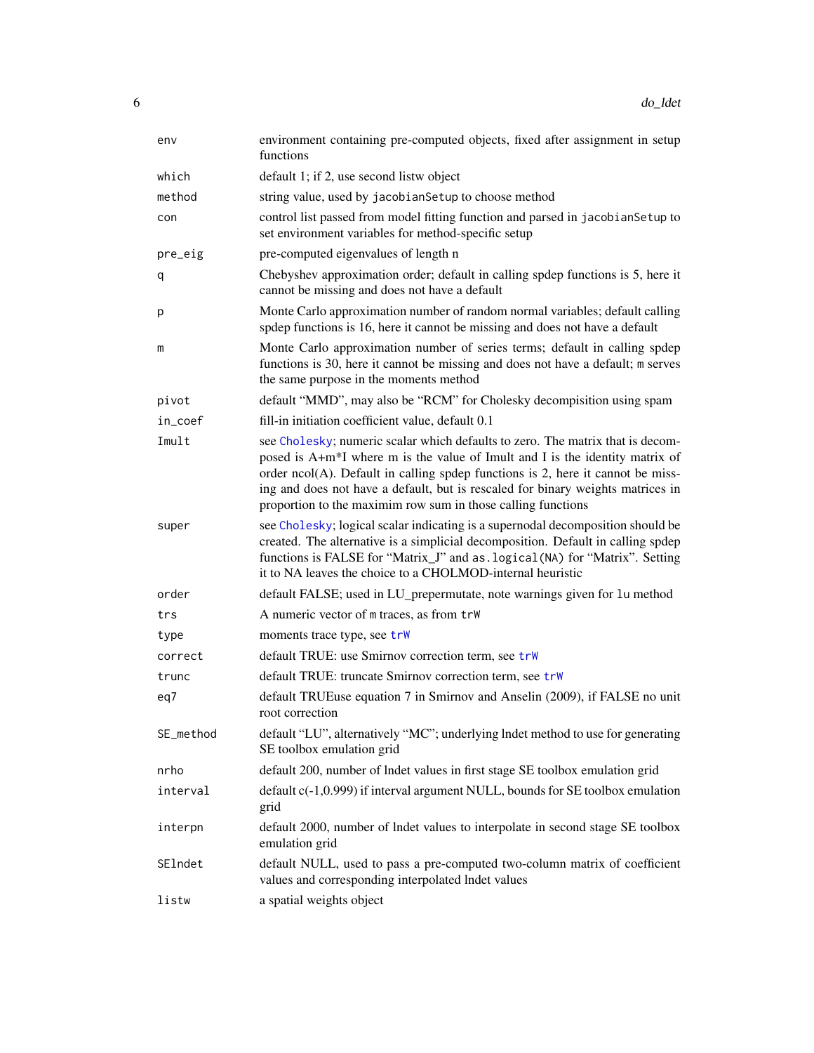| | |
|---|---|
| `env` | environment containing pre-computed objects, fixed after assignment in setup functions |
| `which` | default 1; if 2, use second listw object |
| `method` | string value, used by `jacobianSetup` to choose method |
| `con` | control list passed from model fitting function and parsed in `jacobianSetup` to set environment variables for method-specific setup |
| `pre_eig` | pre-computed eigenvalues of length n |
| `q` | Chebyshev approximation order; default in calling spdep functions is 5, here it cannot be missing and does not have a default |
| `p` | Monte Carlo approximation number of random normal variables; default calling spdep functions is 16, here it cannot be missing and does not have a default |
| `m` | Monte Carlo approximation number of series terms; default in calling spdep functions is 30, here it cannot be missing and does not have a default; `m` serves the same purpose in the moments method |
| `pivot` | default "MMD", may also be "RCM" for Cholesky decompisition using spam |
| `in_coef` | fill-in initiation coefficient value, default 0.1 |
| `Imult` | see `Cholesky`; numeric scalar which defaults to zero. The matrix that is decomposed is A+m*I where m is the value of Imult and I is the identity matrix of order ncol(A). Default in calling spdep functions is 2, here it cannot be missing and does not have a default, but is rescaled for binary weights matrices in proportion to the maximim row sum in those calling functions |
| `super` | see `Cholesky`; logical scalar indicating is a supernodal decomposition should be created. The alternative is a simplicial decomposition. Default in calling spdep functions is FALSE for "Matrix_J" and `as.logical(NA)` for "Matrix". Setting it to NA leaves the choice to a CHOLMOD-internal heuristic |
| `order` | default FALSE; used in LU_prepermutate, note warnings given for `lu` method |
| `trs` | A numeric vector of `m` traces, as from `trW` |
| `type` | moments trace type, see `trW` |
| `correct` | default TRUE: use Smirnov correction term, see `trW` |
| `trunc` | default TRUE: truncate Smirnov correction term, see `trW` |
| `eq7` | default TRUEuse equation 7 in Smirnov and Anselin (2009), if FALSE no unit root correction |
| `SE_method` | default "LU", alternatively "MC"; underlying lndet method to use for generating SE toolbox emulation grid |
| `nrho` | default 200, number of lndet values in first stage SE toolbox emulation grid |
| `interval` | default c(-1,0.999) if interval argument NULL, bounds for SE toolbox emulation grid |
| `interpn` | default 2000, number of lndet values to interpolate in second stage SE toolbox emulation grid |
| `SElndet` | default NULL, used to pass a pre-computed two-column matrix of coefficient values and corresponding interpolated lndet values |
| `listw` | a spatial weights object |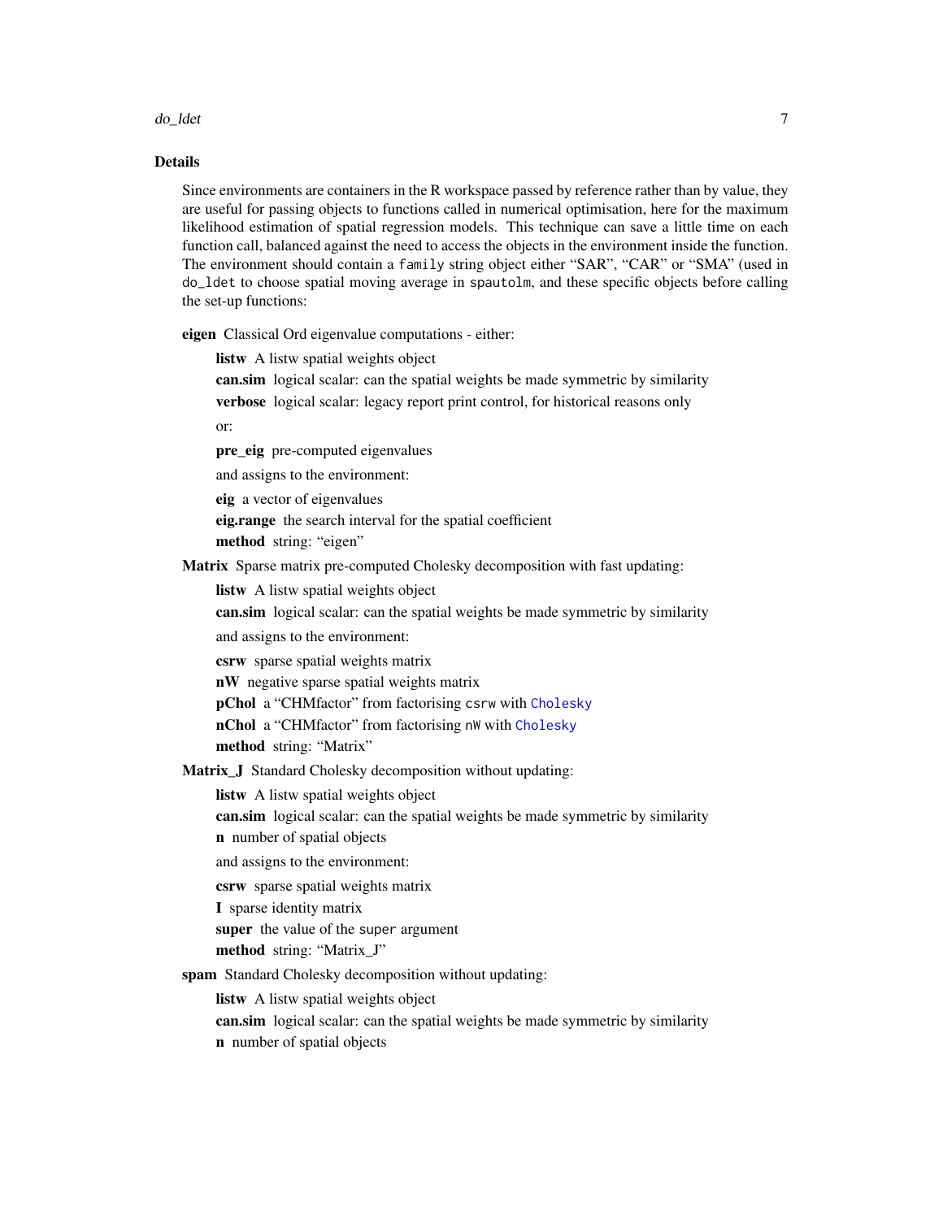## Details

Since environments are containers in the R workspace passed by reference rather than by value, they are useful for passing objects to functions called in numerical optimisation, here for the maximum likelihood estimation of spatial regression models. This technique can save a little time on each function call, balanced against the need to access the objects in the environment inside the function. The environment should contain a `family` string object either "SAR", "CAR" or "SMA" (used in `do_ldet` to choose spatial moving average in `spautolm`, and these specific objects before calling the set-up functions:

**eigen** Classical Ord eigenvalue computations - either:

- **listw** A listw spatial weights object
- **can.sim** logical scalar: can the spatial weights be made symmetric by similarity
- **verbose** logical scalar: legacy report print control, for historical reasons only

or:

- **pre_eig** pre-computed eigenvalues

and assigns to the environment:

- **eig** a vector of eigenvalues
- **eig.range** the search interval for the spatial coefficient
- **method** string: "eigen"

**Matrix** Sparse matrix pre-computed Cholesky decomposition with fast updating:

- **listw** A listw spatial weights object
- **can.sim** logical scalar: can the spatial weights be made symmetric by similarity

and assigns to the environment:

- **csrw** sparse spatial weights matrix
- **nW** negative sparse spatial weights matrix
- **pChol** a "CHMfactor" from factorising `csrw` with `Cholesky`
- **nChol** a "CHMfactor" from factorising `nW` with `Cholesky`
- **method** string: "Matrix"

**Matrix_J** Standard Cholesky decomposition without updating:

- **listw** A listw spatial weights object
- **can.sim** logical scalar: can the spatial weights be made symmetric by similarity
- **n** number of spatial objects

and assigns to the environment:

- **csrw** sparse spatial weights matrix
- **I** sparse identity matrix
- **super** the value of the `super` argument
- **method** string: "Matrix_J"

**spam** Standard Cholesky decomposition without updating:

- **listw** A listw spatial weights object
- **can.sim** logical scalar: can the spatial weights be made symmetric by similarity
- **n** number of spatial objects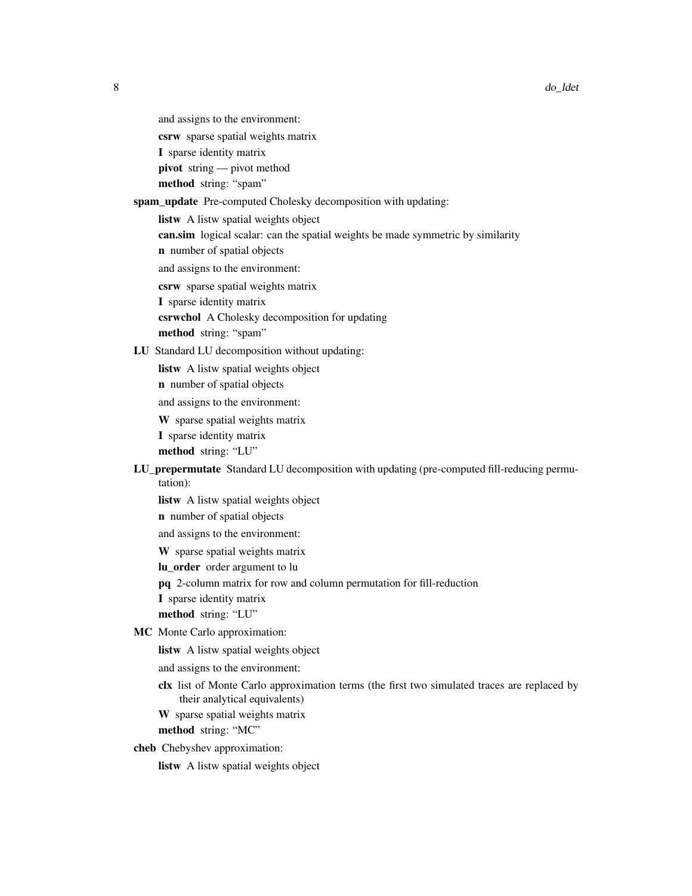and assigns to the environment:

**csrw** sparse spatial weights matrix

**I** sparse identity matrix

**pivot** string — pivot method

**method** string: "spam"

**spam_update** Pre-computed Cholesky decomposition with updating:

**listw** A listw spatial weights object

**can.sim** logical scalar: can the spatial weights be made symmetric by similarity

**n** number of spatial objects

and assigns to the environment:

**csrw** sparse spatial weights matrix

**I** sparse identity matrix

**csrwchol** A Cholesky decomposition for updating

**method** string: "spam"

**LU** Standard LU decomposition without updating:

**listw** A listw spatial weights object

**n** number of spatial objects

and assigns to the environment:

**W** sparse spatial weights matrix

**I** sparse identity matrix

**method** string: "LU"

**LU_prepermutate** Standard LU decomposition with updating (pre-computed fill-reducing permutation):

**listw** A listw spatial weights object

**n** number of spatial objects

and assigns to the environment:

**W** sparse spatial weights matrix

**lu_order** order argument to lu

**pq** 2-column matrix for row and column permutation for fill-reduction

**I** sparse identity matrix

**method** string: "LU"

**MC** Monte Carlo approximation:

**listw** A listw spatial weights object

and assigns to the environment:

**clx** list of Monte Carlo approximation terms (the first two simulated traces are replaced by their analytical equivalents)

**W** sparse spatial weights matrix

**method** string: "MC"

**cheb** Chebyshev approximation:

**listw** A listw spatial weights object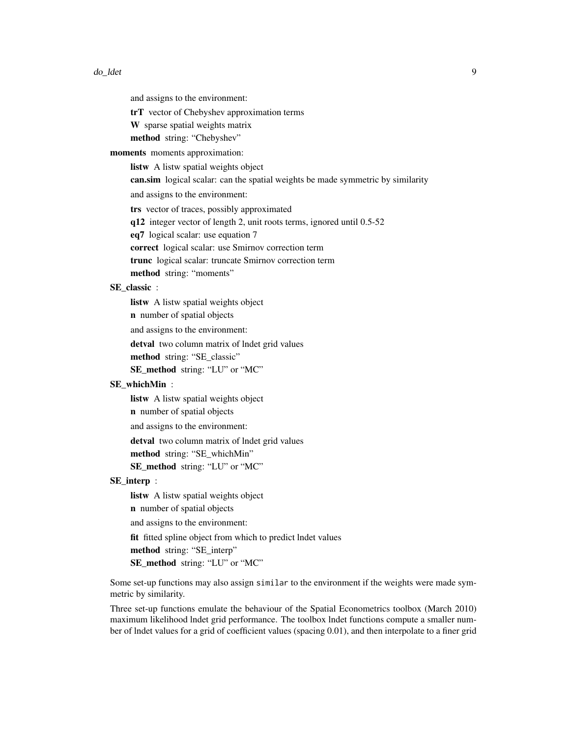and assigns to the environment:

**trT** vector of Chebyshev approximation terms

**W** sparse spatial weights matrix

**method** string: "Chebyshev"

**moments** moments approximation:

**listw** A listw spatial weights object

**can.sim** logical scalar: can the spatial weights be made symmetric by similarity

and assigns to the environment:

**trs** vector of traces, possibly approximated

**q12** integer vector of length 2, unit roots terms, ignored until 0.5-52

**eq7** logical scalar: use equation 7

**correct** logical scalar: use Smirnov correction term

**trunc** logical scalar: truncate Smirnov correction term

**method** string: "moments"

**SE_classic** :

**listw** A listw spatial weights object

**n** number of spatial objects

and assigns to the environment:

**detval** two column matrix of lndet grid values

**method** string: "SE_classic"

**SE_method** string: "LU" or "MC"

**SE_whichMin** :

**listw** A listw spatial weights object

**n** number of spatial objects

and assigns to the environment:

**detval** two column matrix of lndet grid values

**method** string: "SE_whichMin"

**SE_method** string: "LU" or "MC"

**SE_interp** :

**listw** A listw spatial weights object

**n** number of spatial objects

and assigns to the environment:

**fit** fitted spline object from which to predict lndet values

**method** string: "SE_interp"

**SE_method** string: "LU" or "MC"

Some set-up functions may also assign `similar` to the environment if the weights were made symmetric by similarity.

Three set-up functions emulate the behaviour of the Spatial Econometrics toolbox (March 2010) maximum likelihood lndet grid performance. The toolbox lndet functions compute a smaller number of lndet values for a grid of coefficient values (spacing 0.01), and then interpolate to a finer grid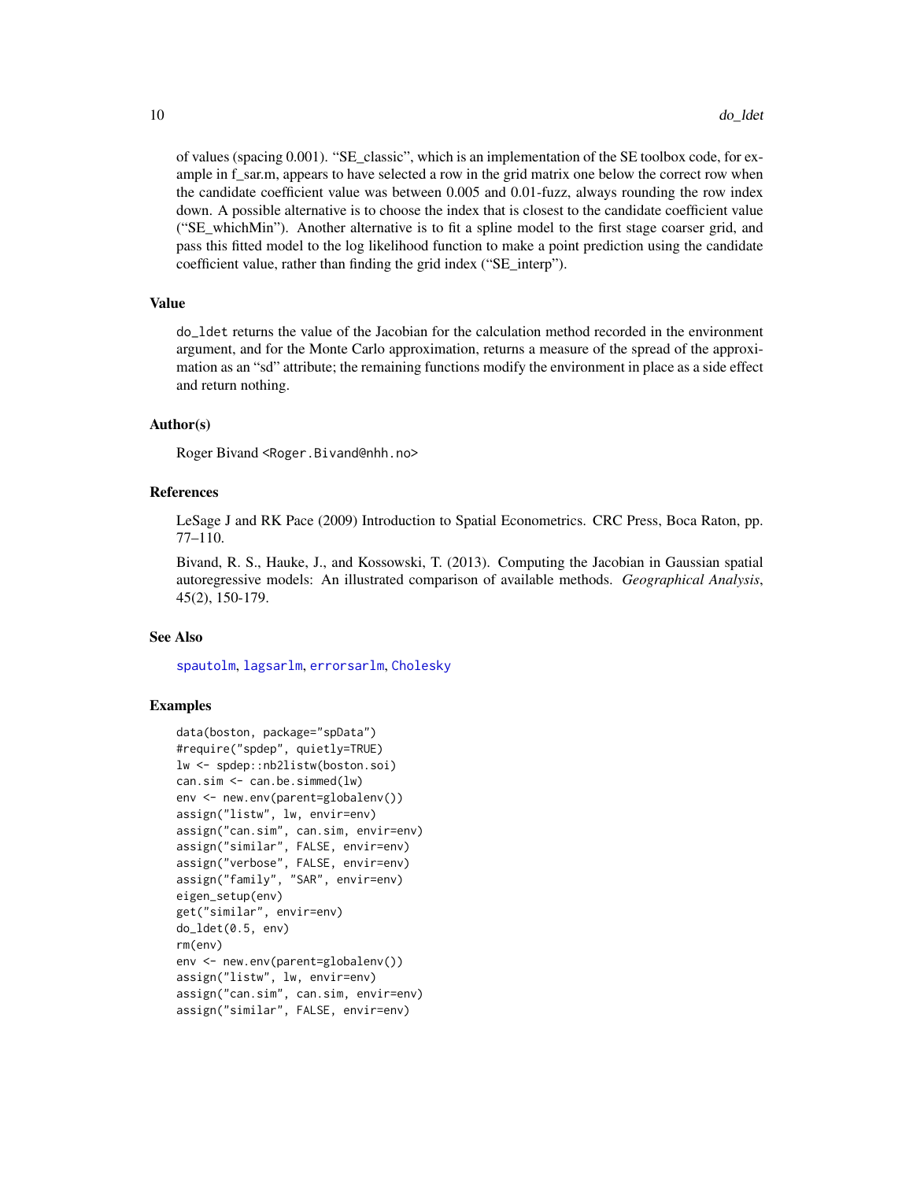of values (spacing 0.001). “SE_classic”, which is an implementation of the SE toolbox code, for example in f_sar.m, appears to have selected a row in the grid matrix one below the correct row when the candidate coefficient value was between 0.005 and 0.01-fuzz, always rounding the row index down. A possible alternative is to choose the index that is closest to the candidate coefficient value (“SE_whichMin”). Another alternative is to fit a spline model to the first stage coarser grid, and pass this fitted model to the log likelihood function to make a point prediction using the candidate coefficient value, rather than finding the grid index (“SE_interp”).

## Value

do_ldet returns the value of the Jacobian for the calculation method recorded in the environment argument, and for the Monte Carlo approximation, returns a measure of the spread of the approximation as an “sd” attribute; the remaining functions modify the environment in place as a side effect and return nothing.

## Author(s)

Roger Bivand <Roger.Bivand@nhh.no>

## References

LeSage J and RK Pace (2009) Introduction to Spatial Econometrics. CRC Press, Boca Raton, pp. 77–110.

Bivand, R. S., Hauke, J., and Kossowski, T. (2013). Computing the Jacobian in Gaussian spatial autoregressive models: An illustrated comparison of available methods. *Geographical Analysis*, 45(2), 150-179.

## See Also

spautolm, lagsarlm, errorsarlm, Cholesky

## Examples

```
data(boston, package="spData")
#require("spdep", quietly=TRUE)
lw <- spdep::nb2listw(boston.soi)
can.sim <- can.be.simmed(lw)
env <- new.env(parent=globalenv())
assign("listw", lw, envir=env)
assign("can.sim", can.sim, envir=env)
assign("similar", FALSE, envir=env)
assign("verbose", FALSE, envir=env)
assign("family", "SAR", envir=env)
eigen_setup(env)
get("similar", envir=env)
do_ldet(0.5, env)
rm(env)
env <- new.env(parent=globalenv())
assign("listw", lw, envir=env)
assign("can.sim", can.sim, envir=env)
assign("similar", FALSE, envir=env)
```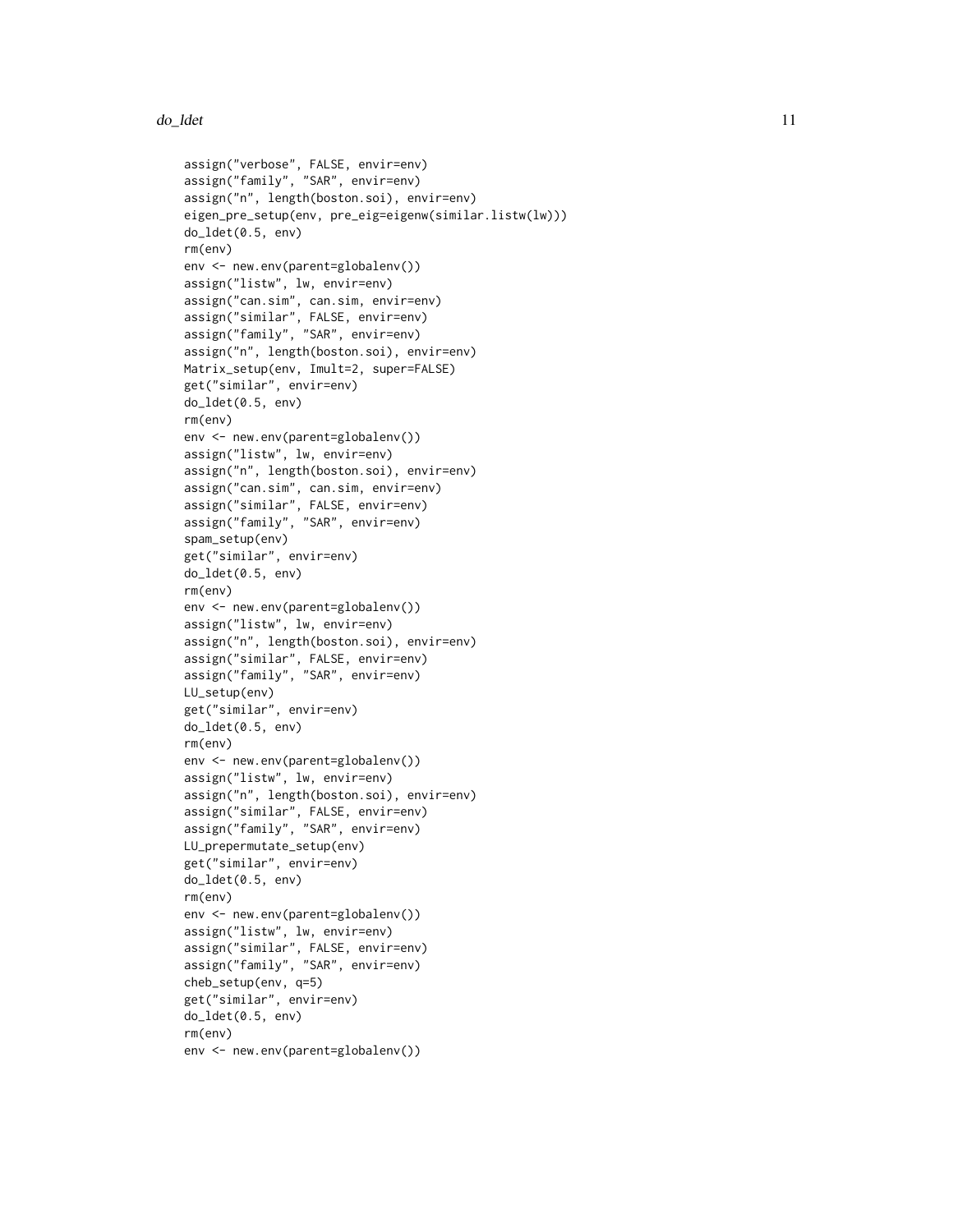```
assign("verbose", FALSE, envir=env)
assign("family", "SAR", envir=env)
assign("n", length(boston.soi), envir=env)
eigen_pre_setup(env, pre_eig=eigenw(similar.listw(lw)))
do_ldet(0.5, env)
rm(env)
env <- new.env(parent=globalenv())
assign("listw", lw, envir=env)
assign("can.sim", can.sim, envir=env)
assign("similar", FALSE, envir=env)
assign("family", "SAR", envir=env)
assign("n", length(boston.soi), envir=env)
Matrix_setup(env, Imult=2, super=FALSE)
get("similar", envir=env)
do_ldet(0.5, env)
rm(env)
env <- new.env(parent=globalenv())
assign("listw", lw, envir=env)
assign("n", length(boston.soi), envir=env)
assign("can.sim", can.sim, envir=env)
assign("similar", FALSE, envir=env)
assign("family", "SAR", envir=env)
spam_setup(env)
get("similar", envir=env)
do_ldet(0.5, env)
rm(env)
env <- new.env(parent=globalenv())
assign("listw", lw, envir=env)
assign("n", length(boston.soi), envir=env)
assign("similar", FALSE, envir=env)
assign("family", "SAR", envir=env)
LU_setup(env)
get("similar", envir=env)
do_ldet(0.5, env)
rm(env)
env <- new.env(parent=globalenv())
assign("listw", lw, envir=env)
assign("n", length(boston.soi), envir=env)
assign("similar", FALSE, envir=env)
assign("family", "SAR", envir=env)
LU_prepermutate_setup(env)
get("similar", envir=env)
do_ldet(0.5, env)
rm(env)
env <- new.env(parent=globalenv())
assign("listw", lw, envir=env)
assign("similar", FALSE, envir=env)
assign("family", "SAR", envir=env)
cheb_setup(env, q=5)
get("similar", envir=env)
do_ldet(0.5, env)
rm(env)
env <- new.env(parent=globalenv())
```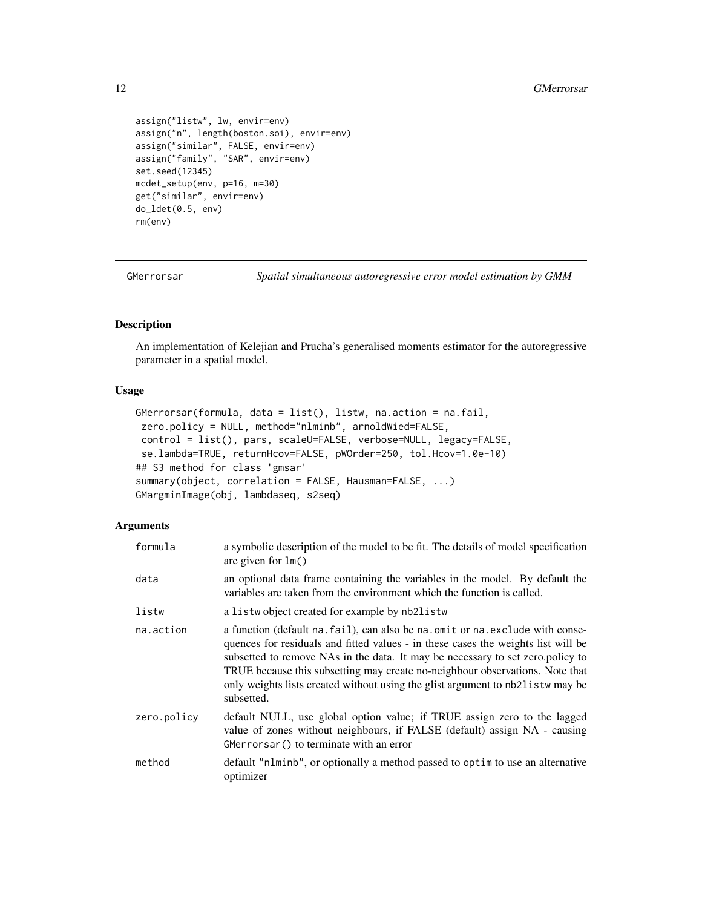```
assign("listw", lw, envir=env)
assign("n", length(boston.soi), envir=env)
assign("similar", FALSE, envir=env)
assign("family", "SAR", envir=env)
set.seed(12345)
mcdet_setup(env, p=16, m=30)
get("similar", envir=env)
do_ldet(0.5, env)
rm(env)
```

---

GMerrorsar *Spatial simultaneous autoregressive error model estimation by GMM*

---

## Description

An implementation of Kelejian and Prucha's generalised moments estimator for the autoregressive parameter in a spatial model.

## Usage

```
GMerrorsar(formula, data = list(), listw, na.action = na.fail,
 zero.policy = NULL, method="nlminb", arnoldWied=FALSE,
 control = list(), pars, scaleU=FALSE, verbose=NULL, legacy=FALSE,
 se.lambda=TRUE, returnHcov=FALSE, pWOrder=250, tol.Hcov=1.0e-10)
## S3 method for class 'gmsar'
summary(object, correlation = FALSE, Hausman=FALSE, ...)
GMargminImage(obj, lambdaseq, s2seq)
```

## Arguments

| | |
|---|---|
| formula | a symbolic description of the model to be fit. The details of model specification are given for `lm()` |
| data | an optional data frame containing the variables in the model. By default the variables are taken from the environment which the function is called. |
| listw | a `listw` object created for example by `nb2listw` |
| na.action | a function (default `na.fail`), can also be `na.omit` or `na.exclude` with consequences for residuals and fitted values - in these cases the weights list will be subsetted to remove NAs in the data. It may be necessary to set zero.policy to TRUE because this subsetting may create no-neighbour observations. Note that only weights lists created without using the glist argument to `nb2listw` may be subsetted. |
| zero.policy | default NULL, use global option value; if TRUE assign zero to the lagged value of zones without neighbours, if FALSE (default) assign NA - causing `GMerrorsar()` to terminate with an error |
| method | default `"nlminb"`, or optionally a method passed to `optim` to use an alternative optimizer |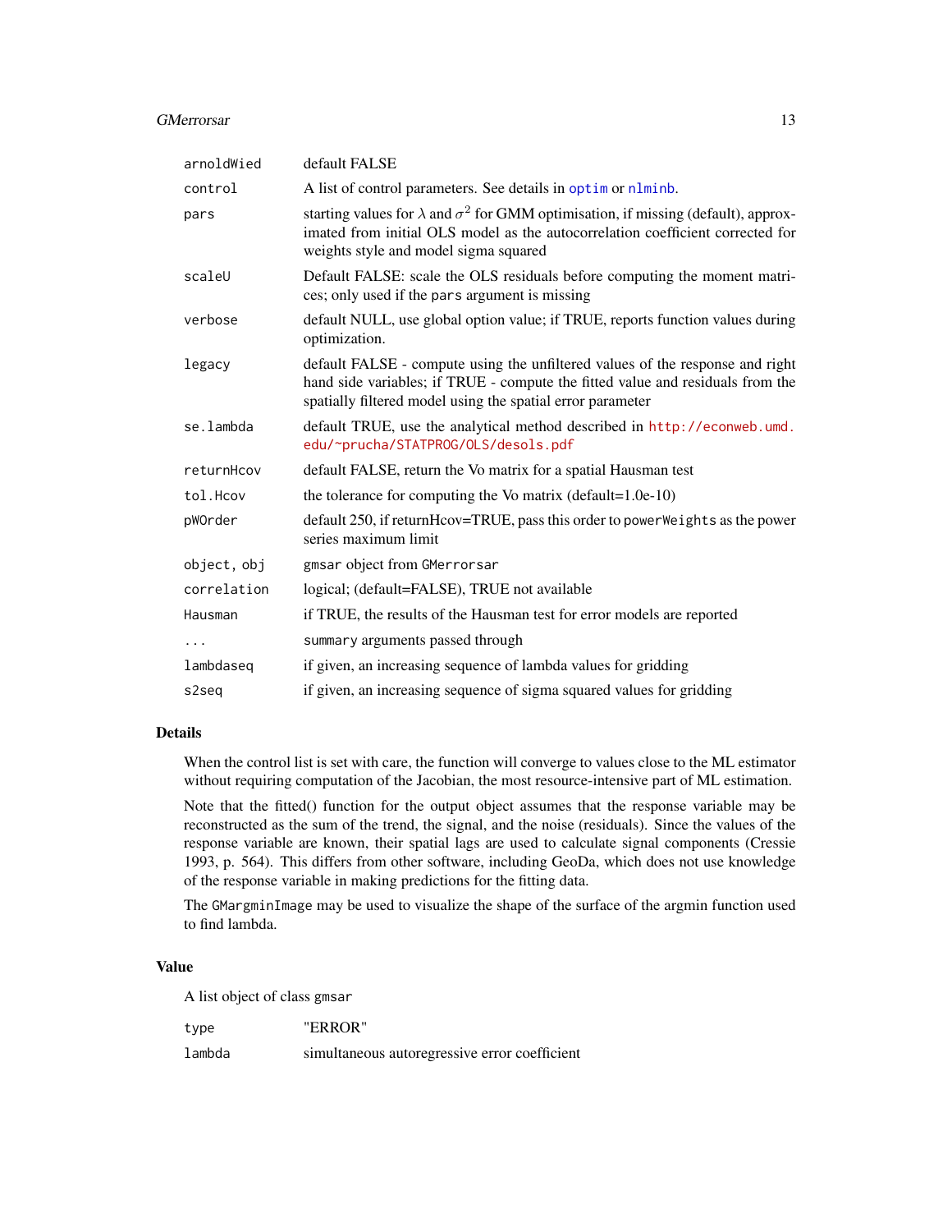| | |
|---|---|
| arnoldWied | default FALSE |
| control | A list of control parameters. See details in optim or nlminb. |
| pars | starting values for $\lambda$ and $\sigma^2$ for GMM optimisation, if missing (default), approximated from initial OLS model as the autocorrelation coefficient corrected for weights style and model sigma squared |
| scaleU | Default FALSE: scale the OLS residuals before computing the moment matrices; only used if the pars argument is missing |
| verbose | default NULL, use global option value; if TRUE, reports function values during optimization. |
| legacy | default FALSE - compute using the unfiltered values of the response and right hand side variables; if TRUE - compute the fitted value and residuals from the spatially filtered model using the spatial error parameter |
| se.lambda | default TRUE, use the analytical method described in http://econweb.umd.edu/~prucha/STATPROG/OLS/desols.pdf |
| returnHcov | default FALSE, return the Vo matrix for a spatial Hausman test |
| tol.Hcov | the tolerance for computing the Vo matrix (default=1.0e-10) |
| pWOrder | default 250, if returnHcov=TRUE, pass this order to powerWeights as the power series maximum limit |
| object, obj | gmsar object from GMerrorsar |
| correlation | logical; (default=FALSE), TRUE not available |
| Hausman | if TRUE, the results of the Hausman test for error models are reported |
| ... | summary arguments passed through |
| lambdaseq | if given, an increasing sequence of lambda values for gridding |
| s2seq | if given, an increasing sequence of sigma squared values for gridding |

## Details

When the control list is set with care, the function will converge to values close to the ML estimator without requiring computation of the Jacobian, the most resource-intensive part of ML estimation.

Note that the fitted() function for the output object assumes that the response variable may be reconstructed as the sum of the trend, the signal, and the noise (residuals). Since the values of the response variable are known, their spatial lags are used to calculate signal components (Cressie 1993, p. 564). This differs from other software, including GeoDa, which does not use knowledge of the response variable in making predictions for the fitting data.

The GMargminImage may be used to visualize the shape of the surface of the argmin function used to find lambda.

## Value

A list object of class gmsar

| | |
|---|---|
| type | "ERROR" |
| lambda | simultaneous autoregressive error coefficient |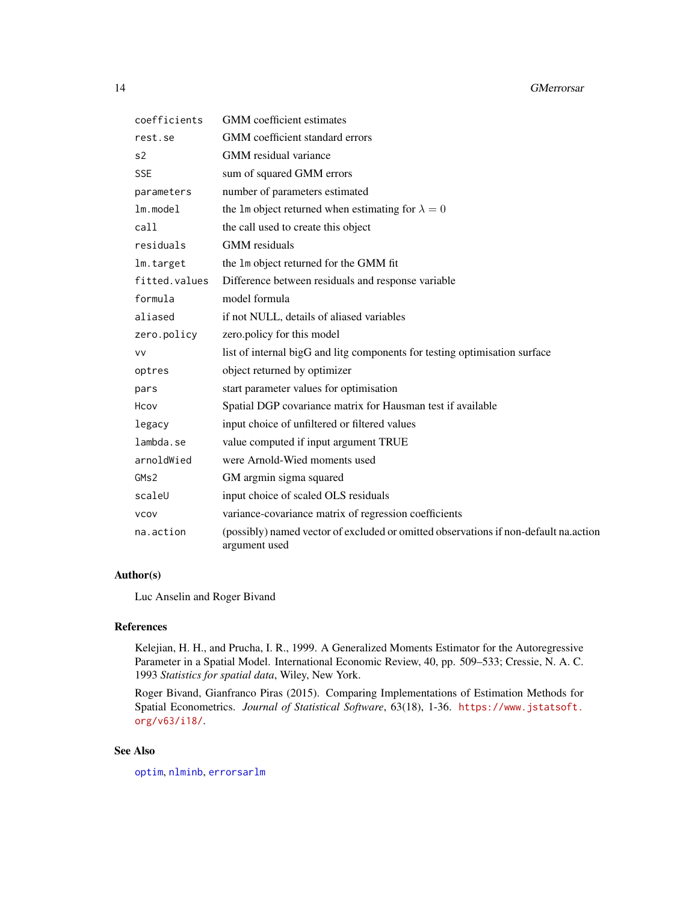| | |
|---|---|
| `coefficients` | GMM coefficient estimates |
| `rest.se` | GMM coefficient standard errors |
| `s2` | GMM residual variance |
| `SSE` | sum of squared GMM errors |
| `parameters` | number of parameters estimated |
| `lm.model` | the `lm` object returned when estimating for $\lambda = 0$ |
| `call` | the call used to create this object |
| `residuals` | GMM residuals |
| `lm.target` | the `lm` object returned for the GMM fit |
| `fitted.values` | Difference between residuals and response variable |
| `formula` | model formula |
| `aliased` | if not NULL, details of aliased variables |
| `zero.policy` | zero.policy for this model |
| `vv` | list of internal bigG and litg components for testing optimisation surface |
| `optres` | object returned by optimizer |
| `pars` | start parameter values for optimisation |
| `Hcov` | Spatial DGP covariance matrix for Hausman test if available |
| `legacy` | input choice of unfiltered or filtered values |
| `lambda.se` | value computed if input argument TRUE |
| `arnoldWied` | were Arnold-Wied moments used |
| `GMs2` | GM argmin sigma squared |
| `scaleU` | input choice of scaled OLS residuals |
| `vcov` | variance-covariance matrix of regression coefficients |
| `na.action` | (possibly) named vector of excluded or omitted observations if non-default na.action argument used |

## Author(s)

Luc Anselin and Roger Bivand

## References

Kelejian, H. H., and Prucha, I. R., 1999. A Generalized Moments Estimator for the Autoregressive Parameter in a Spatial Model. International Economic Review, 40, pp. 509–533; Cressie, N. A. C. 1993 *Statistics for spatial data*, Wiley, New York.

Roger Bivand, Gianfranco Piras (2015). Comparing Implementations of Estimation Methods for Spatial Econometrics. *Journal of Statistical Software*, 63(18), 1-36. https://www.jstatsoft.org/v63/i18/.

## See Also

`optim`, `nlminb`, `errorsarlm`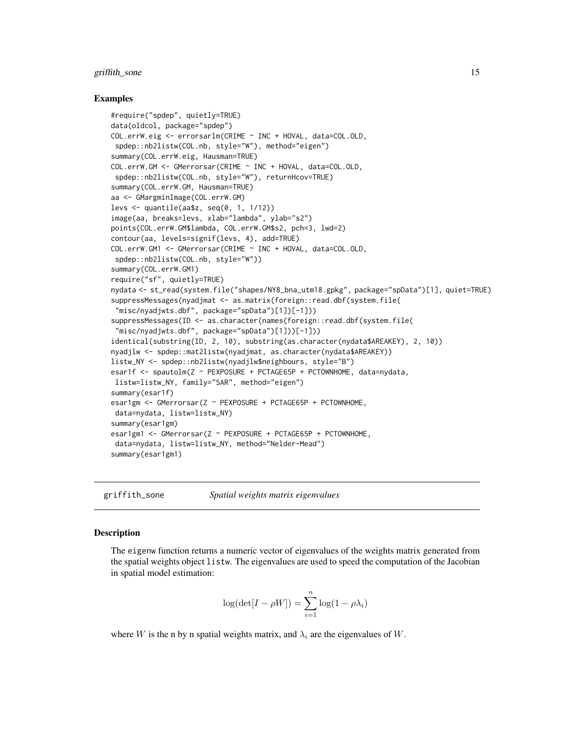## Examples

```
#require("spdep", quietly=TRUE)
data(oldcol, package="spdep")
COL.errW.eig <- errorsarlm(CRIME ~ INC + HOVAL, data=COL.OLD,
 spdep::nb2listw(COL.nb, style="W"), method="eigen")
summary(COL.errW.eig, Hausman=TRUE)
COL.errW.GM <- GMerrorsar(CRIME ~ INC + HOVAL, data=COL.OLD,
 spdep::nb2listw(COL.nb, style="W"), returnHcov=TRUE)
summary(COL.errW.GM, Hausman=TRUE)
aa <- GMargminImage(COL.errW.GM)
levs <- quantile(aa$z, seq(0, 1, 1/12))
image(aa, breaks=levs, xlab="lambda", ylab="s2")
points(COL.errW.GM$lambda, COL.errW.GM$s2, pch=3, lwd=2)
contour(aa, levels=signif(levs, 4), add=TRUE)
COL.errW.GM1 <- GMerrorsar(CRIME ~ INC + HOVAL, data=COL.OLD,
 spdep::nb2listw(COL.nb, style="W"))
summary(COL.errW.GM1)
require("sf", quietly=TRUE)
nydata <- st_read(system.file("shapes/NY8_bna_utm18.gpkg", package="spData")[1], quiet=TRUE)
suppressMessages(nyadjmat <- as.matrix(foreign::read.dbf(system.file(
 "misc/nyadjwts.dbf", package="spData")[1])[-1]))
suppressMessages(ID <- as.character(names(foreign::read.dbf(system.file(
 "misc/nyadjwts.dbf", package="spData")[1]))[-1]))
identical(substring(ID, 2, 10), substring(as.character(nydata$AREAKEY), 2, 10))
nyadjlw <- spdep::mat2listw(nyadjmat, as.character(nydata$AREAKEY))
listw_NY <- spdep::nb2listw(nyadjlw$neighbours, style="B")
esar1f <- spautolm(Z ~ PEXPOSURE + PCTAGE65P + PCTOWNHOME, data=nydata,
 listw=listw_NY, family="SAR", method="eigen")
summary(esar1f)
esar1gm <- GMerrorsar(Z ~ PEXPOSURE + PCTAGE65P + PCTOWNHOME,
 data=nydata, listw=listw_NY)
summary(esar1gm)
esar1gm1 <- GMerrorsar(Z ~ PEXPOSURE + PCTAGE65P + PCTOWNHOME,
 data=nydata, listw=listw_NY, method="Nelder-Mead")
summary(esar1gm1)
```

---

`griffith_sone` *Spatial weights matrix eigenvalues*

---

## Description

The eigenw function returns a numeric vector of eigenvalues of the weights matrix generated from the spatial weights object listw. The eigenvalues are used to speed the computation of the Jacobian in spatial model estimation:

$$\log(\det[I - \rho W]) = \sum_{i=1}^{n} \log(1 - \rho\lambda_i)$$

where $W$ is the n by n spatial weights matrix, and $\lambda_i$ are the eigenvalues of $W$.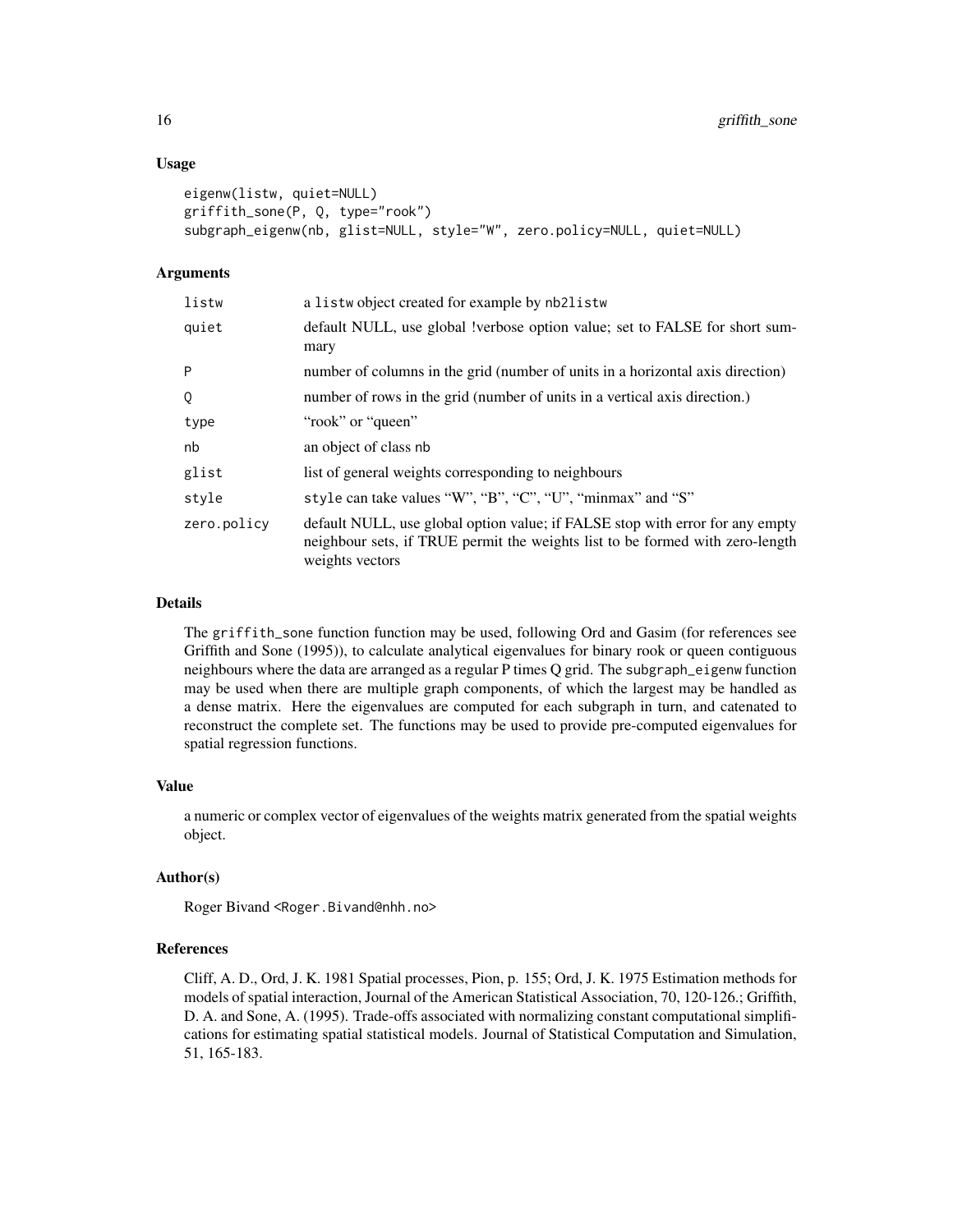## Usage

```
eigenw(listw, quiet=NULL)
griffith_sone(P, Q, type="rook")
subgraph_eigenw(nb, glist=NULL, style="W", zero.policy=NULL, quiet=NULL)
```

## Arguments

| | |
|---|---|
| listw | a listw object created for example by nb2listw |
| quiet | default NULL, use global !verbose option value; set to FALSE for short summary |
| P | number of columns in the grid (number of units in a horizontal axis direction) |
| Q | number of rows in the grid (number of units in a vertical axis direction.) |
| type | "rook" or "queen" |
| nb | an object of class nb |
| glist | list of general weights corresponding to neighbours |
| style | style can take values "W", "B", "C", "U", "minmax" and "S" |
| zero.policy | default NULL, use global option value; if FALSE stop with error for any empty neighbour sets, if TRUE permit the weights list to be formed with zero-length weights vectors |

## Details

The griffith_sone function function may be used, following Ord and Gasim (for references see Griffith and Sone (1995)), to calculate analytical eigenvalues for binary rook or queen contiguous neighbours where the data are arranged as a regular P times Q grid. The subgraph_eigenw function may be used when there are multiple graph components, of which the largest may be handled as a dense matrix. Here the eigenvalues are computed for each subgraph in turn, and catenated to reconstruct the complete set. The functions may be used to provide pre-computed eigenvalues for spatial regression functions.

## Value

a numeric or complex vector of eigenvalues of the weights matrix generated from the spatial weights object.

## Author(s)

Roger Bivand <Roger.Bivand@nhh.no>

## References

Cliff, A. D., Ord, J. K. 1981 Spatial processes, Pion, p. 155; Ord, J. K. 1975 Estimation methods for models of spatial interaction, Journal of the American Statistical Association, 70, 120-126.; Griffith, D. A. and Sone, A. (1995). Trade-offs associated with normalizing constant computational simplifications for estimating spatial statistical models. Journal of Statistical Computation and Simulation, 51, 165-183.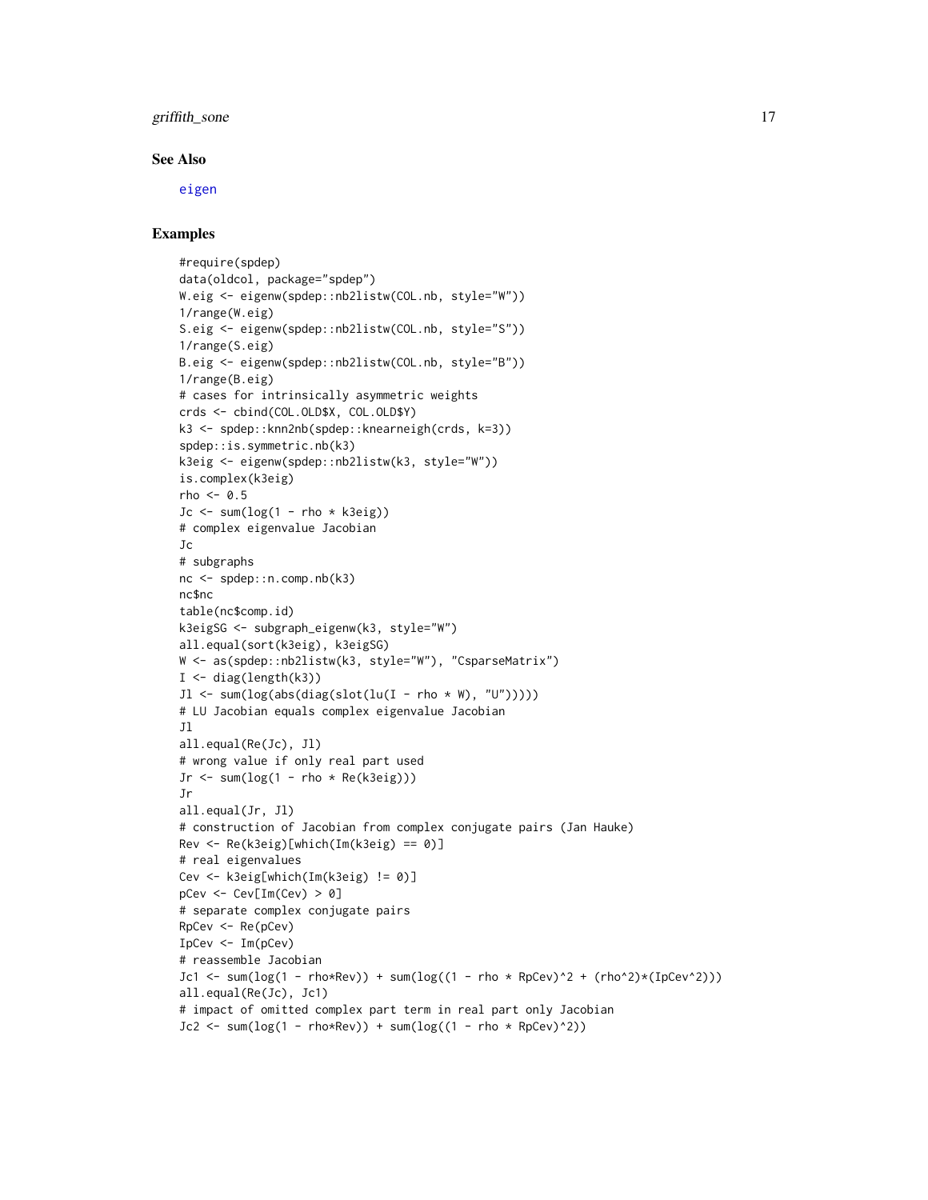### See Also

eigen

### Examples

```
#require(spdep)
data(oldcol, package="spdep")
W.eig <- eigenw(spdep::nb2listw(COL.nb, style="W"))
1/range(W.eig)
S.eig <- eigenw(spdep::nb2listw(COL.nb, style="S"))
1/range(S.eig)
B.eig <- eigenw(spdep::nb2listw(COL.nb, style="B"))
1/range(B.eig)
# cases for intrinsically asymmetric weights
crds <- cbind(COL.OLD$X, COL.OLD$Y)
k3 <- spdep::knn2nb(spdep::knearneigh(crds, k=3))
spdep::is.symmetric.nb(k3)
k3eig <- eigenw(spdep::nb2listw(k3, style="W"))
is.complex(k3eig)
rho <- 0.5
Jc <- sum(log(1 - rho * k3eig))
# complex eigenvalue Jacobian
Jc
# subgraphs
nc <- spdep::n.comp.nb(k3)
nc$nc
table(nc$comp.id)
k3eigSG <- subgraph_eigenw(k3, style="W")
all.equal(sort(k3eig), k3eigSG)
W <- as(spdep::nb2listw(k3, style="W"), "CsparseMatrix")
I <- diag(length(k3))
Jl <- sum(log(abs(diag(slot(lu(I - rho * W), "U")))))
# LU Jacobian equals complex eigenvalue Jacobian
Jl
all.equal(Re(Jc), Jl)
# wrong value if only real part used
Jr <- sum(log(1 - rho * Re(k3eig)))
Jr
all.equal(Jr, Jl)
# construction of Jacobian from complex conjugate pairs (Jan Hauke)
Rev <- Re(k3eig)[which(Im(k3eig) == 0)]
# real eigenvalues
Cev <- k3eig[which(Im(k3eig) != 0)]
pCev <- Cev[Im(Cev) > 0]
# separate complex conjugate pairs
RpCev <- Re(pCev)
IpCev <- Im(pCev)
# reassemble Jacobian
Jc1 <- sum(log(1 - rho*Rev)) + sum(log((1 - rho * RpCev)^2 + (rho^2)*(IpCev^2)))
all.equal(Re(Jc), Jc1)
# impact of omitted complex part term in real part only Jacobian
Jc2 <- sum(log(1 - rho*Rev)) + sum(log((1 - rho * RpCev)^2))
```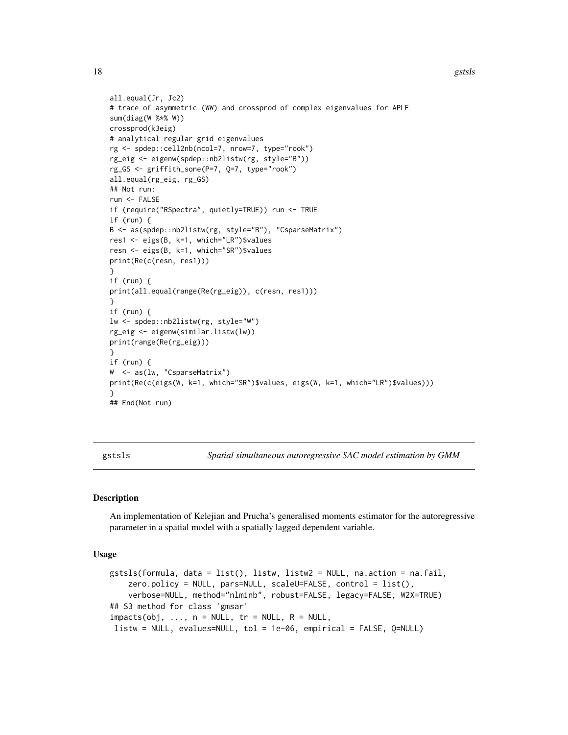```
all.equal(Jr, Jc2)
# trace of asymmetric (WW) and crossprod of complex eigenvalues for APLE
sum(diag(W %*% W))
crossprod(k3eig)
# analytical regular grid eigenvalues
rg <- spdep::cell2nb(ncol=7, nrow=7, type="rook")
rg_eig <- eigenw(spdep::nb2listw(rg, style="B"))
rg_GS <- griffith_sone(P=7, Q=7, type="rook")
all.equal(rg_eig, rg_GS)
## Not run:
run <- FALSE
if (require("RSpectra", quietly=TRUE)) run <- TRUE
if (run) {
B <- as(spdep::nb2listw(rg, style="B"), "CsparseMatrix")
res1 <- eigs(B, k=1, which="LR")$values
resn <- eigs(B, k=1, which="SR")$values
print(Re(c(resn, res1)))
}
if (run) {
print(all.equal(range(Re(rg_eig)), c(resn, res1)))
}
if (run) {
lw <- spdep::nb2listw(rg, style="W")
rg_eig <- eigenw(similar.listw(lw))
print(range(Re(rg_eig)))
}
if (run) {
W  <- as(lw, "CsparseMatrix")
print(Re(c(eigs(W, k=1, which="SR")$values, eigs(W, k=1, which="LR")$values)))
}
## End(Not run)
```

---

## gstsls — *Spatial simultaneous autoregressive SAC model estimation by GMM*

### Description

An implementation of Kelejian and Prucha's generalised moments estimator for the autoregressive parameter in a spatial model with a spatially lagged dependent variable.

### Usage

```
gstsls(formula, data = list(), listw, listw2 = NULL, na.action = na.fail,
    zero.policy = NULL, pars=NULL, scaleU=FALSE, control = list(),
    verbose=NULL, method="nlminb", robust=FALSE, legacy=FALSE, W2X=TRUE)
## S3 method for class 'gmsar'
impacts(obj, ..., n = NULL, tr = NULL, R = NULL,
 listw = NULL, evalues=NULL, tol = 1e-06, empirical = FALSE, Q=NULL)
```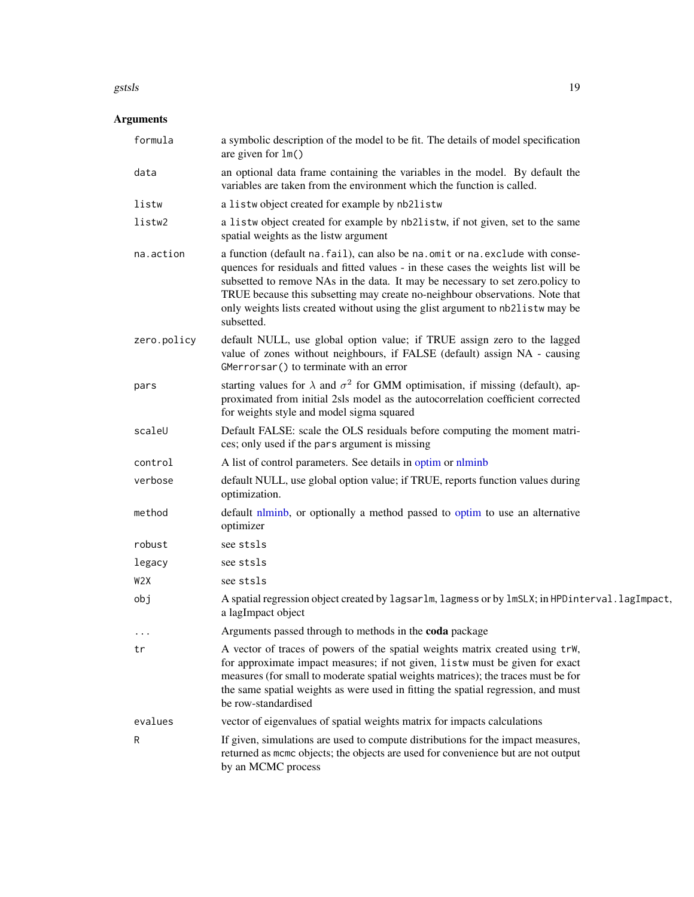## Arguments

| | |
|---|---|
| `formula` | a symbolic description of the model to be fit. The details of model specification are given for `lm()` |
| `data` | an optional data frame containing the variables in the model. By default the variables are taken from the environment which the function is called. |
| `listw` | a `listw` object created for example by `nb2listw` |
| `listw2` | a `listw` object created for example by `nb2listw`, if not given, set to the same spatial weights as the listw argument |
| `na.action` | a function (default `na.fail`), can also be `na.omit` or `na.exclude` with consequences for residuals and fitted values - in these cases the weights list will be subsetted to remove NAs in the data. It may be necessary to set zero.policy to TRUE because this subsetting may create no-neighbour observations. Note that only weights lists created without using the glist argument to `nb2listw` may be subsetted. |
| `zero.policy` | default NULL, use global option value; if TRUE assign zero to the lagged value of zones without neighbours, if FALSE (default) assign NA - causing `GMerrorsar()` to terminate with an error |
| `pars` | starting values for $\lambda$ and $\sigma^2$ for GMM optimisation, if missing (default), approximated from initial 2sls model as the autocorrelation coefficient corrected for weights style and model sigma squared |
| `scaleU` | Default FALSE: scale the OLS residuals before computing the moment matrices; only used if the `pars` argument is missing |
| `control` | A list of control parameters. See details in optim or nlminb |
| `verbose` | default NULL, use global option value; if TRUE, reports function values during optimization. |
| `method` | default nlminb, or optionally a method passed to optim to use an alternative optimizer |
| `robust` | see `stsls` |
| `legacy` | see `stsls` |
| `W2X` | see `stsls` |
| `obj` | A spatial regression object created by `lagsarlm`, `lagmess` or by `lmSLX`; in `HPDinterval.lagImpact`, a lagImpact object |
| `...` | Arguments passed through to methods in the **coda** package |
| `tr` | A vector of traces of powers of the spatial weights matrix created using `trW`, for approximate impact measures; if not given, `listw` must be given for exact measures (for small to moderate spatial weights matrices); the traces must be for the same spatial weights as were used in fitting the spatial regression, and must be row-standardised |
| `evalues` | vector of eigenvalues of spatial weights matrix for impacts calculations |
| `R` | If given, simulations are used to compute distributions for the impact measures, returned as `mcmc` objects; the objects are used for convenience but are not output by an MCMC process |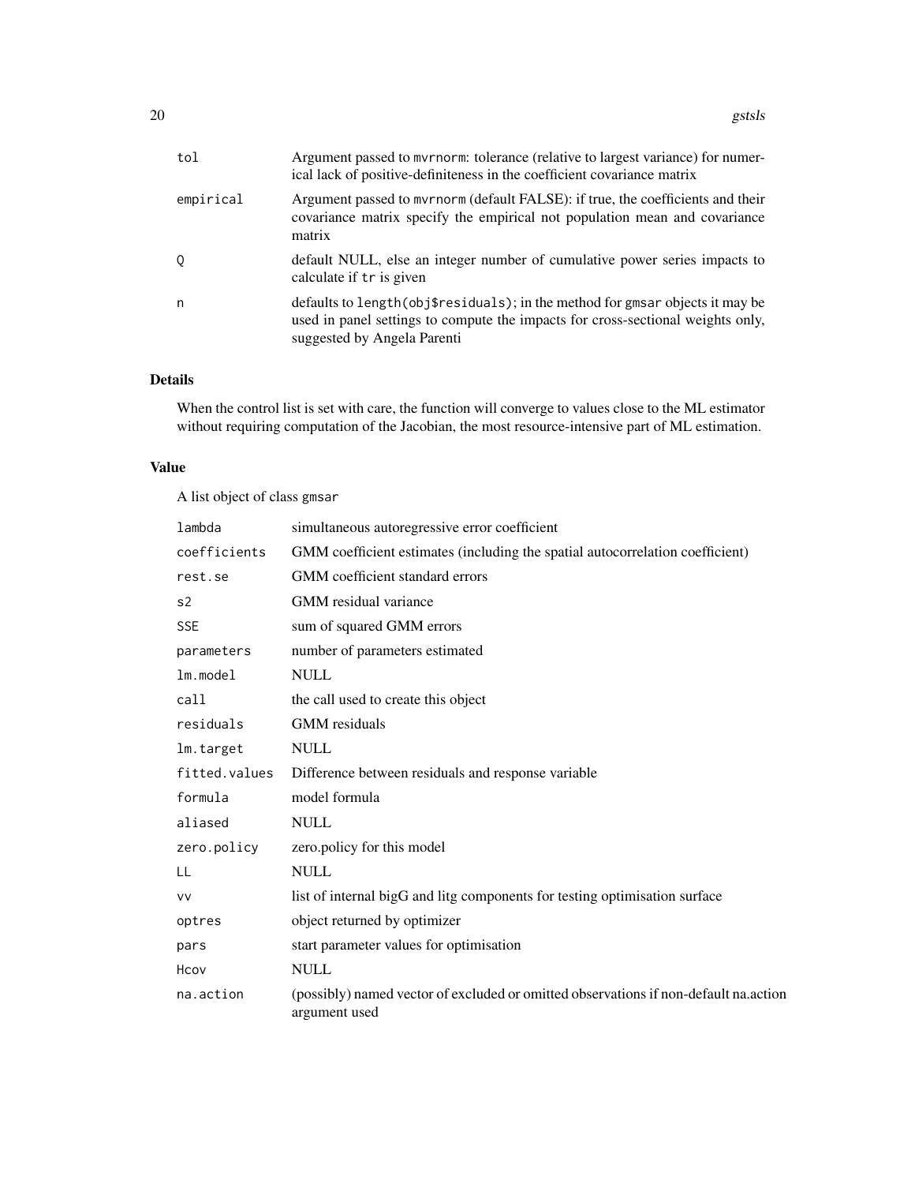| | |
|---|---|
| `tol` | Argument passed to `mvrnorm`: tolerance (relative to largest variance) for numerical lack of positive-definiteness in the coefficient covariance matrix |
| `empirical` | Argument passed to `mvrnorm` (default FALSE): if true, the coefficients and their covariance matrix specify the empirical not population mean and covariance matrix |
| `Q` | default NULL, else an integer number of cumulative power series impacts to calculate if `tr` is given |
| `n` | defaults to `length(obj$residuals)`; in the method for `gmsar` objects it may be used in panel settings to compute the impacts for cross-sectional weights only, suggested by Angela Parenti |

## Details

When the control list is set with care, the function will converge to values close to the ML estimator without requiring computation of the Jacobian, the most resource-intensive part of ML estimation.

## Value

A list object of class `gmsar`

| | |
|---|---|
| `lambda` | simultaneous autoregressive error coefficient |
| `coefficients` | GMM coefficient estimates (including the spatial autocorrelation coefficient) |
| `rest.se` | GMM coefficient standard errors |
| `s2` | GMM residual variance |
| `SSE` | sum of squared GMM errors |
| `parameters` | number of parameters estimated |
| `lm.model` | NULL |
| `call` | the call used to create this object |
| `residuals` | GMM residuals |
| `lm.target` | NULL |
| `fitted.values` | Difference between residuals and response variable |
| `formula` | model formula |
| `aliased` | NULL |
| `zero.policy` | zero.policy for this model |
| `LL` | NULL |
| `vv` | list of internal bigG and litg components for testing optimisation surface |
| `optres` | object returned by optimizer |
| `pars` | start parameter values for optimisation |
| `Hcov` | NULL |
| `na.action` | (possibly) named vector of excluded or omitted observations if non-default na.action argument used |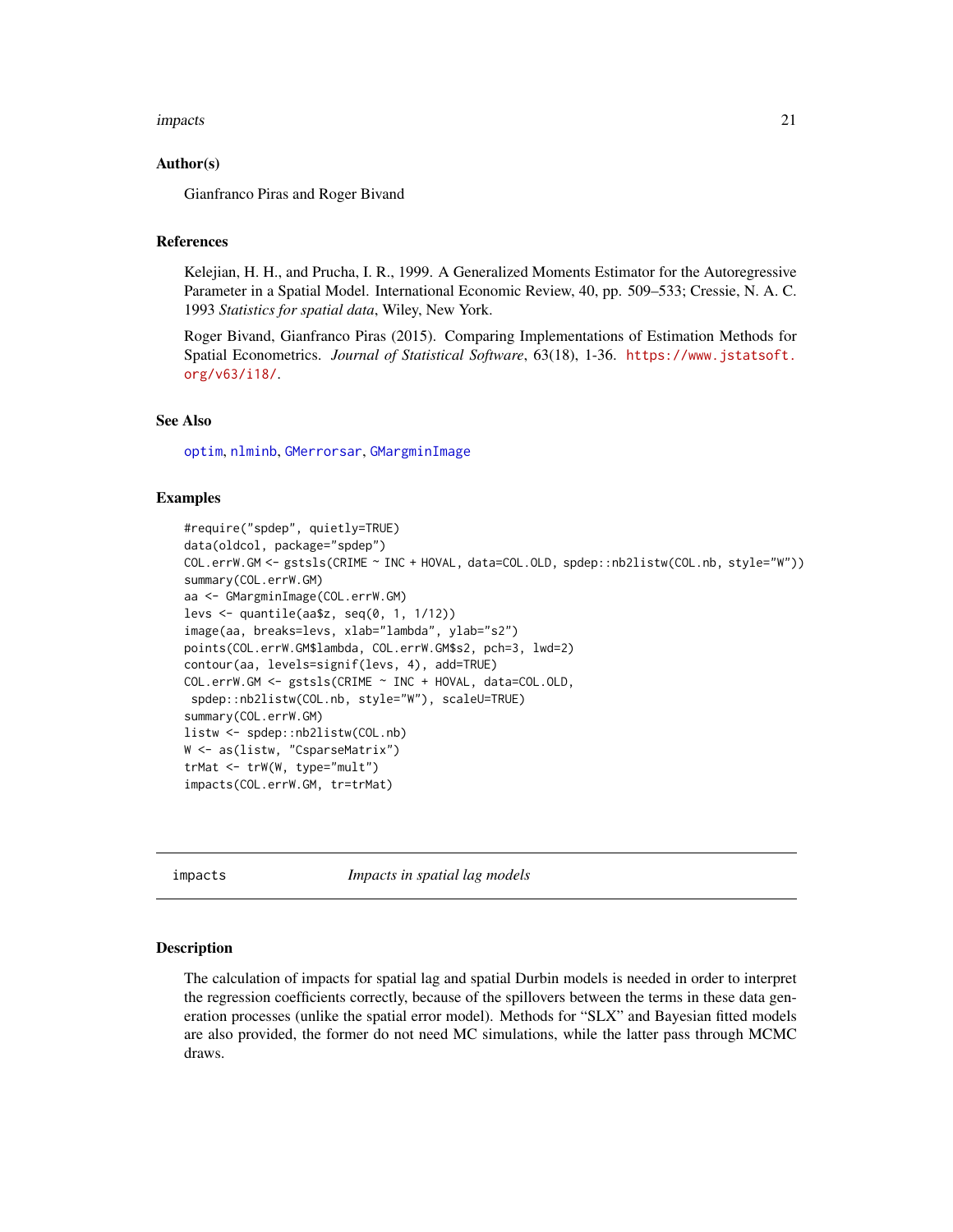## Author(s)

Gianfranco Piras and Roger Bivand

## References

Kelejian, H. H., and Prucha, I. R., 1999. A Generalized Moments Estimator for the Autoregressive Parameter in a Spatial Model. International Economic Review, 40, pp. 509–533; Cressie, N. A. C. 1993 *Statistics for spatial data*, Wiley, New York.

Roger Bivand, Gianfranco Piras (2015). Comparing Implementations of Estimation Methods for Spatial Econometrics. *Journal of Statistical Software*, 63(18), 1-36. https://www.jstatsoft.org/v63/i18/.

## See Also

optim, nlminb, GMerrorsar, GMargminImage

## Examples

```
#require("spdep", quietly=TRUE)
data(oldcol, package="spdep")
COL.errW.GM <- gstsls(CRIME ~ INC + HOVAL, data=COL.OLD, spdep::nb2listw(COL.nb, style="W"))
summary(COL.errW.GM)
aa <- GMargminImage(COL.errW.GM)
levs <- quantile(aa$z, seq(0, 1, 1/12))
image(aa, breaks=levs, xlab="lambda", ylab="s2")
points(COL.errW.GM$lambda, COL.errW.GM$s2, pch=3, lwd=2)
contour(aa, levels=signif(levs, 4), add=TRUE)
COL.errW.GM <- gstsls(CRIME ~ INC + HOVAL, data=COL.OLD,
 spdep::nb2listw(COL.nb, style="W"), scaleU=TRUE)
summary(COL.errW.GM)
listw <- spdep::nb2listw(COL.nb)
W <- as(listw, "CsparseMatrix")
trMat <- trW(W, type="mult")
impacts(COL.errW.GM, tr=trMat)
```

---

# impacts — *Impacts in spatial lag models*

## Description

The calculation of impacts for spatial lag and spatial Durbin models is needed in order to interpret the regression coefficients correctly, because of the spillovers between the terms in these data generation processes (unlike the spatial error model). Methods for "SLX" and Bayesian fitted models are also provided, the former do not need MC simulations, while the latter pass through MCMC draws.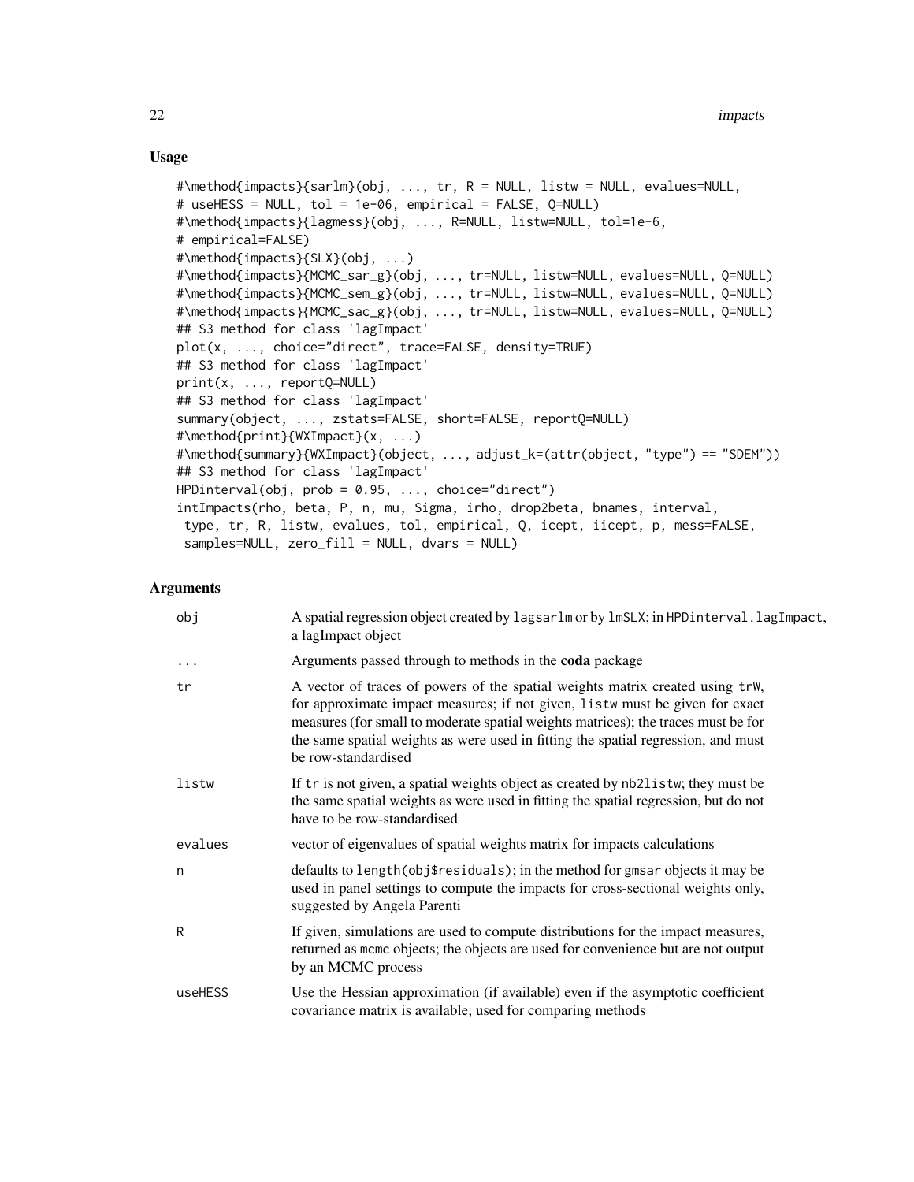## Usage

```
#\method{impacts}{sarlm}(obj, ..., tr, R = NULL, listw = NULL, evalues=NULL,
# useHESS = NULL, tol = 1e-06, empirical = FALSE, Q=NULL)
#\method{impacts}{lagmess}(obj, ..., R=NULL, listw=NULL, tol=1e-6,
# empirical=FALSE)
#\method{impacts}{SLX}(obj, ...)
#\method{impacts}{MCMC_sar_g}(obj, ..., tr=NULL, listw=NULL, evalues=NULL, Q=NULL)
#\method{impacts}{MCMC_sem_g}(obj, ..., tr=NULL, listw=NULL, evalues=NULL, Q=NULL)
#\method{impacts}{MCMC_sac_g}(obj, ..., tr=NULL, listw=NULL, evalues=NULL, Q=NULL)
## S3 method for class 'lagImpact'
plot(x, ..., choice="direct", trace=FALSE, density=TRUE)
## S3 method for class 'lagImpact'
print(x, ..., reportQ=NULL)
## S3 method for class 'lagImpact'
summary(object, ..., zstats=FALSE, short=FALSE, reportQ=NULL)
#\method{print}{WXImpact}(x, ...)
#\method{summary}{WXImpact}(object, ..., adjust_k=(attr(object, "type") == "SDEM"))
## S3 method for class 'lagImpact'
HPDinterval(obj, prob = 0.95, ..., choice="direct")
intImpacts(rho, beta, P, n, mu, Sigma, irho, drop2beta, bnames, interval,
 type, tr, R, listw, evalues, tol, empirical, Q, icept, iicept, p, mess=FALSE,
 samples=NULL, zero_fill = NULL, dvars = NULL)
```

## Arguments

| | |
|---|---|
| obj | A spatial regression object created by `lagsarlm` or by `lmSLX`; in `HPDinterval.lagImpact`, a lagImpact object |
| ... | Arguments passed through to methods in the **coda** package |
| tr | A vector of traces of powers of the spatial weights matrix created using `trW`, for approximate impact measures; if not given, `listw` must be given for exact measures (for small to moderate spatial weights matrices); the traces must be for the same spatial weights as were used in fitting the spatial regression, and must be row-standardised |
| listw | If `tr` is not given, a spatial weights object as created by `nb2listw`; they must be the same spatial weights as were used in fitting the spatial regression, but do not have to be row-standardised |
| evalues | vector of eigenvalues of spatial weights matrix for impacts calculations |
| n | defaults to `length(obj$residuals)`; in the method for `gmsar` objects it may be used in panel settings to compute the impacts for cross-sectional weights only, suggested by Angela Parenti |
| R | If given, simulations are used to compute distributions for the impact measures, returned as `mcmc` objects; the objects are used for convenience but are not output by an MCMC process |
| useHESS | Use the Hessian approximation (if available) even if the asymptotic coefficient covariance matrix is available; used for comparing methods |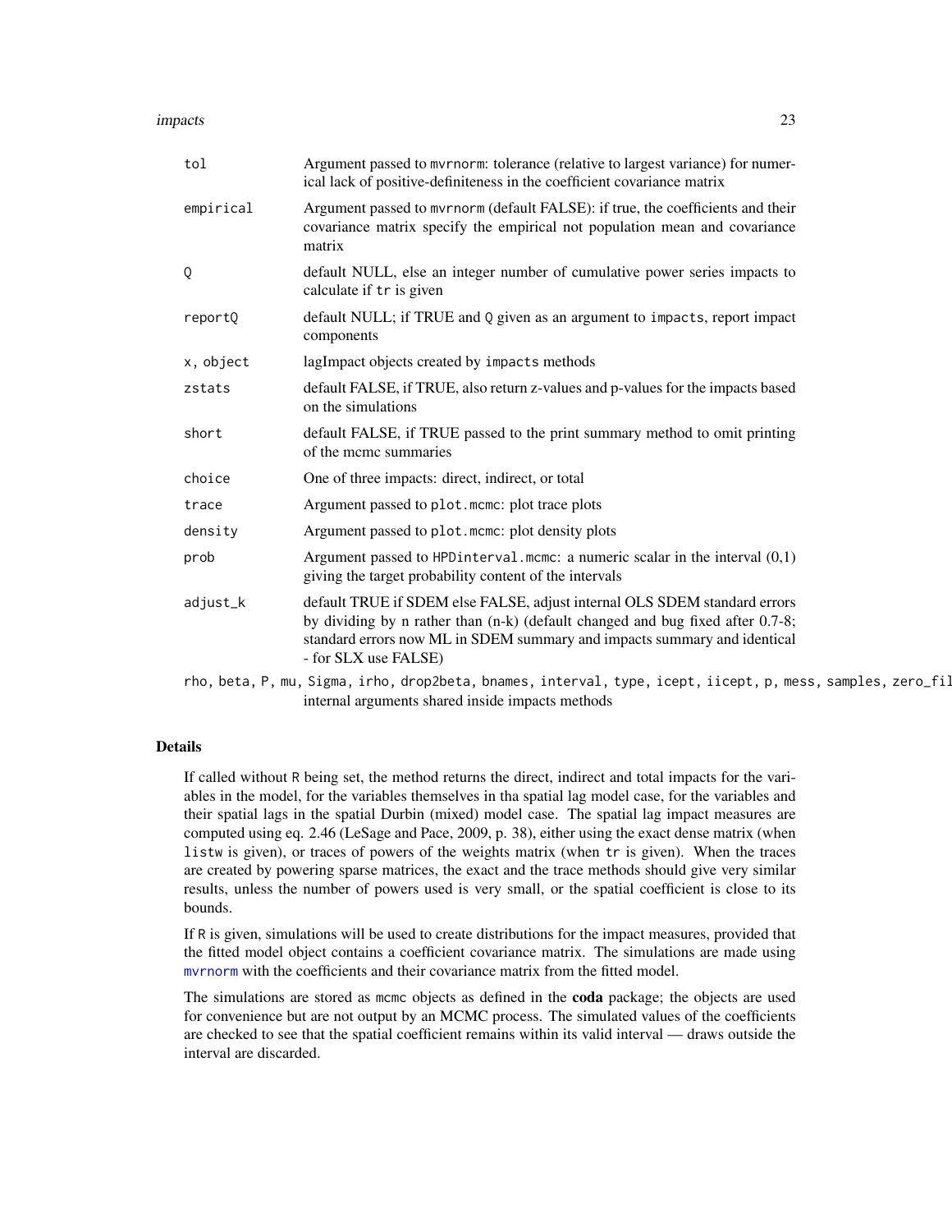| | |
|---|---|
| `tol` | Argument passed to `mvrnorm`: tolerance (relative to largest variance) for numerical lack of positive-definiteness in the coefficient covariance matrix |
| `empirical` | Argument passed to `mvrnorm` (default FALSE): if true, the coefficients and their covariance matrix specify the empirical not population mean and covariance matrix |
| `Q` | default NULL, else an integer number of cumulative power series impacts to calculate if `tr` is given |
| `reportQ` | default NULL; if TRUE and `Q` given as an argument to `impacts`, report impact components |
| `x, object` | lagImpact objects created by `impacts` methods |
| `zstats` | default FALSE, if TRUE, also return z-values and p-values for the impacts based on the simulations |
| `short` | default FALSE, if TRUE passed to the print summary method to omit printing of the mcmc summaries |
| `choice` | One of three impacts: direct, indirect, or total |
| `trace` | Argument passed to `plot.mcmc`: plot trace plots |
| `density` | Argument passed to `plot.mcmc`: plot density plots |
| `prob` | Argument passed to `HPDinterval.mcmc`: a numeric scalar in the interval (0,1) giving the target probability content of the intervals |
| `adjust_k` | default TRUE if SDEM else FALSE, adjust internal OLS SDEM standard errors by dividing by n rather than (n-k) (default changed and bug fixed after 0.7-8; standard errors now ML in SDEM summary and impacts summary and identical - for SLX use FALSE) |
| `rho, beta, P, mu, Sigma, irho, drop2beta, bnames, interval, type, icept, iicept, p, mess, samples, zero_fil` | internal arguments shared inside impacts methods |

## Details

If called without `R` being set, the method returns the direct, indirect and total impacts for the variables in the model, for the variables themselves in tha spatial lag model case, for the variables and their spatial lags in the spatial Durbin (mixed) model case. The spatial lag impact measures are computed using eq. 2.46 (LeSage and Pace, 2009, p. 38), either using the exact dense matrix (when `listw` is given), or traces of powers of the weights matrix (when `tr` is given). When the traces are created by powering sparse matrices, the exact and the trace methods should give very similar results, unless the number of powers used is very small, or the spatial coefficient is close to its bounds.

If `R` is given, simulations will be used to create distributions for the impact measures, provided that the fitted model object contains a coefficient covariance matrix. The simulations are made using `mvrnorm` with the coefficients and their covariance matrix from the fitted model.

The simulations are stored as `mcmc` objects as defined in the **coda** package; the objects are used for convenience but are not output by an MCMC process. The simulated values of the coefficients are checked to see that the spatial coefficient remains within its valid interval — draws outside the interval are discarded.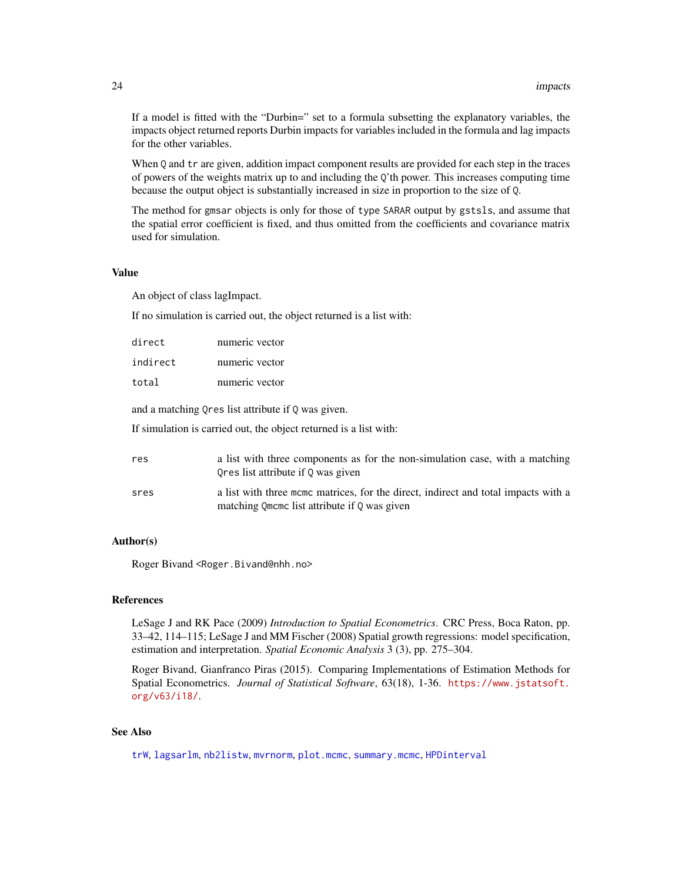If a model is fitted with the “Durbin=” set to a formula subsetting the explanatory variables, the impacts object returned reports Durbin impacts for variables included in the formula and lag impacts for the other variables.

When `Q` and `tr` are given, addition impact component results are provided for each step in the traces of powers of the weights matrix up to and including the `Q`’th power. This increases computing time because the output object is substantially increased in size in proportion to the size of `Q`.

The method for `gmsar` objects is only for those of `type` `SARAR` output by `gstsls`, and assume that the spatial error coefficient is fixed, and thus omitted from the coefficients and covariance matrix used for simulation.

## Value

An object of class lagImpact.

If no simulation is carried out, the object returned is a list with:

| | |
|---|---|
| `direct` | numeric vector |
| `indirect` | numeric vector |
| `total` | numeric vector |

and a matching `Qres` list attribute if `Q` was given.

If simulation is carried out, the object returned is a list with:

| | |
|---|---|
| `res` | a list with three components as for the non-simulation case, with a matching `Qres` list attribute if `Q` was given |
| `sres` | a list with three `mcmc` matrices, for the direct, indirect and total impacts with a matching `Qmcmc` list attribute if `Q` was given |

## Author(s)

Roger Bivand <Roger.Bivand@nhh.no>

## References

LeSage J and RK Pace (2009) *Introduction to Spatial Econometrics*. CRC Press, Boca Raton, pp. 33–42, 114–115; LeSage J and MM Fischer (2008) Spatial growth regressions: model specification, estimation and interpretation. *Spatial Economic Analysis* 3 (3), pp. 275–304.

Roger Bivand, Gianfranco Piras (2015). Comparing Implementations of Estimation Methods for Spatial Econometrics. *Journal of Statistical Software*, 63(18), 1-36. https://www.jstatsoft.org/v63/i18/.

## See Also

`trW`, `lagsarlm`, `nb2listw`, `mvrnorm`, `plot.mcmc`, `summary.mcmc`, `HPDinterval`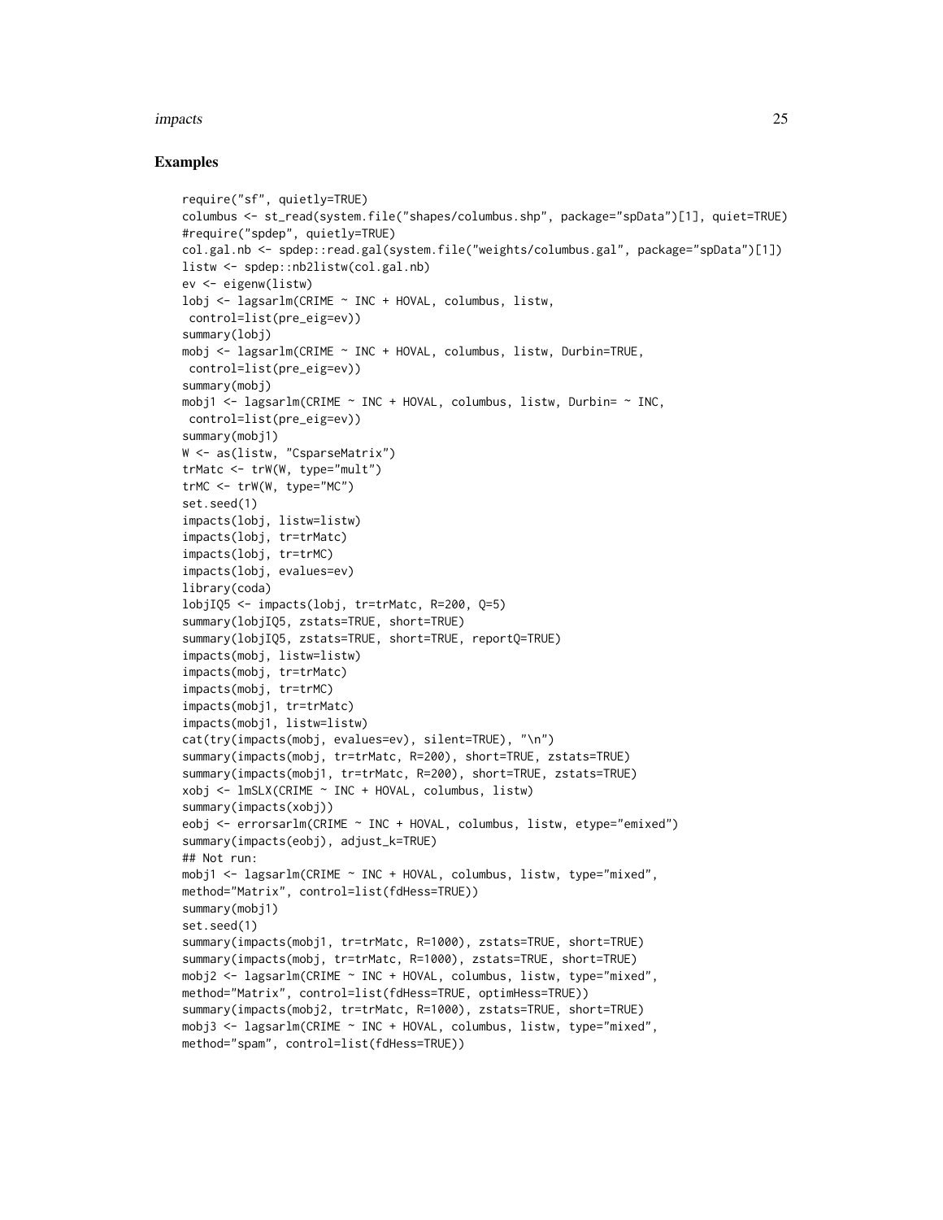## Examples

```
require("sf", quietly=TRUE)
columbus <- st_read(system.file("shapes/columbus.shp", package="spData")[1], quiet=TRUE)
#require("spdep", quietly=TRUE)
col.gal.nb <- spdep::read.gal(system.file("weights/columbus.gal", package="spData")[1])
listw <- spdep::nb2listw(col.gal.nb)
ev <- eigenw(listw)
lobj <- lagsarlm(CRIME ~ INC + HOVAL, columbus, listw,
 control=list(pre_eig=ev))
summary(lobj)
mobj <- lagsarlm(CRIME ~ INC + HOVAL, columbus, listw, Durbin=TRUE,
 control=list(pre_eig=ev))
summary(mobj)
mobj1 <- lagsarlm(CRIME ~ INC + HOVAL, columbus, listw, Durbin= ~ INC,
 control=list(pre_eig=ev))
summary(mobj1)
W <- as(listw, "CsparseMatrix")
trMatc <- trW(W, type="mult")
trMC <- trW(W, type="MC")
set.seed(1)
impacts(lobj, listw=listw)
impacts(lobj, tr=trMatc)
impacts(lobj, tr=trMC)
impacts(lobj, evalues=ev)
library(coda)
lobjIQ5 <- impacts(lobj, tr=trMatc, R=200, Q=5)
summary(lobjIQ5, zstats=TRUE, short=TRUE)
summary(lobjIQ5, zstats=TRUE, short=TRUE, reportQ=TRUE)
impacts(mobj, listw=listw)
impacts(mobj, tr=trMatc)
impacts(mobj, tr=trMC)
impacts(mobj1, tr=trMatc)
impacts(mobj1, listw=listw)
cat(try(impacts(mobj, evalues=ev), silent=TRUE), "\n")
summary(impacts(mobj, tr=trMatc, R=200), short=TRUE, zstats=TRUE)
summary(impacts(mobj1, tr=trMatc, R=200), short=TRUE, zstats=TRUE)
xobj <- lmSLX(CRIME ~ INC + HOVAL, columbus, listw)
summary(impacts(xobj))
eobj <- errorsarlm(CRIME ~ INC + HOVAL, columbus, listw, etype="emixed")
summary(impacts(eobj), adjust_k=TRUE)
## Not run:
mobj1 <- lagsarlm(CRIME ~ INC + HOVAL, columbus, listw, type="mixed",
method="Matrix", control=list(fdHess=TRUE))
summary(mobj1)
set.seed(1)
summary(impacts(mobj1, tr=trMatc, R=1000), zstats=TRUE, short=TRUE)
summary(impacts(mobj, tr=trMatc, R=1000), zstats=TRUE, short=TRUE)
mobj2 <- lagsarlm(CRIME ~ INC + HOVAL, columbus, listw, type="mixed",
method="Matrix", control=list(fdHess=TRUE, optimHess=TRUE))
summary(impacts(mobj2, tr=trMatc, R=1000), zstats=TRUE, short=TRUE)
mobj3 <- lagsarlm(CRIME ~ INC + HOVAL, columbus, listw, type="mixed",
method="spam", control=list(fdHess=TRUE))
```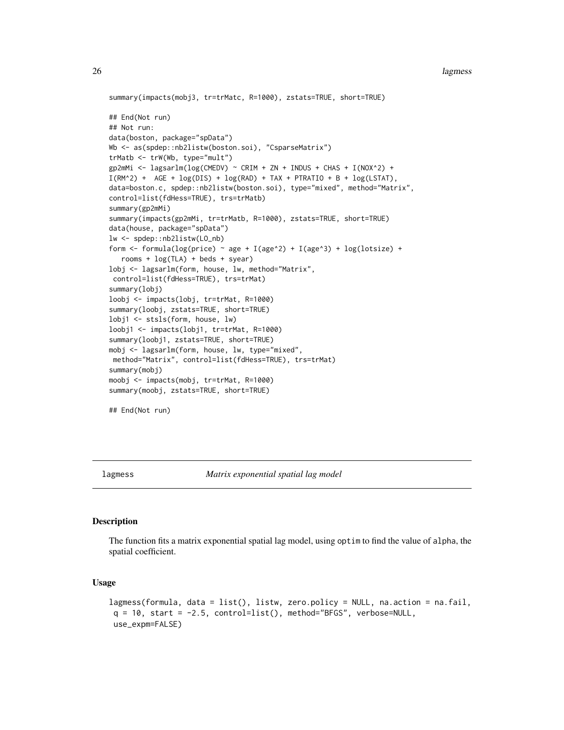```
summary(impacts(mobj3, tr=trMatc, R=1000), zstats=TRUE, short=TRUE)

## End(Not run)
## Not run:
data(boston, package="spData")
Wb <- as(spdep::nb2listw(boston.soi), "CsparseMatrix")
trMatb <- trW(Wb, type="mult")
gp2mMi <- lagsarlm(log(CMEDV) ~ CRIM + ZN + INDUS + CHAS + I(NOX^2) +
I(RM^2) +  AGE + log(DIS) + log(RAD) + TAX + PTRATIO + B + log(LSTAT),
data=boston.c, spdep::nb2listw(boston.soi), type="mixed", method="Matrix",
control=list(fdHess=TRUE), trs=trMatb)
summary(gp2mMi)
summary(impacts(gp2mMi, tr=trMatb, R=1000), zstats=TRUE, short=TRUE)
data(house, package="spData")
lw <- spdep::nb2listw(LO_nb)
form <- formula(log(price) ~ age + I(age^2) + I(age^3) + log(lotsize) +
   rooms + log(TLA) + beds + syear)
lobj <- lagsarlm(form, house, lw, method="Matrix",
 control=list(fdHess=TRUE), trs=trMat)
summary(lobj)
loobj <- impacts(lobj, tr=trMat, R=1000)
summary(loobj, zstats=TRUE, short=TRUE)
lobj1 <- stsls(form, house, lw)
loobj1 <- impacts(lobj1, tr=trMat, R=1000)
summary(loobj1, zstats=TRUE, short=TRUE)
mobj <- lagsarlm(form, house, lw, type="mixed",
 method="Matrix", control=list(fdHess=TRUE), trs=trMat)
summary(mobj)
moobj <- impacts(mobj, tr=trMat, R=1000)
summary(moobj, zstats=TRUE, short=TRUE)

## End(Not run)
```

## lagmess — *Matrix exponential spatial lag model*

### Description

The function fits a matrix exponential spatial lag model, using `optim` to find the value of `alpha`, the spatial coefficient.

### Usage

```
lagmess(formula, data = list(), listw, zero.policy = NULL, na.action = na.fail,
 q = 10, start = -2.5, control=list(), method="BFGS", verbose=NULL,
 use_expm=FALSE)
```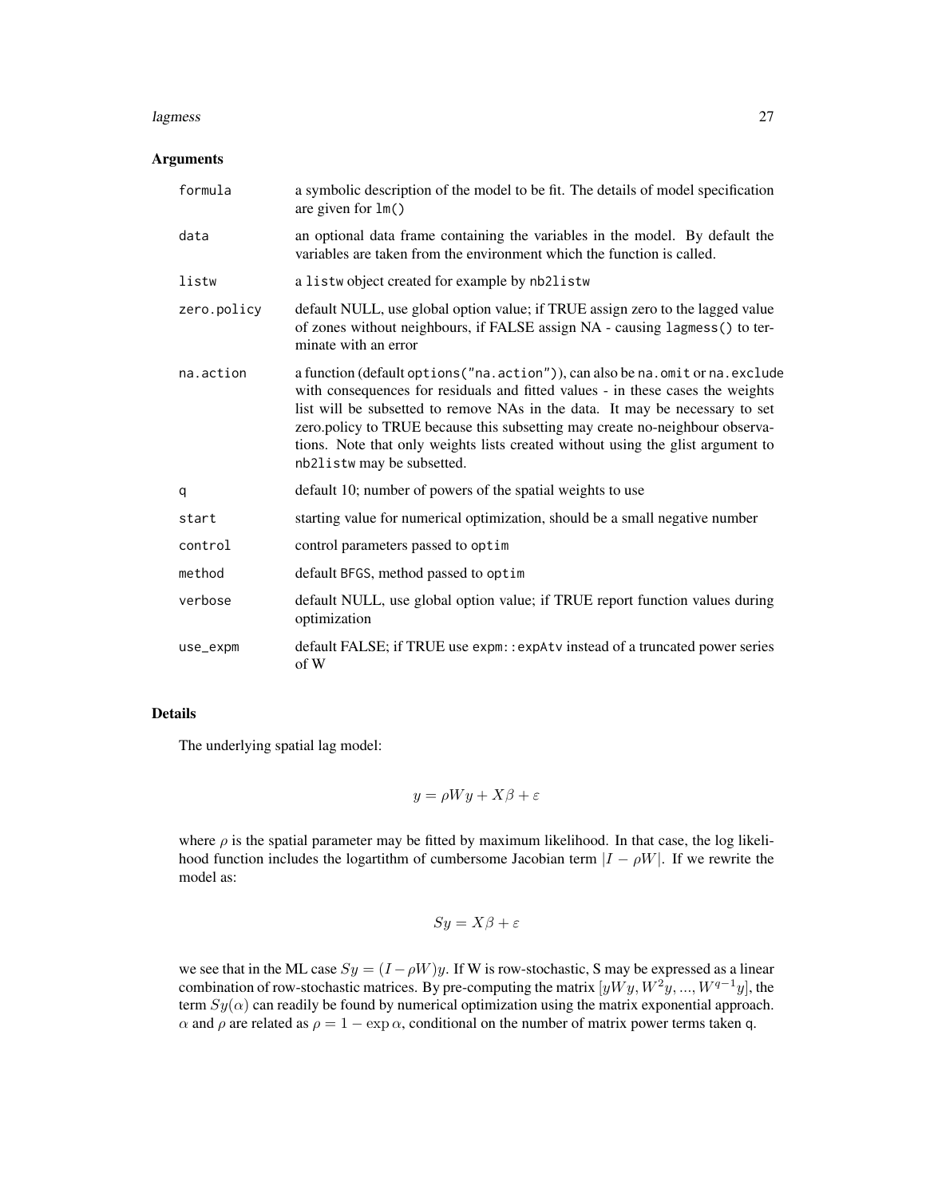## Arguments

| | |
|---|---|
| `formula` | a symbolic description of the model to be fit. The details of model specification are given for `lm()` |
| `data` | an optional data frame containing the variables in the model. By default the variables are taken from the environment which the function is called. |
| `listw` | a `listw` object created for example by `nb2listw` |
| `zero.policy` | default NULL, use global option value; if TRUE assign zero to the lagged value of zones without neighbours, if FALSE assign NA - causing `lagmess()` to terminate with an error |
| `na.action` | a function (default `options("na.action")`), can also be `na.omit` or `na.exclude` with consequences for residuals and fitted values - in these cases the weights list will be subsetted to remove NAs in the data. It may be necessary to set zero.policy to TRUE because this subsetting may create no-neighbour observations. Note that only weights lists created without using the glist argument to `nb2listw` may be subsetted. |
| `q` | default 10; number of powers of the spatial weights to use |
| `start` | starting value for numerical optimization, should be a small negative number |
| `control` | control parameters passed to `optim` |
| `method` | default `BFGS`, method passed to `optim` |
| `verbose` | default NULL, use global option value; if TRUE report function values during optimization |
| `use_expm` | default FALSE; if TRUE use `expm::expAtv` instead of a truncated power series of W |

## Details

The underlying spatial lag model:

$$y = \rho W y + X\beta + \varepsilon$$

where $\rho$ is the spatial parameter may be fitted by maximum likelihood. In that case, the log likelihood function includes the logartithm of cumbersome Jacobian term $|I - \rho W|$. If we rewrite the model as:

$$Sy = X\beta + \varepsilon$$

we see that in the ML case $Sy = (I - \rho W)y$. If W is row-stochastic, S may be expressed as a linear combination of row-stochastic matrices. By pre-computing the matrix $[yWy, W^2y, ..., W^{q-1}y]$, the term $Sy(\alpha)$ can readily be found by numerical optimization using the matrix exponential approach. $\alpha$ and $\rho$ are related as $\rho = 1 - \exp \alpha$, conditional on the number of matrix power terms taken `q`.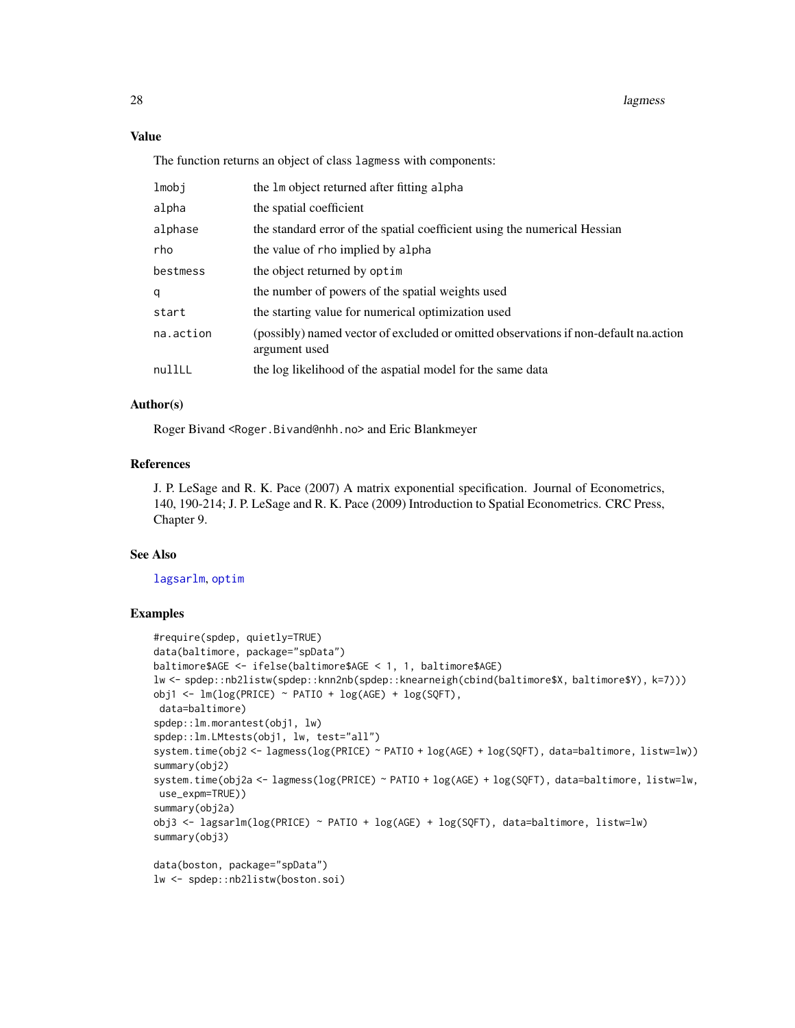### Value

The function returns an object of class `lagmess` with components:

| | |
|---|---|
| `lmobj` | the `lm` object returned after fitting `alpha` |
| `alpha` | the spatial coefficient |
| `alphase` | the standard error of the spatial coefficient using the numerical Hessian |
| `rho` | the value of `rho` implied by `alpha` |
| `bestmess` | the object returned by `optim` |
| `q` | the number of powers of the spatial weights used |
| `start` | the starting value for numerical optimization used |
| `na.action` | (possibly) named vector of excluded or omitted observations if non-default na.action argument used |
| `nullLL` | the log likelihood of the aspatial model for the same data |

### Author(s)

Roger Bivand <Roger.Bivand@nhh.no> and Eric Blankmeyer

### References

J. P. LeSage and R. K. Pace (2007) A matrix exponential specification. Journal of Econometrics, 140, 190-214; J. P. LeSage and R. K. Pace (2009) Introduction to Spatial Econometrics. CRC Press, Chapter 9.

### See Also

`lagsarlm`, `optim`

### Examples

```
#require(spdep, quietly=TRUE)
data(baltimore, package="spData")
baltimore$AGE <- ifelse(baltimore$AGE < 1, 1, baltimore$AGE)
lw <- spdep::nb2listw(spdep::knn2nb(spdep::knearneigh(cbind(baltimore$X, baltimore$Y), k=7)))
obj1 <- lm(log(PRICE) ~ PATIO + log(AGE) + log(SQFT),
 data=baltimore)
spdep::lm.morantest(obj1, lw)
spdep::lm.LMtests(obj1, lw, test="all")
system.time(obj2 <- lagmess(log(PRICE) ~ PATIO + log(AGE) + log(SQFT), data=baltimore, listw=lw))
summary(obj2)
system.time(obj2a <- lagmess(log(PRICE) ~ PATIO + log(AGE) + log(SQFT), data=baltimore, listw=lw,
 use_expm=TRUE))
summary(obj2a)
obj3 <- lagsarlm(log(PRICE) ~ PATIO + log(AGE) + log(SQFT), data=baltimore, listw=lw)
summary(obj3)

data(boston, package="spData")
lw <- spdep::nb2listw(boston.soi)
```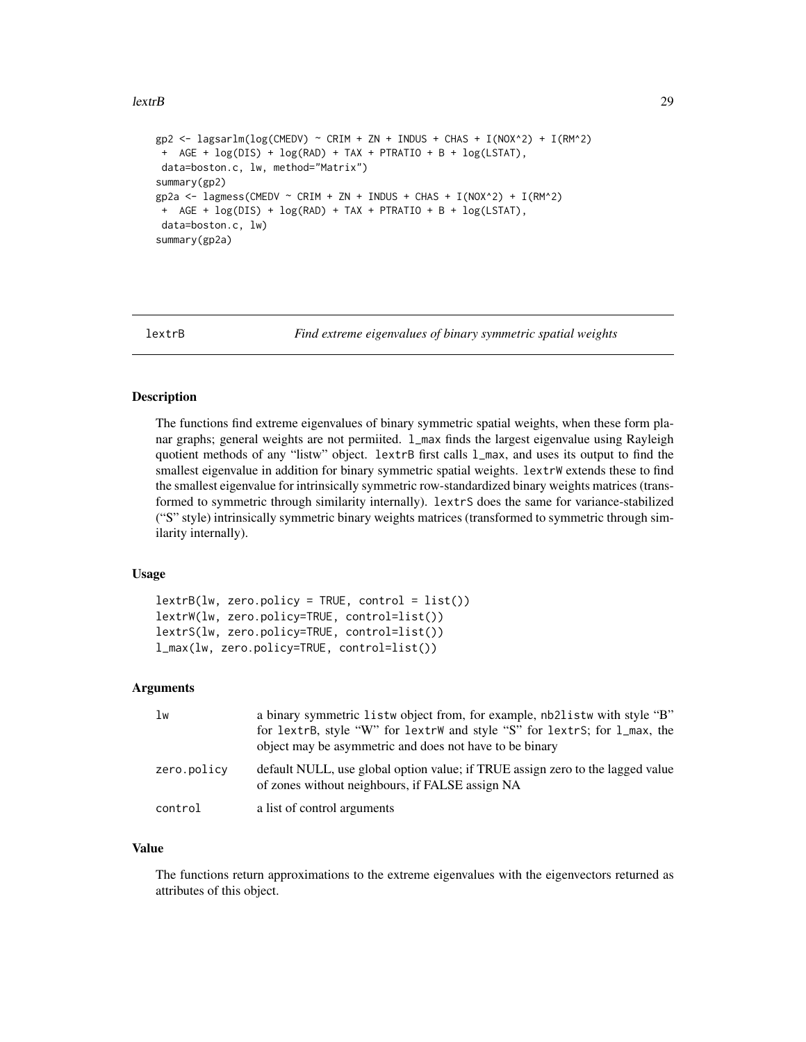```
gp2 <- lagsarlm(log(CMEDV) ~ CRIM + ZN + INDUS + CHAS + I(NOX^2) + I(RM^2)
 +  AGE + log(DIS) + log(RAD) + TAX + PTRATIO + B + log(LSTAT),
 data=boston.c, lw, method="Matrix")
summary(gp2)
gp2a <- lagmess(CMEDV ~ CRIM + ZN + INDUS + CHAS + I(NOX^2) + I(RM^2)
 +  AGE + log(DIS) + log(RAD) + TAX + PTRATIO + B + log(LSTAT),
 data=boston.c, lw)
summary(gp2a)
```

---

## lextrB *Find extreme eigenvalues of binary symmetric spatial weights*

---

### Description

The functions find extreme eigenvalues of binary symmetric spatial weights, when these form planar graphs; general weights are not permiited. `l_max` finds the largest eigenvalue using Rayleigh quotient methods of any "listw" object. `lextrB` first calls `l_max`, and uses its output to find the smallest eigenvalue in addition for binary symmetric spatial weights. `lextrW` extends these to find the smallest eigenvalue for intrinsically symmetric row-standardized binary weights matrices (transformed to symmetric through similarity internally). `lextrS` does the same for variance-stabilized ("S" style) intrinsically symmetric binary weights matrices (transformed to symmetric through similarity internally).

### Usage

```
lextrB(lw, zero.policy = TRUE, control = list())
lextrW(lw, zero.policy=TRUE, control=list())
lextrS(lw, zero.policy=TRUE, control=list())
l_max(lw, zero.policy=TRUE, control=list())
```

### Arguments

| | |
|---|---|
| `lw` | a binary symmetric `listw` object from, for example, `nb2listw` with style "B" for `lextrB`, style "W" for `lextrW` and style "S" for `lextrS`; for `l_max`, the object may be asymmetric and does not have to be binary |
| `zero.policy` | default NULL, use global option value; if TRUE assign zero to the lagged value of zones without neighbours, if FALSE assign NA |
| `control` | a list of control arguments |

### Value

The functions return approximations to the extreme eigenvalues with the eigenvectors returned as attributes of this object.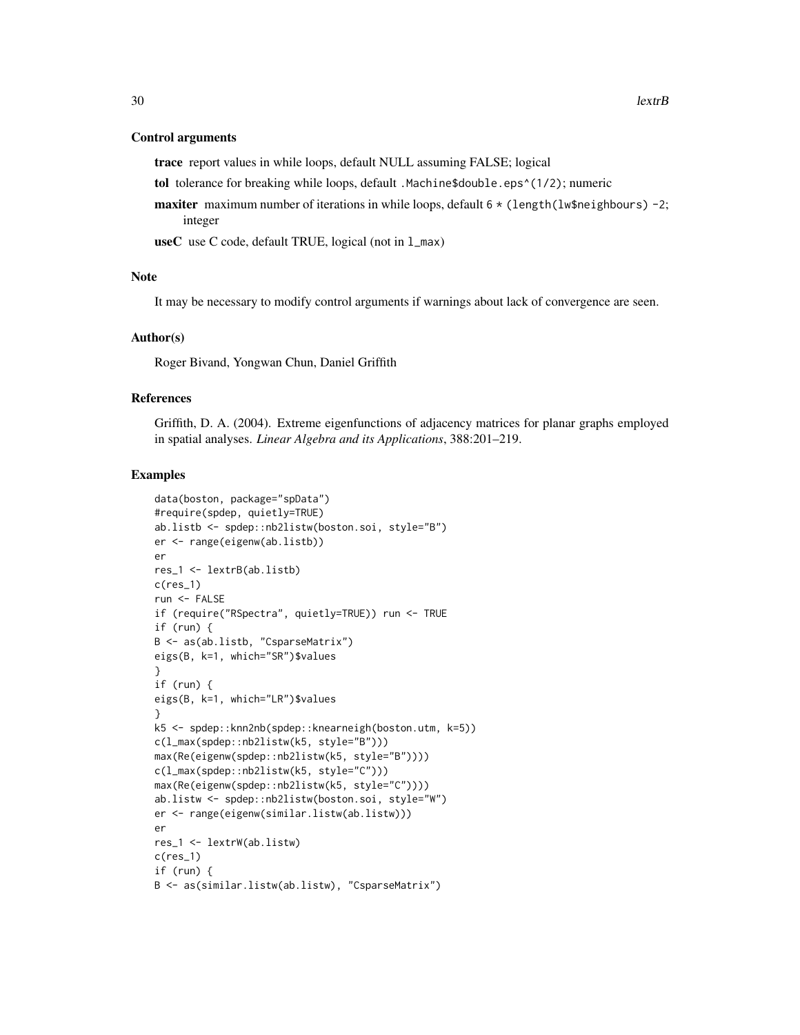### Control arguments

**trace** report values in while loops, default NULL assuming FALSE; logical

**tol** tolerance for breaking while loops, default .Machine$double.eps^(1/2); numeric

**maxiter** maximum number of iterations in while loops, default 6 * (length(lw$neighbours) -2; integer

**useC** use C code, default TRUE, logical (not in l_max)

### Note

It may be necessary to modify control arguments if warnings about lack of convergence are seen.

### Author(s)

Roger Bivand, Yongwan Chun, Daniel Griffith

### References

Griffith, D. A. (2004). Extreme eigenfunctions of adjacency matrices for planar graphs employed in spatial analyses. *Linear Algebra and its Applications*, 388:201–219.

### Examples

```
data(boston, package="spData")
#require(spdep, quietly=TRUE)
ab.listb <- spdep::nb2listw(boston.soi, style="B")
er <- range(eigenw(ab.listb))
er
res_1 <- lextrB(ab.listb)
c(res_1)
run <- FALSE
if (require("RSpectra", quietly=TRUE)) run <- TRUE
if (run) {
B <- as(ab.listb, "CsparseMatrix")
eigs(B, k=1, which="SR")$values
}
if (run) {
eigs(B, k=1, which="LR")$values
}
k5 <- spdep::knn2nb(spdep::knearneigh(boston.utm, k=5))
c(l_max(spdep::nb2listw(k5, style="B")))
max(Re(eigenw(spdep::nb2listw(k5, style="B"))))
c(l_max(spdep::nb2listw(k5, style="C")))
max(Re(eigenw(spdep::nb2listw(k5, style="C"))))
ab.listw <- spdep::nb2listw(boston.soi, style="W")
er <- range(eigenw(similar.listw(ab.listw)))
er
res_1 <- lextrW(ab.listw)
c(res_1)
if (run) {
B <- as(similar.listw(ab.listw), "CsparseMatrix")
```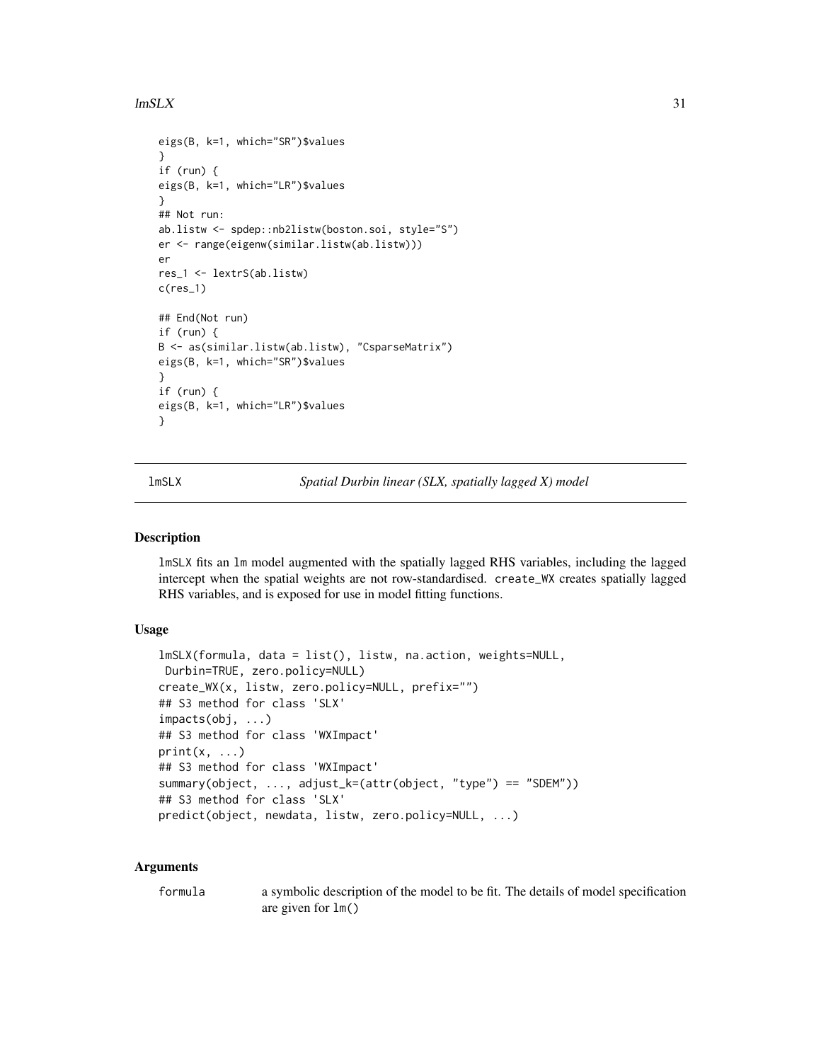```
eigs(B, k=1, which="SR")$values
}
if (run) {
eigs(B, k=1, which="LR")$values
}
## Not run:
ab.listw <- spdep::nb2listw(boston.soi, style="S")
er <- range(eigenw(similar.listw(ab.listw)))
er
res_1 <- lextrS(ab.listw)
c(res_1)

## End(Not run)
if (run) {
B <- as(similar.listw(ab.listw), "CsparseMatrix")
eigs(B, k=1, which="SR")$values
}
if (run) {
eigs(B, k=1, which="LR")$values
}
```

## lmSLX — *Spatial Durbin linear (SLX, spatially lagged X) model*

### Description

`lmSLX` fits an `lm` model augmented with the spatially lagged RHS variables, including the lagged intercept when the spatial weights are not row-standardised. `create_WX` creates spatially lagged RHS variables, and is exposed for use in model fitting functions.

### Usage

```
lmSLX(formula, data = list(), listw, na.action, weights=NULL,
 Durbin=TRUE, zero.policy=NULL)
create_WX(x, listw, zero.policy=NULL, prefix="")
## S3 method for class 'SLX'
impacts(obj, ...)
## S3 method for class 'WXImpact'
print(x, ...)
## S3 method for class 'WXImpact'
summary(object, ..., adjust_k=(attr(object, "type") == "SDEM"))
## S3 method for class 'SLX'
predict(object, newdata, listw, zero.policy=NULL, ...)
```

### Arguments

| | |
|---|---|
| `formula` | a symbolic description of the model to be fit. The details of model specification are given for `lm()` |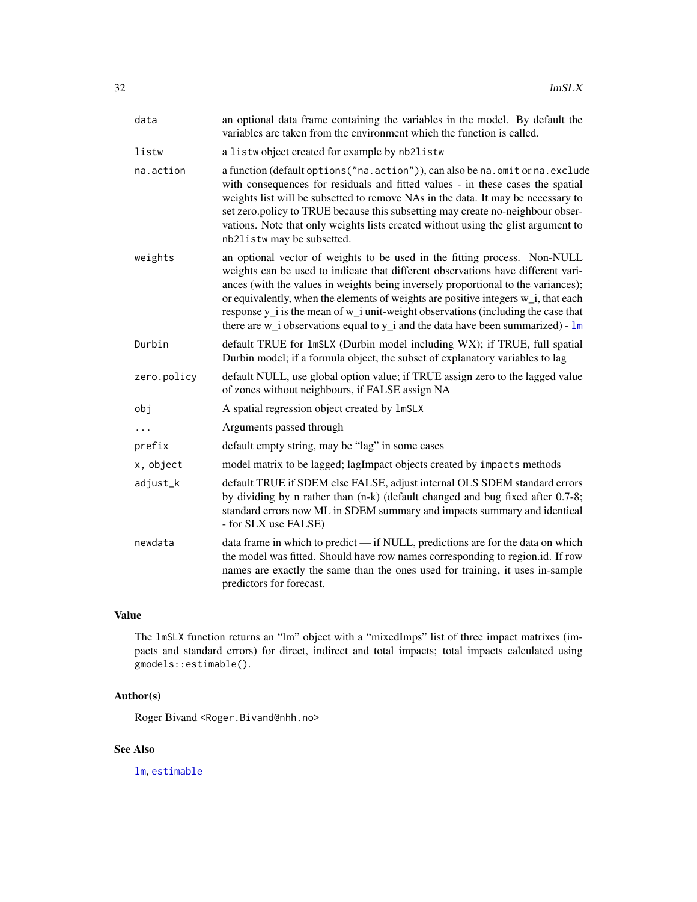| | |
|---|---|
| `data` | an optional data frame containing the variables in the model. By default the variables are taken from the environment which the function is called. |
| `listw` | a `listw` object created for example by `nb2listw` |
| `na.action` | a function (default `options("na.action")`), can also be `na.omit` or `na.exclude` with consequences for residuals and fitted values - in these cases the spatial weights list will be subsetted to remove NAs in the data. It may be necessary to set zero.policy to TRUE because this subsetting may create no-neighbour observations. Note that only weights lists created without using the glist argument to `nb2listw` may be subsetted. |
| `weights` | an optional vector of weights to be used in the fitting process. Non-NULL weights can be used to indicate that different observations have different variances (with the values in weights being inversely proportional to the variances); or equivalently, when the elements of weights are positive integers w_i, that each response y_i is the mean of w_i unit-weight observations (including the case that there are w_i observations equal to y_i and the data have been summarized) - `lm` |
| `Durbin` | default TRUE for `lmSLX` (Durbin model including WX); if TRUE, full spatial Durbin model; if a formula object, the subset of explanatory variables to lag |
| `zero.policy` | default NULL, use global option value; if TRUE assign zero to the lagged value of zones without neighbours, if FALSE assign NA |
| `obj` | A spatial regression object created by `lmSLX` |
| `...` | Arguments passed through |
| `prefix` | default empty string, may be "lag" in some cases |
| `x, object` | model matrix to be lagged; lagImpact objects created by `impacts` methods |
| `adjust_k` | default TRUE if SDEM else FALSE, adjust internal OLS SDEM standard errors by dividing by n rather than (n-k) (default changed and bug fixed after 0.7-8; standard errors now ML in SDEM summary and impacts summary and identical - for SLX use FALSE) |
| `newdata` | data frame in which to predict — if NULL, predictions are for the data on which the model was fitted. Should have row names corresponding to region.id. If row names are exactly the same than the ones used for training, it uses in-sample predictors for forecast. |

## Value

The `lmSLX` function returns an "lm" object with a "mixedImps" list of three impact matrixes (impacts and standard errors) for direct, indirect and total impacts; total impacts calculated using `gmodels::estimable()`.

## Author(s)

Roger Bivand <Roger.Bivand@nhh.no>

## See Also

`lm`, `estimable`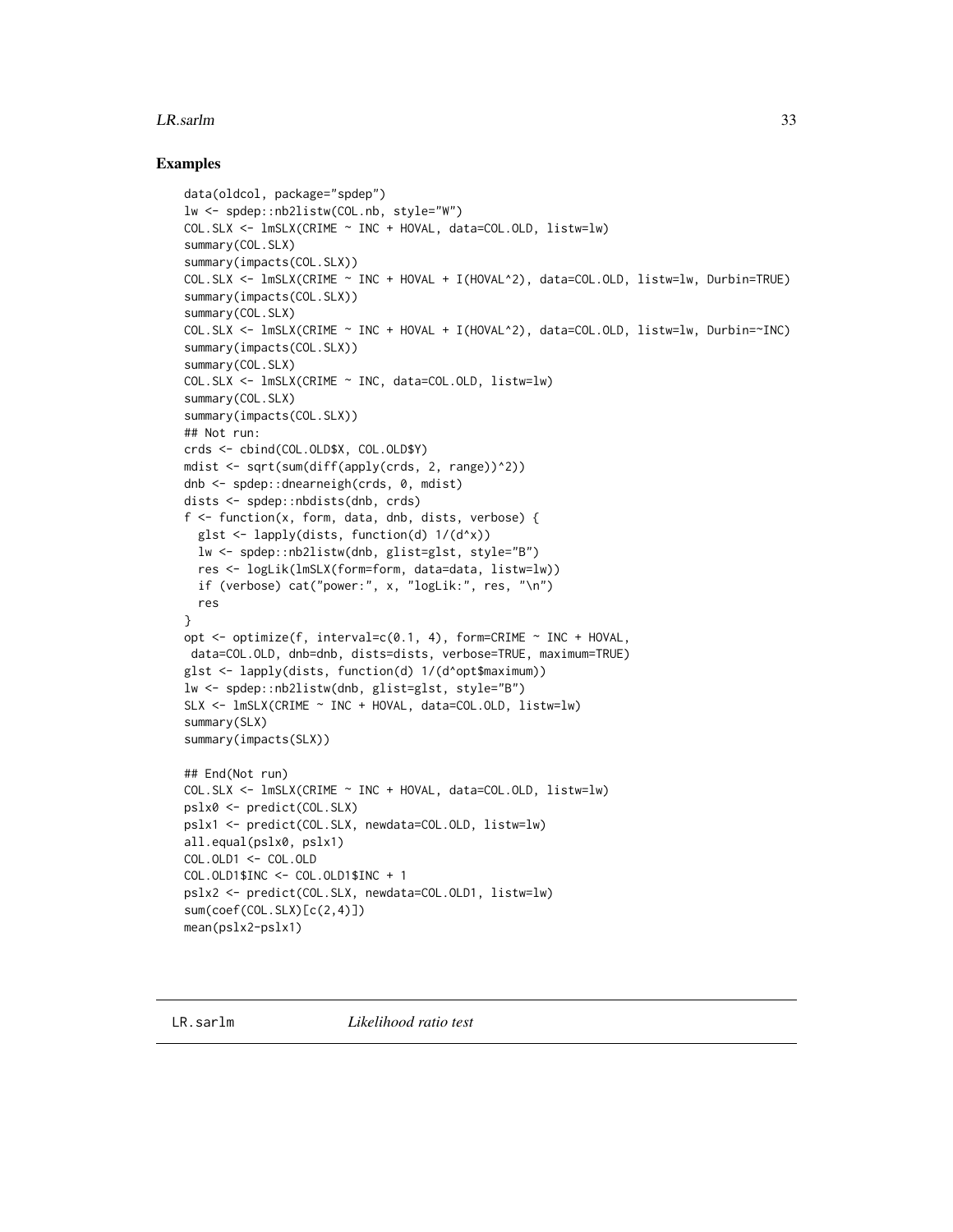### Examples

```
data(oldcol, package="spdep")
lw <- spdep::nb2listw(COL.nb, style="W")
COL.SLX <- lmSLX(CRIME ~ INC + HOVAL, data=COL.OLD, listw=lw)
summary(COL.SLX)
summary(impacts(COL.SLX))
COL.SLX <- lmSLX(CRIME ~ INC + HOVAL + I(HOVAL^2), data=COL.OLD, listw=lw, Durbin=TRUE)
summary(impacts(COL.SLX))
summary(COL.SLX)
COL.SLX <- lmSLX(CRIME ~ INC + HOVAL + I(HOVAL^2), data=COL.OLD, listw=lw, Durbin=~INC)
summary(impacts(COL.SLX))
summary(COL.SLX)
COL.SLX <- lmSLX(CRIME ~ INC, data=COL.OLD, listw=lw)
summary(COL.SLX)
summary(impacts(COL.SLX))
## Not run:
crds <- cbind(COL.OLD$X, COL.OLD$Y)
mdist <- sqrt(sum(diff(apply(crds, 2, range))^2))
dnb <- spdep::dnearneigh(crds, 0, mdist)
dists <- spdep::nbdists(dnb, crds)
f <- function(x, form, data, dnb, dists, verbose) {
  glst <- lapply(dists, function(d) 1/(d^x))
  lw <- spdep::nb2listw(dnb, glist=glst, style="B")
  res <- logLik(lmSLX(form=form, data=data, listw=lw))
  if (verbose) cat("power:", x, "logLik:", res, "\n")
  res
}
opt <- optimize(f, interval=c(0.1, 4), form=CRIME ~ INC + HOVAL,
 data=COL.OLD, dnb=dnb, dists=dists, verbose=TRUE, maximum=TRUE)
glst <- lapply(dists, function(d) 1/(d^opt$maximum))
lw <- spdep::nb2listw(dnb, glist=glst, style="B")
SLX <- lmSLX(CRIME ~ INC + HOVAL, data=COL.OLD, listw=lw)
summary(SLX)
summary(impacts(SLX))

## End(Not run)
COL.SLX <- lmSLX(CRIME ~ INC + HOVAL, data=COL.OLD, listw=lw)
pslx0 <- predict(COL.SLX)
pslx1 <- predict(COL.SLX, newdata=COL.OLD, listw=lw)
all.equal(pslx0, pslx1)
COL.OLD1 <- COL.OLD
COL.OLD1$INC <- COL.OLD1$INC + 1
pslx2 <- predict(COL.SLX, newdata=COL.OLD1, listw=lw)
sum(coef(COL.SLX)[c(2,4)])
mean(pslx2-pslx1)
```

---

LR.sarlm *Likelihood ratio test*

---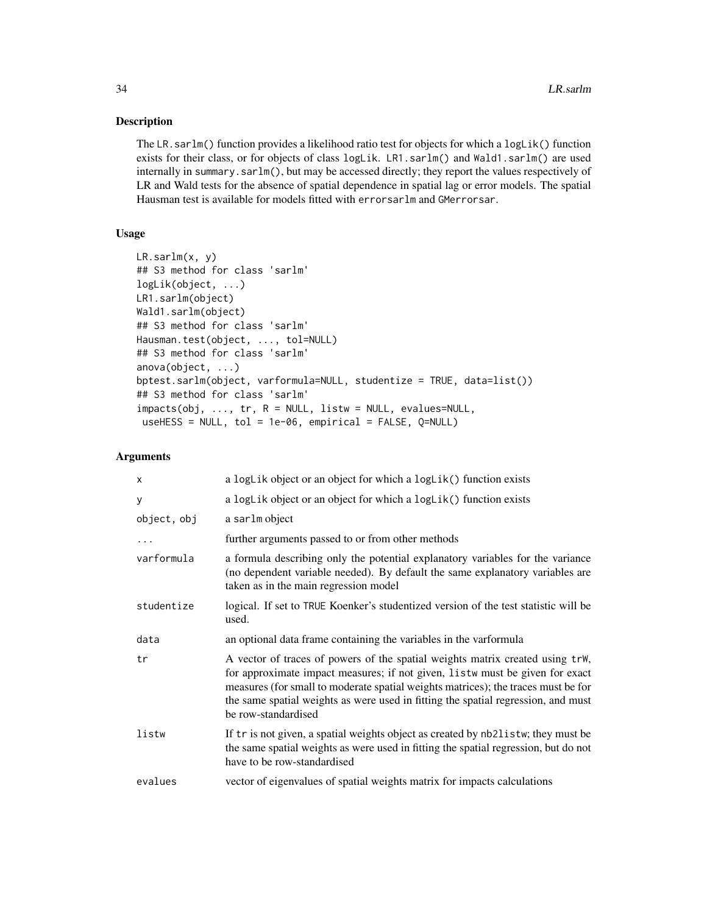## Description

The `LR.sarlm()` function provides a likelihood ratio test for objects for which a `logLik()` function exists for their class, or for objects of class `logLik`. `LR1.sarlm()` and `Wald1.sarlm()` are used internally in `summary.sarlm()`, but may be accessed directly; they report the values respectively of LR and Wald tests for the absence of spatial dependence in spatial lag or error models. The spatial Hausman test is available for models fitted with `errorsarlm` and `GMerrorsar`.

## Usage

```
LR.sarlm(x, y)
## S3 method for class 'sarlm'
logLik(object, ...)
LR1.sarlm(object)
Wald1.sarlm(object)
## S3 method for class 'sarlm'
Hausman.test(object, ..., tol=NULL)
## S3 method for class 'sarlm'
anova(object, ...)
bptest.sarlm(object, varformula=NULL, studentize = TRUE, data=list())
## S3 method for class 'sarlm'
impacts(obj, ..., tr, R = NULL, listw = NULL, evalues=NULL,
 useHESS = NULL, tol = 1e-06, empirical = FALSE, Q=NULL)
```

## Arguments

| | |
|---|---|
| `x` | a `logLik` object or an object for which a `logLik()` function exists |
| `y` | a `logLik` object or an object for which a `logLik()` function exists |
| `object, obj` | a `sarlm` object |
| `...` | further arguments passed to or from other methods |
| `varformula` | a formula describing only the potential explanatory variables for the variance (no dependent variable needed). By default the same explanatory variables are taken as in the main regression model |
| `studentize` | logical. If set to `TRUE` Koenker's studentized version of the test statistic will be used. |
| `data` | an optional data frame containing the variables in the varformula |
| `tr` | A vector of traces of powers of the spatial weights matrix created using `trW`, for approximate impact measures; if not given, `listw` must be given for exact measures (for small to moderate spatial weights matrices); the traces must be for the same spatial weights as were used in fitting the spatial regression, and must be row-standardised |
| `listw` | If `tr` is not given, a spatial weights object as created by `nb2listw`; they must be the same spatial weights as were used in fitting the spatial regression, but do not have to be row-standardised |
| `evalues` | vector of eigenvalues of spatial weights matrix for impacts calculations |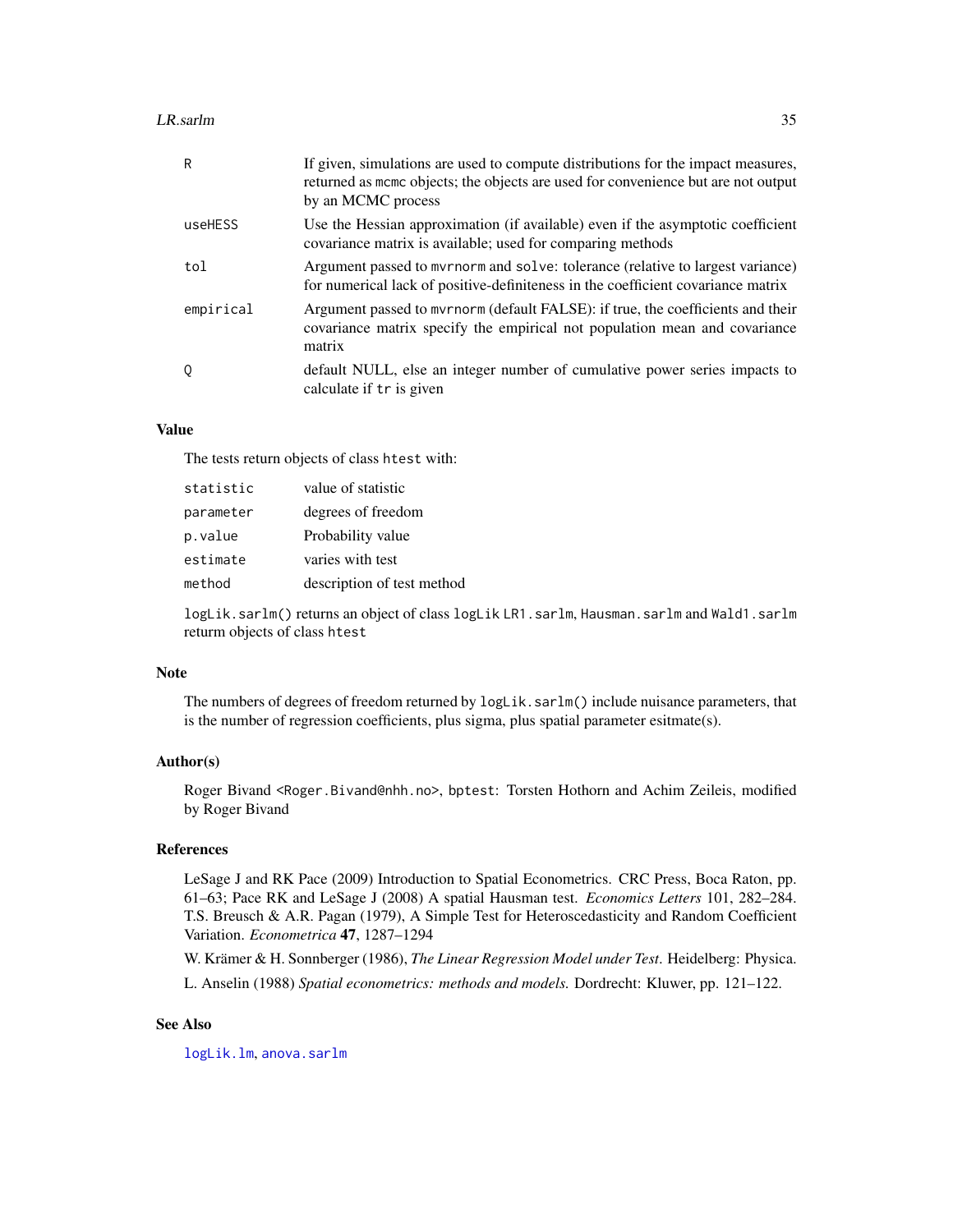| | |
|---|---|
| R | If given, simulations are used to compute distributions for the impact measures, returned as mcmc objects; the objects are used for convenience but are not output by an MCMC process |
| useHESS | Use the Hessian approximation (if available) even if the asymptotic coefficient covariance matrix is available; used for comparing methods |
| tol | Argument passed to mvrnorm and solve: tolerance (relative to largest variance) for numerical lack of positive-definiteness in the coefficient covariance matrix |
| empirical | Argument passed to mvrnorm (default FALSE): if true, the coefficients and their covariance matrix specify the empirical not population mean and covariance matrix |
| Q | default NULL, else an integer number of cumulative power series impacts to calculate if tr is given |

## Value

The tests return objects of class htest with:

| | |
|---|---|
| statistic | value of statistic |
| parameter | degrees of freedom |
| p.value | Probability value |
| estimate | varies with test |
| method | description of test method |

logLik.sarlm() returns an object of class logLik LR1.sarlm, Hausman.sarlm and Wald1.sarlm returm objects of class htest

## Note

The numbers of degrees of freedom returned by logLik.sarlm() include nuisance parameters, that is the number of regression coefficients, plus sigma, plus spatial parameter esitmate(s).

## Author(s)

Roger Bivand <Roger.Bivand@nhh.no>, bptest: Torsten Hothorn and Achim Zeileis, modified by Roger Bivand

## References

LeSage J and RK Pace (2009) Introduction to Spatial Econometrics. CRC Press, Boca Raton, pp. 61–63; Pace RK and LeSage J (2008) A spatial Hausman test. *Economics Letters* 101, 282–284. T.S. Breusch & A.R. Pagan (1979), A Simple Test for Heteroscedasticity and Random Coefficient Variation. *Econometrica* **47**, 1287–1294

W. Krämer & H. Sonnberger (1986), *The Linear Regression Model under Test*. Heidelberg: Physica.

L. Anselin (1988) *Spatial econometrics: methods and models.* Dordrecht: Kluwer, pp. 121–122.

## See Also

logLik.lm, anova.sarlm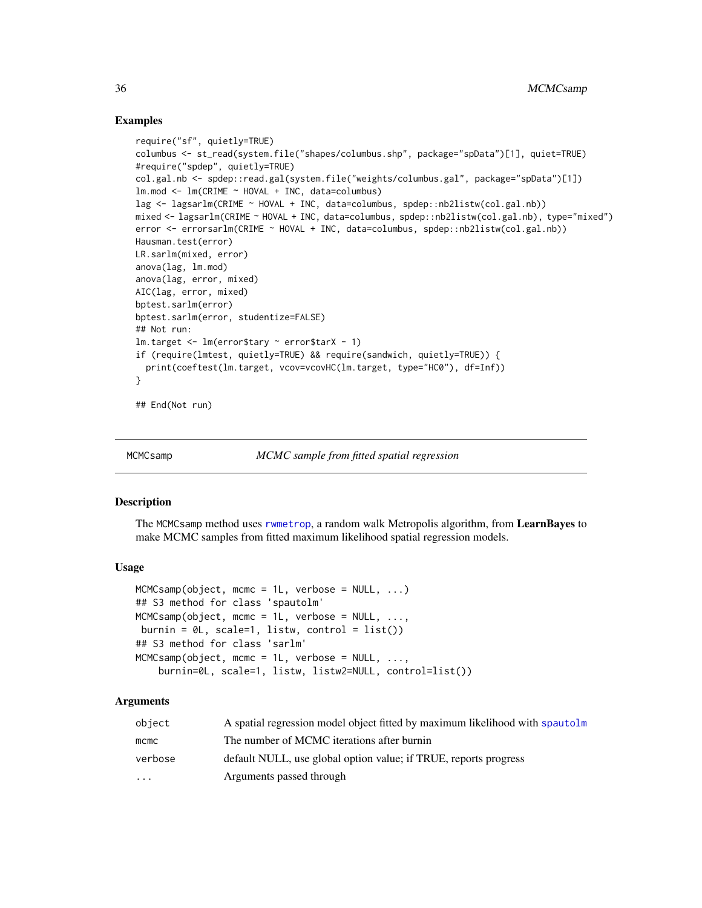### Examples

```
require("sf", quietly=TRUE)
columbus <- st_read(system.file("shapes/columbus.shp", package="spData")[1], quiet=TRUE)
#require("spdep", quietly=TRUE)
col.gal.nb <- spdep::read.gal(system.file("weights/columbus.gal", package="spData")[1])
lm.mod <- lm(CRIME ~ HOVAL + INC, data=columbus)
lag <- lagsarlm(CRIME ~ HOVAL + INC, data=columbus, spdep::nb2listw(col.gal.nb))
mixed <- lagsarlm(CRIME ~ HOVAL + INC, data=columbus, spdep::nb2listw(col.gal.nb), type="mixed")
error <- errorsarlm(CRIME ~ HOVAL + INC, data=columbus, spdep::nb2listw(col.gal.nb))
Hausman.test(error)
LR.sarlm(mixed, error)
anova(lag, lm.mod)
anova(lag, error, mixed)
AIC(lag, error, mixed)
bptest.sarlm(error)
bptest.sarlm(error, studentize=FALSE)
## Not run:
lm.target <- lm(error$tary ~ error$tarX - 1)
if (require(lmtest, quietly=TRUE) && require(sandwich, quietly=TRUE)) {
  print(coeftest(lm.target, vcov=vcovHC(lm.target, type="HC0"), df=Inf))
}

## End(Not run)
```

---

## MCMCsamp — *MCMC sample from fitted spatial regression*

### Description

The MCMCsamp method uses rwmetrop, a random walk Metropolis algorithm, from **LearnBayes** to make MCMC samples from fitted maximum likelihood spatial regression models.

### Usage

```
MCMCsamp(object, mcmc = 1L, verbose = NULL, ...)
## S3 method for class 'spautolm'
MCMCsamp(object, mcmc = 1L, verbose = NULL, ...,
 burnin = 0L, scale=1, listw, control = list())
## S3 method for class 'sarlm'
MCMCsamp(object, mcmc = 1L, verbose = NULL, ...,
    burnin=0L, scale=1, listw, listw2=NULL, control=list())
```

### Arguments

| | |
|---|---|
| object | A spatial regression model object fitted by maximum likelihood with spautolm |
| mcmc | The number of MCMC iterations after burnin |
| verbose | default NULL, use global option value; if TRUE, reports progress |
| ... | Arguments passed through |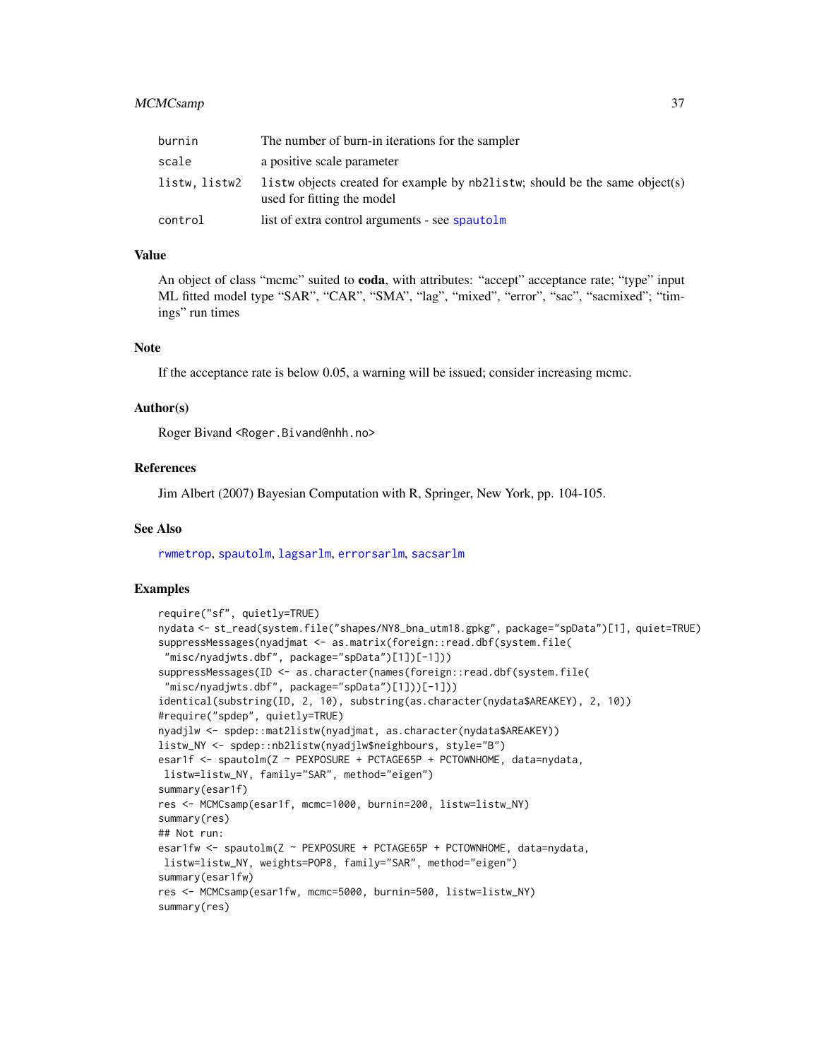| | |
|---|---|
| burnin | The number of burn-in iterations for the sampler |
| scale | a positive scale parameter |
| listw, listw2 | listw objects created for example by nb2listw; should be the same object(s) used for fitting the model |
| control | list of extra control arguments - see spautolm |

### Value

An object of class "mcmc" suited to **coda**, with attributes: "accept" acceptance rate; "type" input ML fitted model type "SAR", "CAR", "SMA", "lag", "mixed", "error", "sac", "sacmixed"; "timings" run times

### Note

If the acceptance rate is below 0.05, a warning will be issued; consider increasing mcmc.

### Author(s)

Roger Bivand <Roger.Bivand@nhh.no>

### References

Jim Albert (2007) Bayesian Computation with R, Springer, New York, pp. 104-105.

### See Also

rwmetrop, spautolm, lagsarlm, errorsarlm, sacsarlm

### Examples

```
require("sf", quietly=TRUE)
nydata <- st_read(system.file("shapes/NY8_bna_utm18.gpkg", package="spData")[1], quiet=TRUE)
suppressMessages(nyadjmat <- as.matrix(foreign::read.dbf(system.file(
 "misc/nyadjwts.dbf", package="spData")[1])[-1]))
suppressMessages(ID <- as.character(names(foreign::read.dbf(system.file(
 "misc/nyadjwts.dbf", package="spData")[1]))[-1]))
identical(substring(ID, 2, 10), substring(as.character(nydata$AREAKEY), 2, 10))
#require("spdep", quietly=TRUE)
nyadjlw <- spdep::mat2listw(nyadjmat, as.character(nydata$AREAKEY))
listw_NY <- spdep::nb2listw(nyadjlw$neighbours, style="B")
esar1f <- spautolm(Z ~ PEXPOSURE + PCTAGE65P + PCTOWNHOME, data=nydata,
 listw=listw_NY, family="SAR", method="eigen")
summary(esar1f)
res <- MCMCsamp(esar1f, mcmc=1000, burnin=200, listw=listw_NY)
summary(res)
## Not run:
esar1fw <- spautolm(Z ~ PEXPOSURE + PCTAGE65P + PCTOWNHOME, data=nydata,
 listw=listw_NY, weights=POP8, family="SAR", method="eigen")
summary(esar1fw)
res <- MCMCsamp(esar1fw, mcmc=5000, burnin=500, listw=listw_NY)
summary(res)
```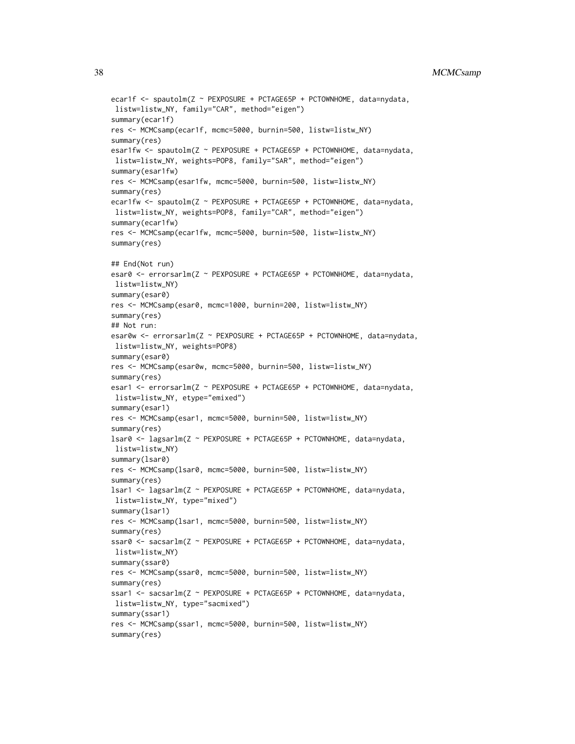```
ecar1f <- spautolm(Z ~ PEXPOSURE + PCTAGE65P + PCTOWNHOME, data=nydata,
 listw=listw_NY, family="CAR", method="eigen")
summary(ecar1f)
res <- MCMCsamp(ecar1f, mcmc=5000, burnin=500, listw=listw_NY)
summary(res)
esar1fw <- spautolm(Z ~ PEXPOSURE + PCTAGE65P + PCTOWNHOME, data=nydata,
 listw=listw_NY, weights=POP8, family="SAR", method="eigen")
summary(esar1fw)
res <- MCMCsamp(esar1fw, mcmc=5000, burnin=500, listw=listw_NY)
summary(res)
ecar1fw <- spautolm(Z ~ PEXPOSURE + PCTAGE65P + PCTOWNHOME, data=nydata,
 listw=listw_NY, weights=POP8, family="CAR", method="eigen")
summary(ecar1fw)
res <- MCMCsamp(ecar1fw, mcmc=5000, burnin=500, listw=listw_NY)
summary(res)

## End(Not run)
esar0 <- errorsarlm(Z ~ PEXPOSURE + PCTAGE65P + PCTOWNHOME, data=nydata,
 listw=listw_NY)
summary(esar0)
res <- MCMCsamp(esar0, mcmc=1000, burnin=200, listw=listw_NY)
summary(res)
## Not run:
esar0w <- errorsarlm(Z ~ PEXPOSURE + PCTAGE65P + PCTOWNHOME, data=nydata,
 listw=listw_NY, weights=POP8)
summary(esar0)
res <- MCMCsamp(esar0w, mcmc=5000, burnin=500, listw=listw_NY)
summary(res)
esar1 <- errorsarlm(Z ~ PEXPOSURE + PCTAGE65P + PCTOWNHOME, data=nydata,
 listw=listw_NY, etype="emixed")
summary(esar1)
res <- MCMCsamp(esar1, mcmc=5000, burnin=500, listw=listw_NY)
summary(res)
lsar0 <- lagsarlm(Z ~ PEXPOSURE + PCTAGE65P + PCTOWNHOME, data=nydata,
 listw=listw_NY)
summary(lsar0)
res <- MCMCsamp(lsar0, mcmc=5000, burnin=500, listw=listw_NY)
summary(res)
lsar1 <- lagsarlm(Z ~ PEXPOSURE + PCTAGE65P + PCTOWNHOME, data=nydata,
 listw=listw_NY, type="mixed")
summary(lsar1)
res <- MCMCsamp(lsar1, mcmc=5000, burnin=500, listw=listw_NY)
summary(res)
ssar0 <- sacsarlm(Z ~ PEXPOSURE + PCTAGE65P + PCTOWNHOME, data=nydata,
 listw=listw_NY)
summary(ssar0)
res <- MCMCsamp(ssar0, mcmc=5000, burnin=500, listw=listw_NY)
summary(res)
ssar1 <- sacsarlm(Z ~ PEXPOSURE + PCTAGE65P + PCTOWNHOME, data=nydata,
 listw=listw_NY, type="sacmixed")
summary(ssar1)
res <- MCMCsamp(ssar1, mcmc=5000, burnin=500, listw=listw_NY)
summary(res)
```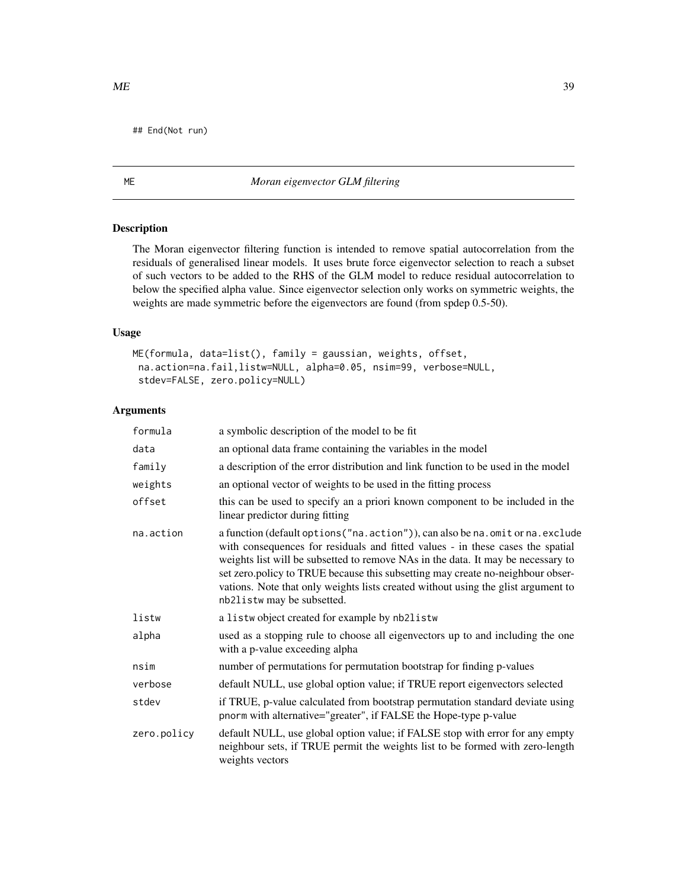```
## End(Not run)
```

## ME — *Moran eigenvector GLM filtering*

### Description

The Moran eigenvector filtering function is intended to remove spatial autocorrelation from the residuals of generalised linear models. It uses brute force eigenvector selection to reach a subset of such vectors to be added to the RHS of the GLM model to reduce residual autocorrelation to below the specified alpha value. Since eigenvector selection only works on symmetric weights, the weights are made symmetric before the eigenvectors are found (from spdep 0.5-50).

### Usage

```
ME(formula, data=list(), family = gaussian, weights, offset,
 na.action=na.fail,listw=NULL, alpha=0.05, nsim=99, verbose=NULL,
 stdev=FALSE, zero.policy=NULL)
```

### Arguments

| | |
|---|---|
| formula | a symbolic description of the model to be fit |
| data | an optional data frame containing the variables in the model |
| family | a description of the error distribution and link function to be used in the model |
| weights | an optional vector of weights to be used in the fitting process |
| offset | this can be used to specify an a priori known component to be included in the linear predictor during fitting |
| na.action | a function (default `options("na.action")`), can also be `na.omit` or `na.exclude` with consequences for residuals and fitted values - in these cases the spatial weights list will be subsetted to remove NAs in the data. It may be necessary to set zero.policy to TRUE because this subsetting may create no-neighbour observations. Note that only weights lists created without using the glist argument to `nb2listw` may be subsetted. |
| listw | a `listw` object created for example by `nb2listw` |
| alpha | used as a stopping rule to choose all eigenvectors up to and including the one with a p-value exceeding alpha |
| nsim | number of permutations for permutation bootstrap for finding p-values |
| verbose | default NULL, use global option value; if TRUE report eigenvectors selected |
| stdev | if TRUE, p-value calculated from bootstrap permutation standard deviate using `pnorm` with alternative="greater", if FALSE the Hope-type p-value |
| zero.policy | default NULL, use global option value; if FALSE stop with error for any empty neighbour sets, if TRUE permit the weights list to be formed with zero-length weights vectors |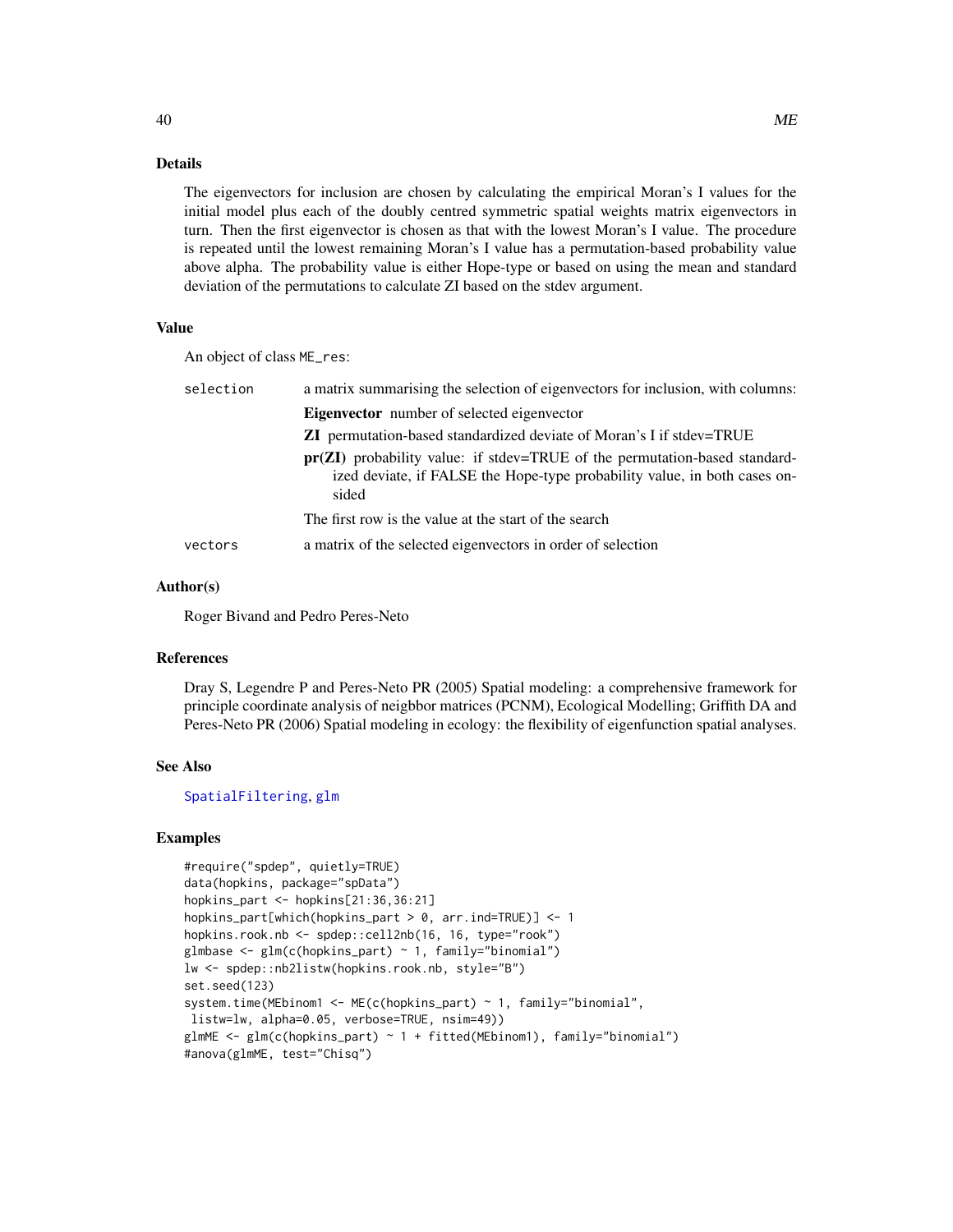## Details

The eigenvectors for inclusion are chosen by calculating the empirical Moran's I values for the initial model plus each of the doubly centred symmetric spatial weights matrix eigenvectors in turn. Then the first eigenvector is chosen as that with the lowest Moran's I value. The procedure is repeated until the lowest remaining Moran's I value has a permutation-based probability value above alpha. The probability value is either Hope-type or based on using the mean and standard deviation of the permutations to calculate ZI based on the stdev argument.

## Value

An object of class `ME_res`:

`selection` a matrix summarising the selection of eigenvectors for inclusion, with columns:

- **Eigenvector** number of selected eigenvector
- **ZI** permutation-based standardized deviate of Moran's I if stdev=TRUE
- **pr(ZI)** probability value: if stdev=TRUE of the permutation-based standardized deviate, if FALSE the Hope-type probability value, in both cases on-sided

The first row is the value at the start of the search

`vectors` a matrix of the selected eigenvectors in order of selection

## Author(s)

Roger Bivand and Pedro Peres-Neto

## References

Dray S, Legendre P and Peres-Neto PR (2005) Spatial modeling: a comprehensive framework for principle coordinate analysis of neigbbor matrices (PCNM), Ecological Modelling; Griffith DA and Peres-Neto PR (2006) Spatial modeling in ecology: the flexibility of eigenfunction spatial analyses.

## See Also

SpatialFiltering, glm

## Examples

```
#require("spdep", quietly=TRUE)
data(hopkins, package="spData")
hopkins_part <- hopkins[21:36,36:21]
hopkins_part[which(hopkins_part > 0, arr.ind=TRUE)] <- 1
hopkins.rook.nb <- spdep::cell2nb(16, 16, type="rook")
glmbase <- glm(c(hopkins_part) ~ 1, family="binomial")
lw <- spdep::nb2listw(hopkins.rook.nb, style="B")
set.seed(123)
system.time(MEbinom1 <- ME(c(hopkins_part) ~ 1, family="binomial",
 listw=lw, alpha=0.05, verbose=TRUE, nsim=49))
glmME <- glm(c(hopkins_part) ~ 1 + fitted(MEbinom1), family="binomial")
#anova(glmME, test="Chisq")
```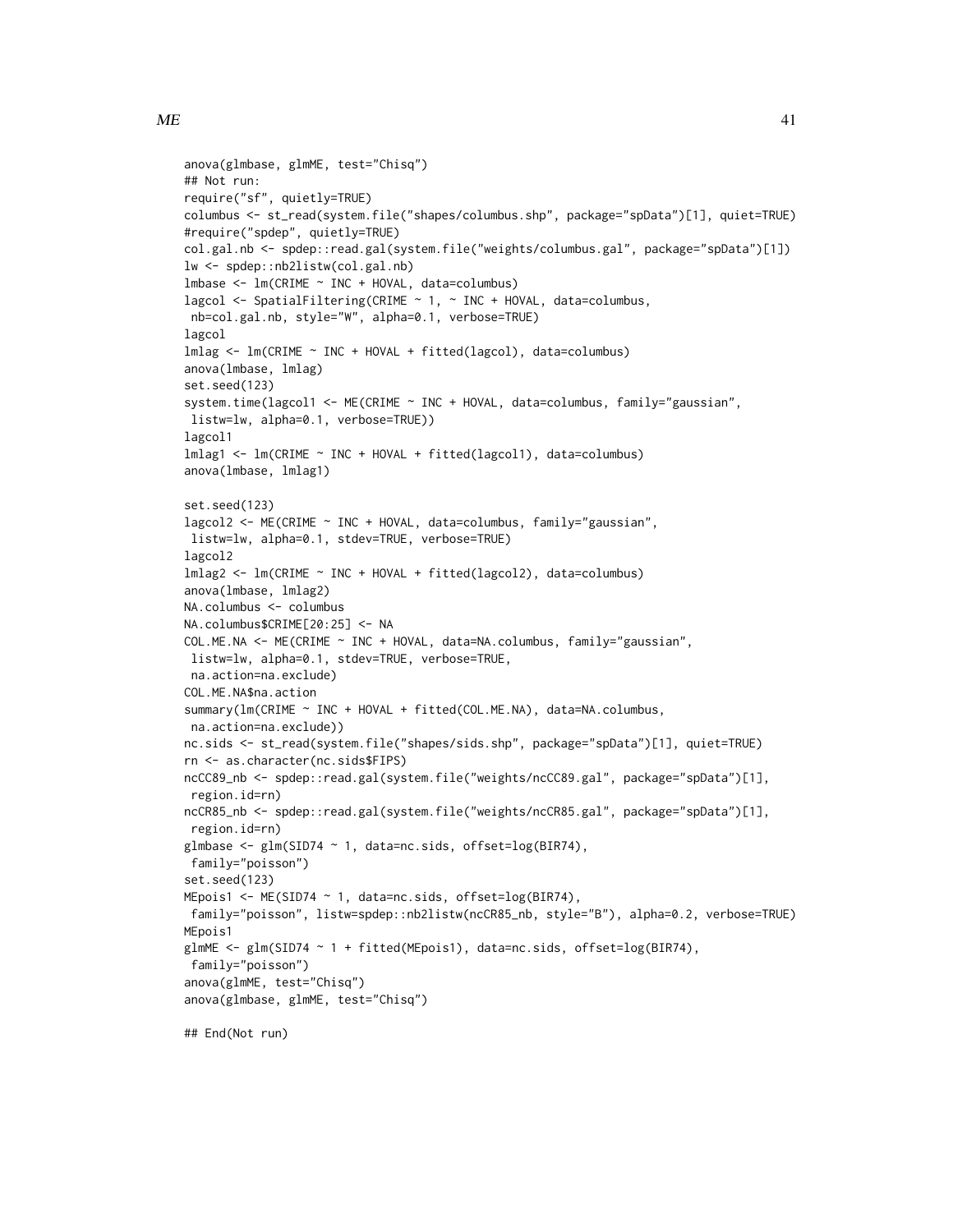```
anova(glmbase, glmME, test="Chisq")
## Not run:
require("sf", quietly=TRUE)
columbus <- st_read(system.file("shapes/columbus.shp", package="spData")[1], quiet=TRUE)
#require("spdep", quietly=TRUE)
col.gal.nb <- spdep::read.gal(system.file("weights/columbus.gal", package="spData")[1])
lw <- spdep::nb2listw(col.gal.nb)
lmbase <- lm(CRIME ~ INC + HOVAL, data=columbus)
lagcol <- SpatialFiltering(CRIME ~ 1, ~ INC + HOVAL, data=columbus,
 nb=col.gal.nb, style="W", alpha=0.1, verbose=TRUE)
lagcol
lmlag <- lm(CRIME ~ INC + HOVAL + fitted(lagcol), data=columbus)
anova(lmbase, lmlag)
set.seed(123)
system.time(lagcol1 <- ME(CRIME ~ INC + HOVAL, data=columbus, family="gaussian",
 listw=lw, alpha=0.1, verbose=TRUE))
lagcol1
lmlag1 <- lm(CRIME ~ INC + HOVAL + fitted(lagcol1), data=columbus)
anova(lmbase, lmlag1)

set.seed(123)
lagcol2 <- ME(CRIME ~ INC + HOVAL, data=columbus, family="gaussian",
 listw=lw, alpha=0.1, stdev=TRUE, verbose=TRUE)
lagcol2
lmlag2 <- lm(CRIME ~ INC + HOVAL + fitted(lagcol2), data=columbus)
anova(lmbase, lmlag2)
NA.columbus <- columbus
NA.columbus$CRIME[20:25] <- NA
COL.ME.NA <- ME(CRIME ~ INC + HOVAL, data=NA.columbus, family="gaussian",
 listw=lw, alpha=0.1, stdev=TRUE, verbose=TRUE,
 na.action=na.exclude)
COL.ME.NA$na.action
summary(lm(CRIME ~ INC + HOVAL + fitted(COL.ME.NA), data=NA.columbus,
 na.action=na.exclude))
nc.sids <- st_read(system.file("shapes/sids.shp", package="spData")[1], quiet=TRUE)
rn <- as.character(nc.sids$FIPS)
ncCC89_nb <- spdep::read.gal(system.file("weights/ncCC89.gal", package="spData")[1],
 region.id=rn)
ncCR85_nb <- spdep::read.gal(system.file("weights/ncCR85.gal", package="spData")[1],
 region.id=rn)
glmbase <- glm(SID74 ~ 1, data=nc.sids, offset=log(BIR74),
 family="poisson")
set.seed(123)
MEpois1 <- ME(SID74 ~ 1, data=nc.sids, offset=log(BIR74),
 family="poisson", listw=spdep::nb2listw(ncCR85_nb, style="B"), alpha=0.2, verbose=TRUE)
MEpois1
glmME <- glm(SID74 ~ 1 + fitted(MEpois1), data=nc.sids, offset=log(BIR74),
 family="poisson")
anova(glmME, test="Chisq")
anova(glmbase, glmME, test="Chisq")

## End(Not run)
```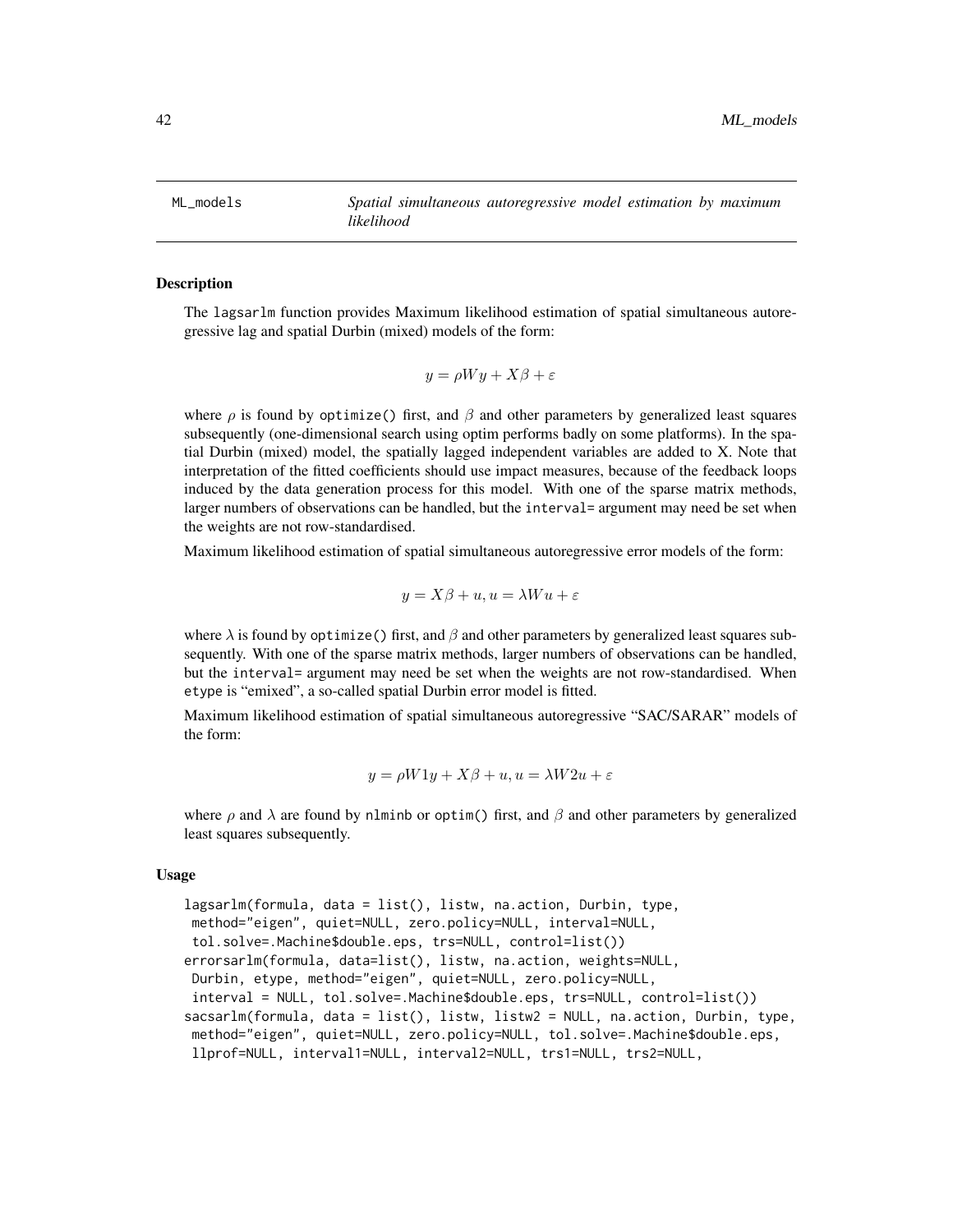ML_models — *Spatial simultaneous autoregressive model estimation by maximum likelihood*

## Description

The `lagsarlm` function provides Maximum likelihood estimation of spatial simultaneous autoregressive lag and spatial Durbin (mixed) models of the form:

$$y = \rho W y + X\beta + \varepsilon$$

where $\rho$ is found by `optimize()` first, and $\beta$ and other parameters by generalized least squares subsequently (one-dimensional search using optim performs badly on some platforms). In the spatial Durbin (mixed) model, the spatially lagged independent variables are added to X. Note that interpretation of the fitted coefficients should use impact measures, because of the feedback loops induced by the data generation process for this model. With one of the sparse matrix methods, larger numbers of observations can be handled, but the `interval=` argument may need be set when the weights are not row-standardised.

Maximum likelihood estimation of spatial simultaneous autoregressive error models of the form:

$$y = X\beta + u, u = \lambda W u + \varepsilon$$

where $\lambda$ is found by `optimize()` first, and $\beta$ and other parameters by generalized least squares subsequently. With one of the sparse matrix methods, larger numbers of observations can be handled, but the `interval=` argument may need be set when the weights are not row-standardised. When `etype` is "emixed", a so-called spatial Durbin error model is fitted.

Maximum likelihood estimation of spatial simultaneous autoregressive "SAC/SARAR" models of the form:

$$y = \rho W1y + X\beta + u, u = \lambda W2u + \varepsilon$$

where $\rho$ and $\lambda$ are found by `nlminb` or `optim()` first, and $\beta$ and other parameters by generalized least squares subsequently.

## Usage

```
lagsarlm(formula, data = list(), listw, na.action, Durbin, type,
 method="eigen", quiet=NULL, zero.policy=NULL, interval=NULL,
 tol.solve=.Machine$double.eps, trs=NULL, control=list())
errorsarlm(formula, data=list(), listw, na.action, weights=NULL,
 Durbin, etype, method="eigen", quiet=NULL, zero.policy=NULL,
 interval = NULL, tol.solve=.Machine$double.eps, trs=NULL, control=list())
sacsarlm(formula, data = list(), listw, listw2 = NULL, na.action, Durbin, type,
 method="eigen", quiet=NULL, zero.policy=NULL, tol.solve=.Machine$double.eps,
 llprof=NULL, interval1=NULL, interval2=NULL, trs1=NULL, trs2=NULL,
```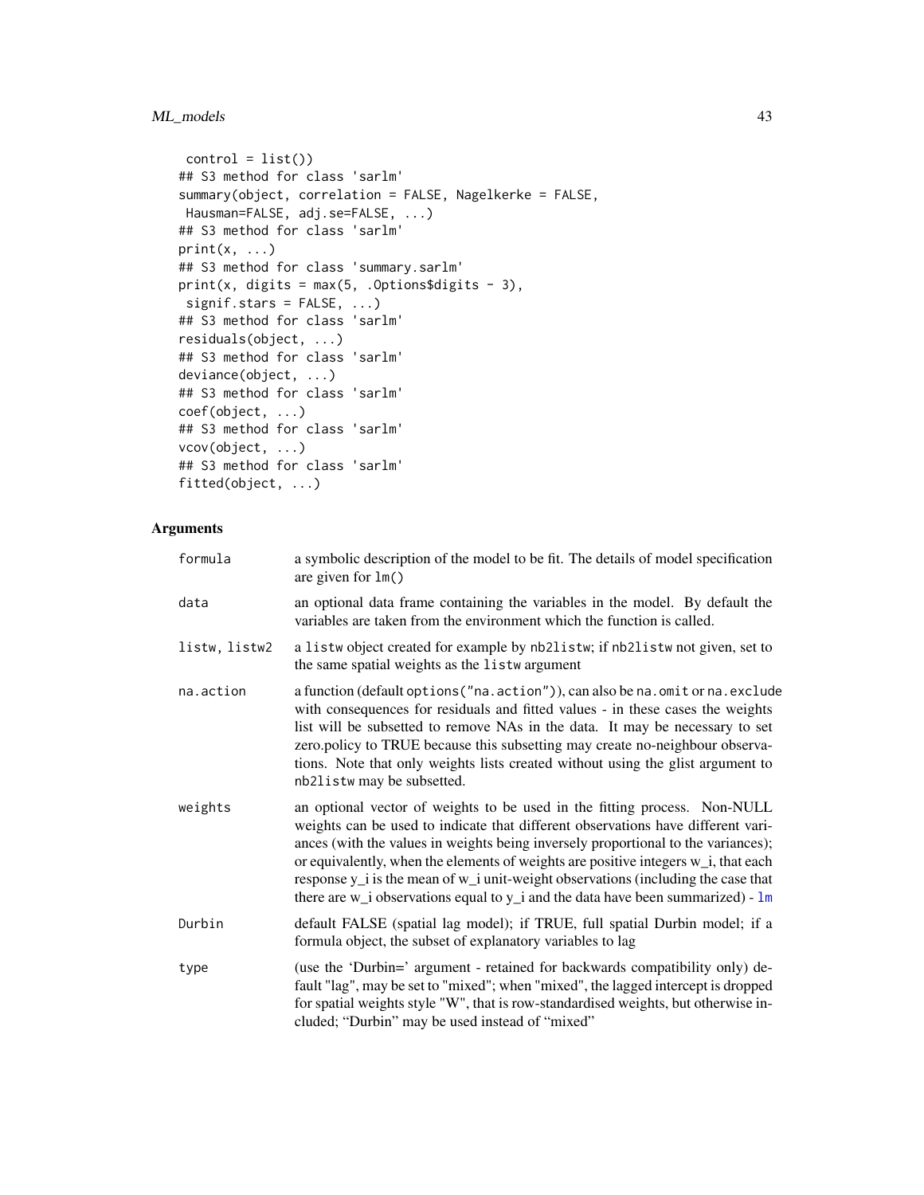```
 control = list())
## S3 method for class 'sarlm'
summary(object, correlation = FALSE, Nagelkerke = FALSE,
 Hausman=FALSE, adj.se=FALSE, ...)
## S3 method for class 'sarlm'
print(x, ...)
## S3 method for class 'summary.sarlm'
print(x, digits = max(5, .Options$digits - 3),
 signif.stars = FALSE, ...)
## S3 method for class 'sarlm'
residuals(object, ...)
## S3 method for class 'sarlm'
deviance(object, ...)
## S3 method for class 'sarlm'
coef(object, ...)
## S3 method for class 'sarlm'
vcov(object, ...)
## S3 method for class 'sarlm'
fitted(object, ...)
```

## Arguments

| | |
|---|---|
| `formula` | a symbolic description of the model to be fit. The details of model specification are given for `lm()` |
| `data` | an optional data frame containing the variables in the model. By default the variables are taken from the environment which the function is called. |
| `listw, listw2` | a `listw` object created for example by `nb2listw`; if `nb2listw` not given, set to the same spatial weights as the `listw` argument |
| `na.action` | a function (default `options("na.action")`), can also be `na.omit` or `na.exclude` with consequences for residuals and fitted values - in these cases the weights list will be subsetted to remove NAs in the data. It may be necessary to set zero.policy to TRUE because this subsetting may create no-neighbour observations. Note that only weights lists created without using the glist argument to `nb2listw` may be subsetted. |
| `weights` | an optional vector of weights to be used in the fitting process. Non-NULL weights can be used to indicate that different observations have different variances (with the values in weights being inversely proportional to the variances); or equivalently, when the elements of weights are positive integers w_i, that each response y_i is the mean of w_i unit-weight observations (including the case that there are w_i observations equal to y_i and the data have been summarized) - `lm` |
| `Durbin` | default FALSE (spatial lag model); if TRUE, full spatial Durbin model; if a formula object, the subset of explanatory variables to lag |
| `type` | (use the 'Durbin=' argument - retained for backwards compatibility only) default "lag", may be set to "mixed"; when "mixed", the lagged intercept is dropped for spatial weights style "W", that is row-standardised weights, but otherwise included; "Durbin" may be used instead of "mixed" |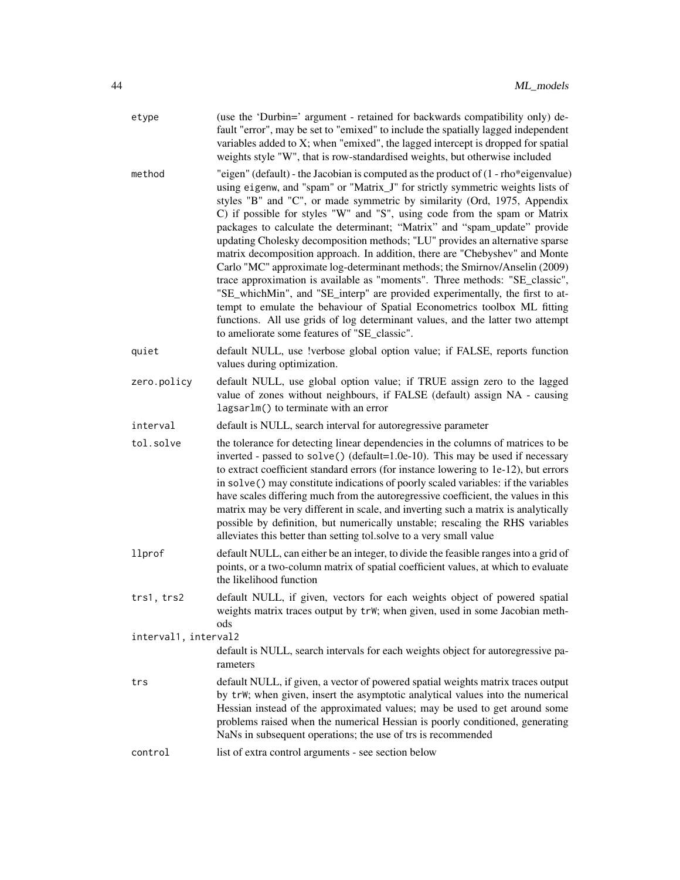| | |
|---|---|
| `etype` | (use the 'Durbin=' argument - retained for backwards compatibility only) default "error", may be set to "emixed" to include the spatially lagged independent variables added to X; when "emixed", the lagged intercept is dropped for spatial weights style "W", that is row-standardised weights, but otherwise included |
| `method` | "eigen" (default) - the Jacobian is computed as the product of (1 - rho*eigenvalue) using `eigenw`, and "spam" or "Matrix_J" for strictly symmetric weights lists of styles "B" and "C", or made symmetric by similarity (Ord, 1975, Appendix C) if possible for styles "W" and "S", using code from the spam or Matrix packages to calculate the determinant; "Matrix" and "spam_update" provide updating Cholesky decomposition methods; "LU" provides an alternative sparse matrix decomposition approach. In addition, there are "Chebyshev" and Monte Carlo "MC" approximate log-determinant methods; the Smirnov/Anselin (2009) trace approximation is available as "moments". Three methods: "SE_classic", "SE_whichMin", and "SE_interp" are provided experimentally, the first to attempt to emulate the behaviour of Spatial Econometrics toolbox ML fitting functions. All use grids of log determinant values, and the latter two attempt to ameliorate some features of "SE_classic". |
| `quiet` | default NULL, use !verbose global option value; if FALSE, reports function values during optimization. |
| `zero.policy` | default NULL, use global option value; if TRUE assign zero to the lagged value of zones without neighbours, if FALSE (default) assign NA - causing `lagsarlm()` to terminate with an error |
| `interval` | default is NULL, search interval for autoregressive parameter |
| `tol.solve` | the tolerance for detecting linear dependencies in the columns of matrices to be inverted - passed to `solve()` (default=1.0e-10). This may be used if necessary to extract coefficient standard errors (for instance lowering to 1e-12), but errors in `solve()` may constitute indications of poorly scaled variables: if the variables have scales differing much from the autoregressive coefficient, the values in this matrix may be very different in scale, and inverting such a matrix is analytically possible by definition, but numerically unstable; rescaling the RHS variables alleviates this better than setting tol.solve to a very small value |
| `llprof` | default NULL, can either be an integer, to divide the feasible ranges into a grid of points, or a two-column matrix of spatial coefficient values, at which to evaluate the likelihood function |
| `trs1, trs2` | default NULL, if given, vectors for each weights object of powered spatial weights matrix traces output by `trW`; when given, used in some Jacobian methods |
| `interval1, interval2` | default is NULL, search intervals for each weights object for autoregressive parameters |
| `trs` | default NULL, if given, a vector of powered spatial weights matrix traces output by `trW`; when given, insert the asymptotic analytical values into the numerical Hessian instead of the approximated values; may be used to get around some problems raised when the numerical Hessian is poorly conditioned, generating NaNs in subsequent operations; the use of trs is recommended |
| `control` | list of extra control arguments - see section below |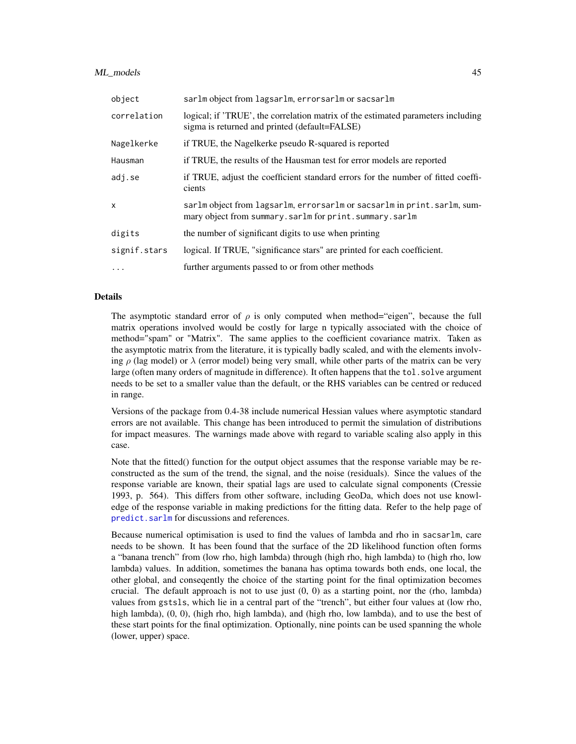| | |
|---|---|
| object | sarlm object from lagsarlm, errorsarlm or sacsarlm |
| correlation | logical; if 'TRUE', the correlation matrix of the estimated parameters including sigma is returned and printed (default=FALSE) |
| Nagelkerke | if TRUE, the Nagelkerke pseudo R-squared is reported |
| Hausman | if TRUE, the results of the Hausman test for error models are reported |
| adj.se | if TRUE, adjust the coefficient standard errors for the number of fitted coefficients |
| x | sarlm object from lagsarlm, errorsarlm or sacsarlm in print.sarlm, summary object from summary.sarlm for print.summary.sarlm |
| digits | the number of significant digits to use when printing |
| signif.stars | logical. If TRUE, "significance stars" are printed for each coefficient. |
| ... | further arguments passed to or from other methods |

## Details

The asymptotic standard error of $\rho$ is only computed when method="eigen", because the full matrix operations involved would be costly for large n typically associated with the choice of method="spam" or "Matrix". The same applies to the coefficient covariance matrix. Taken as the asymptotic matrix from the literature, it is typically badly scaled, and with the elements involving $\rho$ (lag model) or $\lambda$ (error model) being very small, while other parts of the matrix can be very large (often many orders of magnitude in difference). It often happens that the tol.solve argument needs to be set to a smaller value than the default, or the RHS variables can be centred or reduced in range.

Versions of the package from 0.4-38 include numerical Hessian values where asymptotic standard errors are not available. This change has been introduced to permit the simulation of distributions for impact measures. The warnings made above with regard to variable scaling also apply in this case.

Note that the fitted() function for the output object assumes that the response variable may be reconstructed as the sum of the trend, the signal, and the noise (residuals). Since the values of the response variable are known, their spatial lags are used to calculate signal components (Cressie 1993, p. 564). This differs from other software, including GeoDa, which does not use knowledge of the response variable in making predictions for the fitting data. Refer to the help page of predict.sarlm for discussions and references.

Because numerical optimisation is used to find the values of lambda and rho in sacsarlm, care needs to be shown. It has been found that the surface of the 2D likelihood function often forms a "banana trench" from (low rho, high lambda) through (high rho, high lambda) to (high rho, low lambda) values. In addition, sometimes the banana has optima towards both ends, one local, the other global, and conseqently the choice of the starting point for the final optimization becomes crucial. The default approach is not to use just (0, 0) as a starting point, nor the (rho, lambda) values from gstsls, which lie in a central part of the "trench", but either four values at (low rho, high lambda), (0, 0), (high rho, high lambda), and (high rho, low lambda), and to use the best of these start points for the final optimization. Optionally, nine points can be used spanning the whole (lower, upper) space.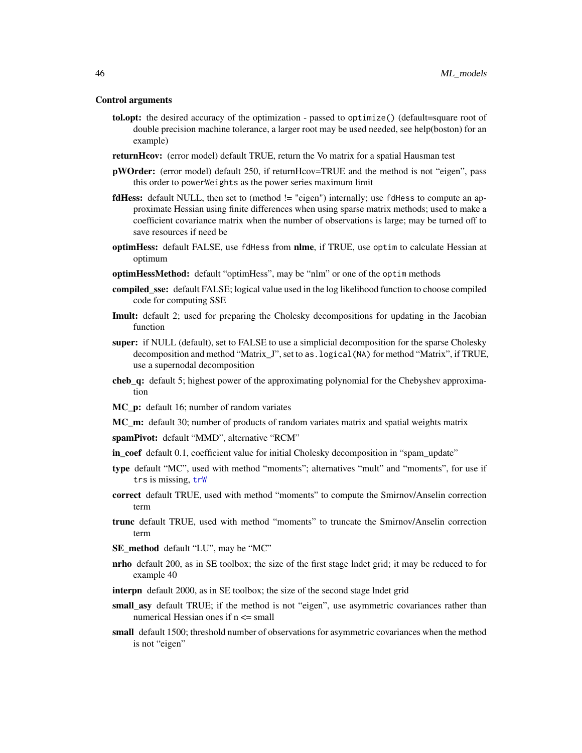### Control arguments

- **tol.opt:** the desired accuracy of the optimization - passed to `optimize()` (default=square root of double precision machine tolerance, a larger root may be used needed, see help(boston) for an example)
- **returnHcov:** (error model) default TRUE, return the Vo matrix for a spatial Hausman test
- **pWOrder:** (error model) default 250, if returnHcov=TRUE and the method is not "eigen", pass this order to `powerWeights` as the power series maximum limit
- **fdHess:** default NULL, then set to (method != "eigen") internally; use `fdHess` to compute an approximate Hessian using finite differences when using sparse matrix methods; used to make a coefficient covariance matrix when the number of observations is large; may be turned off to save resources if need be
- **optimHess:** default FALSE, use `fdHess` from **nlme**, if TRUE, use `optim` to calculate Hessian at optimum
- **optimHessMethod:** default "optimHess", may be "nlm" or one of the `optim` methods
- **compiled_sse:** default FALSE; logical value used in the log likelihood function to choose compiled code for computing SSE
- **Imult:** default 2; used for preparing the Cholesky decompositions for updating in the Jacobian function
- **super:** if NULL (default), set to FALSE to use a simplicial decomposition for the sparse Cholesky decomposition and method "Matrix_J", set to `as.logical(NA)` for method "Matrix", if TRUE, use a supernodal decomposition
- **cheb_q:** default 5; highest power of the approximating polynomial for the Chebyshev approximation
- **MC_p:** default 16; number of random variates
- **MC_m:** default 30; number of products of random variates matrix and spatial weights matrix
- **spamPivot:** default "MMD", alternative "RCM"
- **in_coef** default 0.1, coefficient value for initial Cholesky decomposition in "spam_update"
- **type** default "MC", used with method "moments"; alternatives "mult" and "moments", for use if `trs` is missing, `trW`
- **correct** default TRUE, used with method "moments" to compute the Smirnov/Anselin correction term
- **trunc** default TRUE, used with method "moments" to truncate the Smirnov/Anselin correction term
- **SE_method** default "LU", may be "MC"
- **nrho** default 200, as in SE toolbox; the size of the first stage lndet grid; it may be reduced to for example 40
- **interpn** default 2000, as in SE toolbox; the size of the second stage lndet grid
- **small_asy** default TRUE; if the method is not "eigen", use asymmetric covariances rather than numerical Hessian ones if n <= small
- **small** default 1500; threshold number of observations for asymmetric covariances when the method is not "eigen"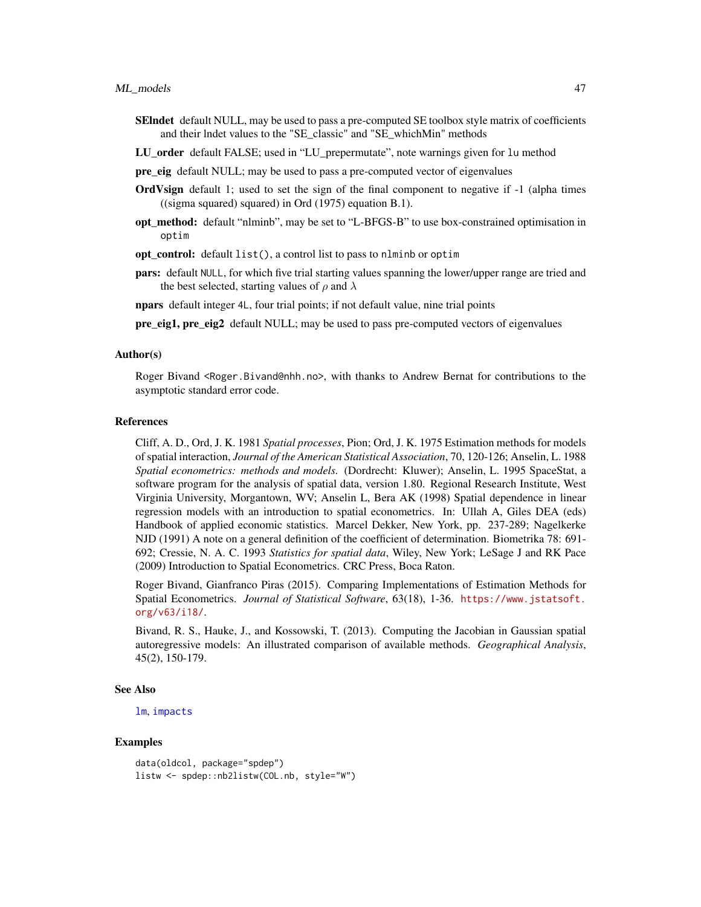**SElndet** default NULL, may be used to pass a pre-computed SE toolbox style matrix of coefficients and their lndet values to the "SE_classic" and "SE_whichMin" methods

**LU_order** default FALSE; used in "LU_prepermutate", note warnings given for `lu` method

**pre_eig** default NULL; may be used to pass a pre-computed vector of eigenvalues

**OrdVsign** default 1; used to set the sign of the final component to negative if -1 (alpha times ((sigma squared) squared) in Ord (1975) equation B.1).

**opt_method:** default "nlminb", may be set to "L-BFGS-B" to use box-constrained optimisation in `optim`

**opt_control:** default `list()`, a control list to pass to `nlminb` or `optim`

**pars:** default `NULL`, for which five trial starting values spanning the lower/upper range are tried and the best selected, starting values of $\rho$ and $\lambda$

**npars** default integer `4L`, four trial points; if not default value, nine trial points

**pre_eig1, pre_eig2** default NULL; may be used to pass pre-computed vectors of eigenvalues

### Author(s)

Roger Bivand <Roger.Bivand@nhh.no>, with thanks to Andrew Bernat for contributions to the asymptotic standard error code.

### References

Cliff, A. D., Ord, J. K. 1981 *Spatial processes*, Pion; Ord, J. K. 1975 Estimation methods for models of spatial interaction, *Journal of the American Statistical Association*, 70, 120-126; Anselin, L. 1988 *Spatial econometrics: methods and models.* (Dordrecht: Kluwer); Anselin, L. 1995 SpaceStat, a software program for the analysis of spatial data, version 1.80. Regional Research Institute, West Virginia University, Morgantown, WV; Anselin L, Bera AK (1998) Spatial dependence in linear regression models with an introduction to spatial econometrics. In: Ullah A, Giles DEA (eds) Handbook of applied economic statistics. Marcel Dekker, New York, pp. 237-289; Nagelkerke NJD (1991) A note on a general definition of the coefficient of determination. Biometrika 78: 691-692; Cressie, N. A. C. 1993 *Statistics for spatial data*, Wiley, New York; LeSage J and RK Pace (2009) Introduction to Spatial Econometrics. CRC Press, Boca Raton.

Roger Bivand, Gianfranco Piras (2015). Comparing Implementations of Estimation Methods for Spatial Econometrics. *Journal of Statistical Software*, 63(18), 1-36. https://www.jstatsoft.org/v63/i18/.

Bivand, R. S., Hauke, J., and Kossowski, T. (2013). Computing the Jacobian in Gaussian spatial autoregressive models: An illustrated comparison of available methods. *Geographical Analysis*, 45(2), 150-179.

### See Also

`lm`, `impacts`

### Examples

```
data(oldcol, package="spdep")
listw <- spdep::nb2listw(COL.nb, style="W")
```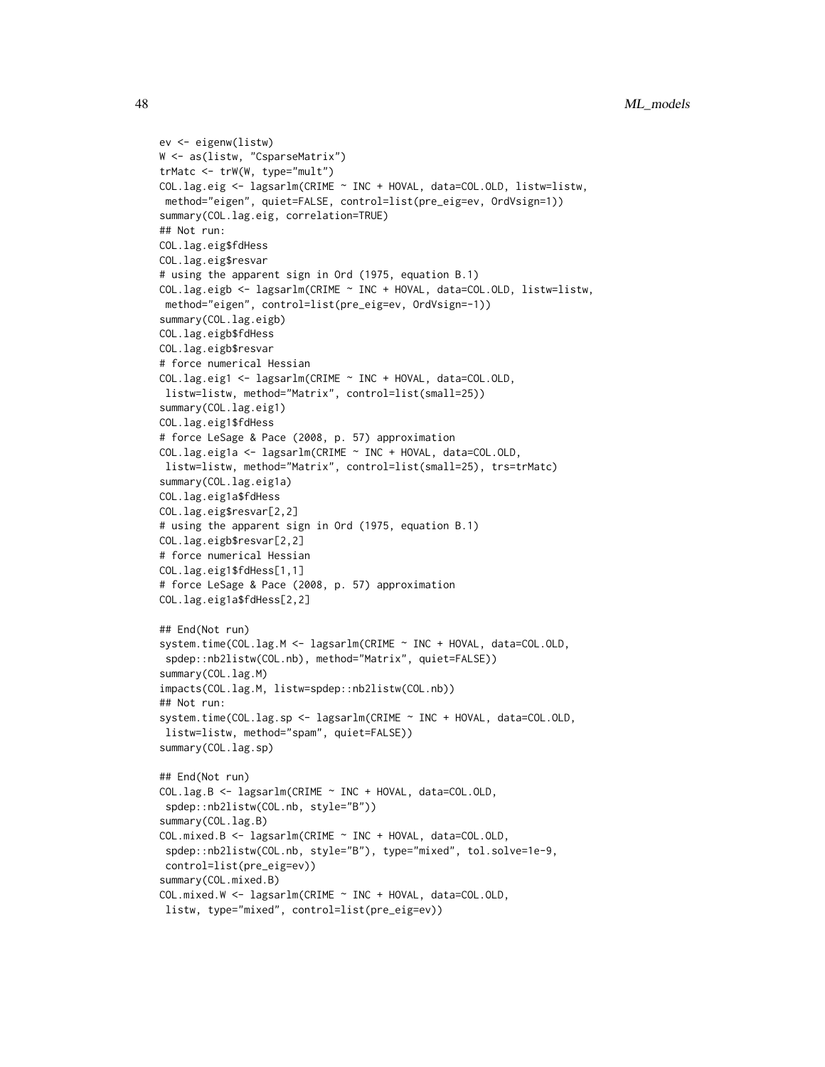```
ev <- eigenw(listw)
W <- as(listw, "CsparseMatrix")
trMatc <- trW(W, type="mult")
COL.lag.eig <- lagsarlm(CRIME ~ INC + HOVAL, data=COL.OLD, listw=listw,
 method="eigen", quiet=FALSE, control=list(pre_eig=ev, OrdVsign=1))
summary(COL.lag.eig, correlation=TRUE)
## Not run:
COL.lag.eig$fdHess
COL.lag.eig$resvar
# using the apparent sign in Ord (1975, equation B.1)
COL.lag.eigb <- lagsarlm(CRIME ~ INC + HOVAL, data=COL.OLD, listw=listw,
 method="eigen", control=list(pre_eig=ev, OrdVsign=-1))
summary(COL.lag.eigb)
COL.lag.eigb$fdHess
COL.lag.eigb$resvar
# force numerical Hessian
COL.lag.eig1 <- lagsarlm(CRIME ~ INC + HOVAL, data=COL.OLD,
 listw=listw, method="Matrix", control=list(small=25))
summary(COL.lag.eig1)
COL.lag.eig1$fdHess
# force LeSage & Pace (2008, p. 57) approximation
COL.lag.eig1a <- lagsarlm(CRIME ~ INC + HOVAL, data=COL.OLD,
 listw=listw, method="Matrix", control=list(small=25), trs=trMatc)
summary(COL.lag.eig1a)
COL.lag.eig1a$fdHess
COL.lag.eig$resvar[2,2]
# using the apparent sign in Ord (1975, equation B.1)
COL.lag.eigb$resvar[2,2]
# force numerical Hessian
COL.lag.eig1$fdHess[1,1]
# force LeSage & Pace (2008, p. 57) approximation
COL.lag.eig1a$fdHess[2,2]

## End(Not run)
system.time(COL.lag.M <- lagsarlm(CRIME ~ INC + HOVAL, data=COL.OLD,
 spdep::nb2listw(COL.nb), method="Matrix", quiet=FALSE))
summary(COL.lag.M)
impacts(COL.lag.M, listw=spdep::nb2listw(COL.nb))
## Not run:
system.time(COL.lag.sp <- lagsarlm(CRIME ~ INC + HOVAL, data=COL.OLD,
 listw=listw, method="spam", quiet=FALSE))
summary(COL.lag.sp)

## End(Not run)
COL.lag.B <- lagsarlm(CRIME ~ INC + HOVAL, data=COL.OLD,
 spdep::nb2listw(COL.nb, style="B"))
summary(COL.lag.B)
COL.mixed.B <- lagsarlm(CRIME ~ INC + HOVAL, data=COL.OLD,
 spdep::nb2listw(COL.nb, style="B"), type="mixed", tol.solve=1e-9,
 control=list(pre_eig=ev))
summary(COL.mixed.B)
COL.mixed.W <- lagsarlm(CRIME ~ INC + HOVAL, data=COL.OLD,
 listw, type="mixed", control=list(pre_eig=ev))
```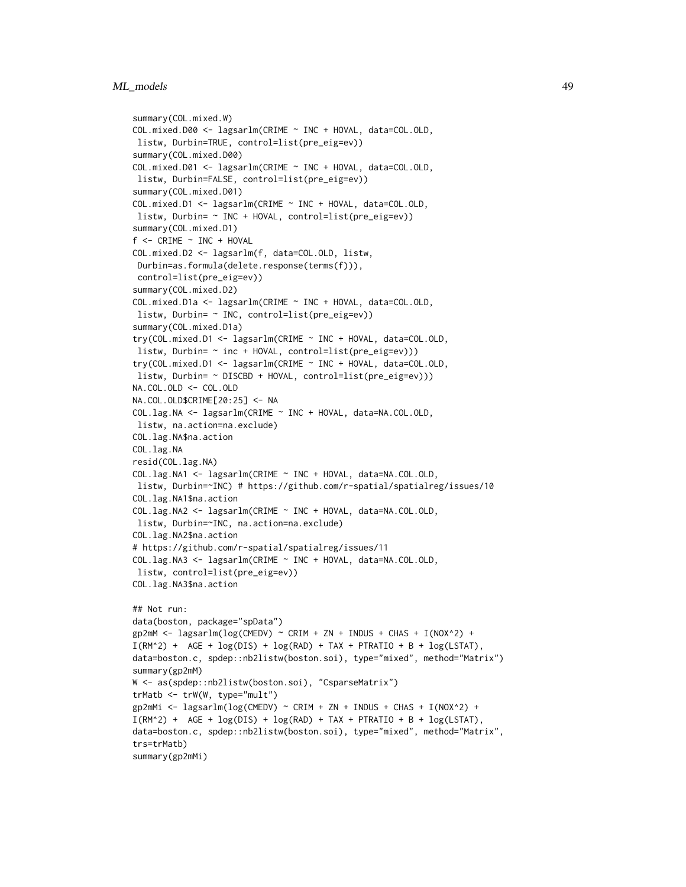```
summary(COL.mixed.W)
COL.mixed.D00 <- lagsarlm(CRIME ~ INC + HOVAL, data=COL.OLD,
 listw, Durbin=TRUE, control=list(pre_eig=ev))
summary(COL.mixed.D00)
COL.mixed.D01 <- lagsarlm(CRIME ~ INC + HOVAL, data=COL.OLD,
 listw, Durbin=FALSE, control=list(pre_eig=ev))
summary(COL.mixed.D01)
COL.mixed.D1 <- lagsarlm(CRIME ~ INC + HOVAL, data=COL.OLD,
 listw, Durbin= ~ INC + HOVAL, control=list(pre_eig=ev))
summary(COL.mixed.D1)
f <- CRIME ~ INC + HOVAL
COL.mixed.D2 <- lagsarlm(f, data=COL.OLD, listw,
 Durbin=as.formula(delete.response(terms(f))),
 control=list(pre_eig=ev))
summary(COL.mixed.D2)
COL.mixed.D1a <- lagsarlm(CRIME ~ INC + HOVAL, data=COL.OLD,
 listw, Durbin= ~ INC, control=list(pre_eig=ev))
summary(COL.mixed.D1a)
try(COL.mixed.D1 <- lagsarlm(CRIME ~ INC + HOVAL, data=COL.OLD,
 listw, Durbin= ~ inc + HOVAL, control=list(pre_eig=ev)))
try(COL.mixed.D1 <- lagsarlm(CRIME ~ INC + HOVAL, data=COL.OLD,
 listw, Durbin= ~ DISCBD + HOVAL, control=list(pre_eig=ev)))
NA.COL.OLD <- COL.OLD
NA.COL.OLD$CRIME[20:25] <- NA
COL.lag.NA <- lagsarlm(CRIME ~ INC + HOVAL, data=NA.COL.OLD,
 listw, na.action=na.exclude)
COL.lag.NA$na.action
COL.lag.NA
resid(COL.lag.NA)
COL.lag.NA1 <- lagsarlm(CRIME ~ INC + HOVAL, data=NA.COL.OLD,
 listw, Durbin=~INC) # https://github.com/r-spatial/spatialreg/issues/10
COL.lag.NA1$na.action
COL.lag.NA2 <- lagsarlm(CRIME ~ INC + HOVAL, data=NA.COL.OLD,
 listw, Durbin=~INC, na.action=na.exclude)
COL.lag.NA2$na.action
# https://github.com/r-spatial/spatialreg/issues/11
COL.lag.NA3 <- lagsarlm(CRIME ~ INC + HOVAL, data=NA.COL.OLD,
 listw, control=list(pre_eig=ev))
COL.lag.NA3$na.action

## Not run:
data(boston, package="spData")
gp2mM <- lagsarlm(log(CMEDV) ~ CRIM + ZN + INDUS + CHAS + I(NOX^2) +
I(RM^2) +  AGE + log(DIS) + log(RAD) + TAX + PTRATIO + B + log(LSTAT),
data=boston.c, spdep::nb2listw(boston.soi), type="mixed", method="Matrix")
summary(gp2mM)
W <- as(spdep::nb2listw(boston.soi), "CsparseMatrix")
trMatb <- trW(W, type="mult")
gp2mMi <- lagsarlm(log(CMEDV) ~ CRIM + ZN + INDUS + CHAS + I(NOX^2) +
I(RM^2) +  AGE + log(DIS) + log(RAD) + TAX + PTRATIO + B + log(LSTAT),
data=boston.c, spdep::nb2listw(boston.soi), type="mixed", method="Matrix",
trs=trMatb)
summary(gp2mMi)
```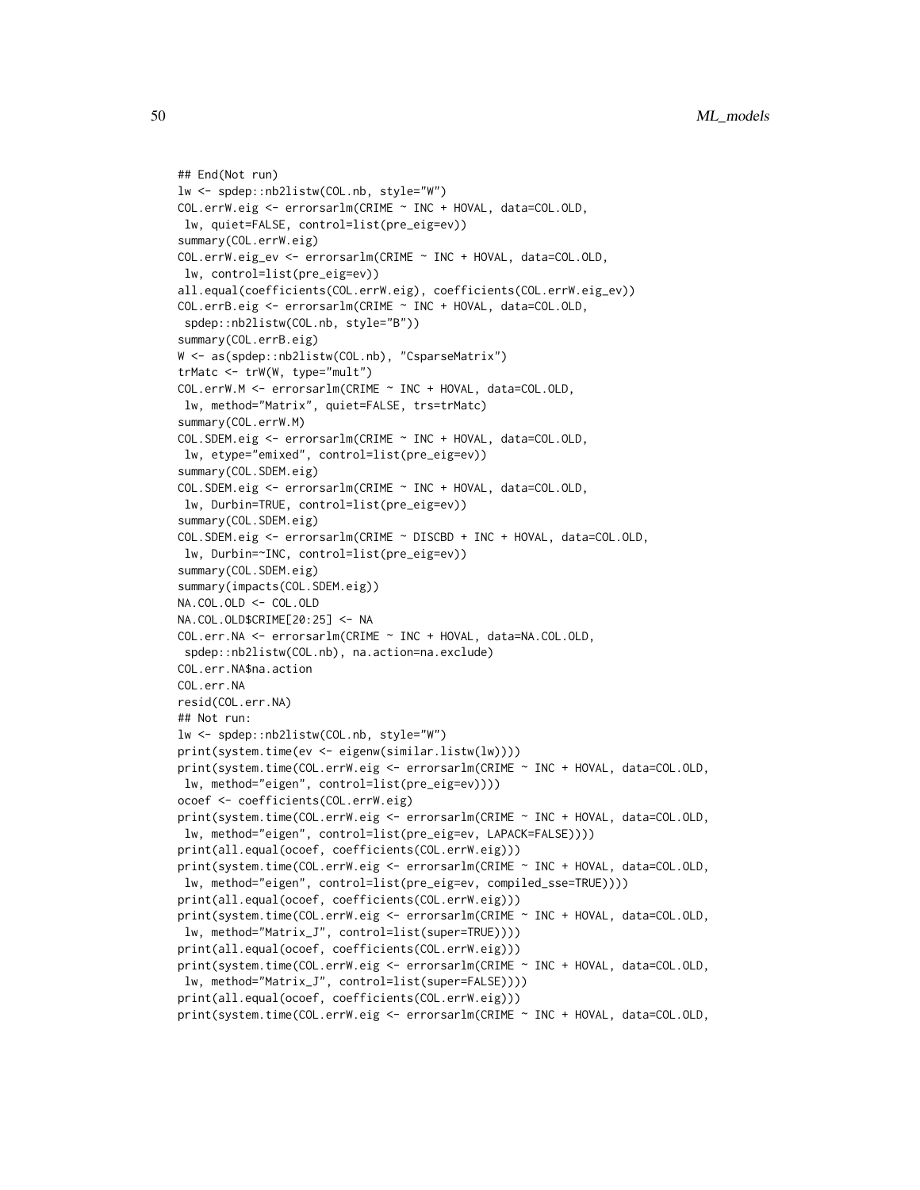```
## End(Not run)
lw <- spdep::nb2listw(COL.nb, style="W")
COL.errW.eig <- errorsarlm(CRIME ~ INC + HOVAL, data=COL.OLD,
 lw, quiet=FALSE, control=list(pre_eig=ev))
summary(COL.errW.eig)
COL.errW.eig_ev <- errorsarlm(CRIME ~ INC + HOVAL, data=COL.OLD,
 lw, control=list(pre_eig=ev))
all.equal(coefficients(COL.errW.eig), coefficients(COL.errW.eig_ev))
COL.errB.eig <- errorsarlm(CRIME ~ INC + HOVAL, data=COL.OLD,
 spdep::nb2listw(COL.nb, style="B"))
summary(COL.errB.eig)
W <- as(spdep::nb2listw(COL.nb), "CsparseMatrix")
trMatc <- trW(W, type="mult")
COL.errW.M <- errorsarlm(CRIME ~ INC + HOVAL, data=COL.OLD,
 lw, method="Matrix", quiet=FALSE, trs=trMatc)
summary(COL.errW.M)
COL.SDEM.eig <- errorsarlm(CRIME ~ INC + HOVAL, data=COL.OLD,
 lw, etype="emixed", control=list(pre_eig=ev))
summary(COL.SDEM.eig)
COL.SDEM.eig <- errorsarlm(CRIME ~ INC + HOVAL, data=COL.OLD,
 lw, Durbin=TRUE, control=list(pre_eig=ev))
summary(COL.SDEM.eig)
COL.SDEM.eig <- errorsarlm(CRIME ~ DISCBD + INC + HOVAL, data=COL.OLD,
 lw, Durbin=~INC, control=list(pre_eig=ev))
summary(COL.SDEM.eig)
summary(impacts(COL.SDEM.eig))
NA.COL.OLD <- COL.OLD
NA.COL.OLD$CRIME[20:25] <- NA
COL.err.NA <- errorsarlm(CRIME ~ INC + HOVAL, data=NA.COL.OLD,
 spdep::nb2listw(COL.nb), na.action=na.exclude)
COL.err.NA$na.action
COL.err.NA
resid(COL.err.NA)
## Not run:
lw <- spdep::nb2listw(COL.nb, style="W")
print(system.time(ev <- eigenw(similar.listw(lw))))
print(system.time(COL.errW.eig <- errorsarlm(CRIME ~ INC + HOVAL, data=COL.OLD,
 lw, method="eigen", control=list(pre_eig=ev))))
ocoef <- coefficients(COL.errW.eig)
print(system.time(COL.errW.eig <- errorsarlm(CRIME ~ INC + HOVAL, data=COL.OLD,
 lw, method="eigen", control=list(pre_eig=ev, LAPACK=FALSE))))
print(all.equal(ocoef, coefficients(COL.errW.eig)))
print(system.time(COL.errW.eig <- errorsarlm(CRIME ~ INC + HOVAL, data=COL.OLD,
 lw, method="eigen", control=list(pre_eig=ev, compiled_sse=TRUE))))
print(all.equal(ocoef, coefficients(COL.errW.eig)))
print(system.time(COL.errW.eig <- errorsarlm(CRIME ~ INC + HOVAL, data=COL.OLD,
 lw, method="Matrix_J", control=list(super=TRUE))))
print(all.equal(ocoef, coefficients(COL.errW.eig)))
print(system.time(COL.errW.eig <- errorsarlm(CRIME ~ INC + HOVAL, data=COL.OLD,
 lw, method="Matrix_J", control=list(super=FALSE))))
print(all.equal(ocoef, coefficients(COL.errW.eig)))
print(system.time(COL.errW.eig <- errorsarlm(CRIME ~ INC + HOVAL, data=COL.OLD,
```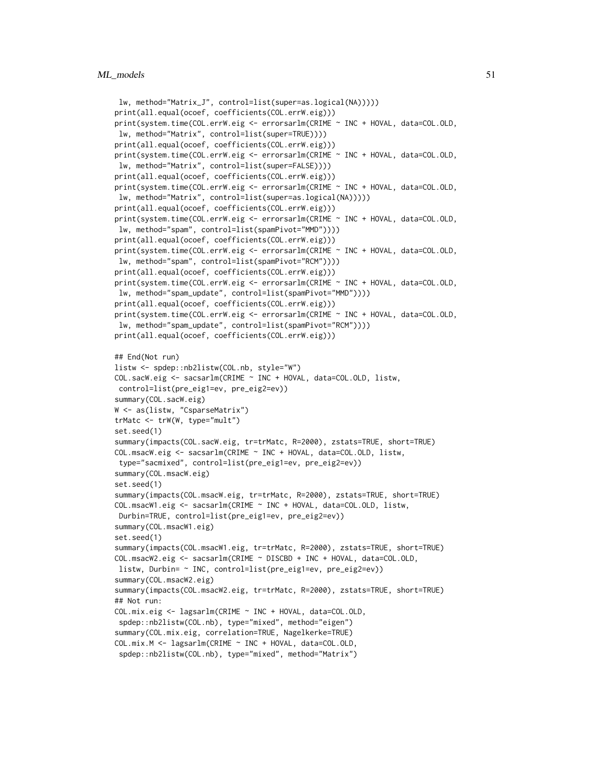```
 lw, method="Matrix_J", control=list(super=as.logical(NA)))))
print(all.equal(ocoef, coefficients(COL.errW.eig)))
print(system.time(COL.errW.eig <- errorsarlm(CRIME ~ INC + HOVAL, data=COL.OLD,
 lw, method="Matrix", control=list(super=TRUE))))
print(all.equal(ocoef, coefficients(COL.errW.eig)))
print(system.time(COL.errW.eig <- errorsarlm(CRIME ~ INC + HOVAL, data=COL.OLD,
 lw, method="Matrix", control=list(super=FALSE))))
print(all.equal(ocoef, coefficients(COL.errW.eig)))
print(system.time(COL.errW.eig <- errorsarlm(CRIME ~ INC + HOVAL, data=COL.OLD,
 lw, method="Matrix", control=list(super=as.logical(NA)))))
print(all.equal(ocoef, coefficients(COL.errW.eig)))
print(system.time(COL.errW.eig <- errorsarlm(CRIME ~ INC + HOVAL, data=COL.OLD,
 lw, method="spam", control=list(spamPivot="MMD"))))
print(all.equal(ocoef, coefficients(COL.errW.eig)))
print(system.time(COL.errW.eig <- errorsarlm(CRIME ~ INC + HOVAL, data=COL.OLD,
 lw, method="spam", control=list(spamPivot="RCM"))))
print(all.equal(ocoef, coefficients(COL.errW.eig)))
print(system.time(COL.errW.eig <- errorsarlm(CRIME ~ INC + HOVAL, data=COL.OLD,
 lw, method="spam_update", control=list(spamPivot="MMD"))))
print(all.equal(ocoef, coefficients(COL.errW.eig)))
print(system.time(COL.errW.eig <- errorsarlm(CRIME ~ INC + HOVAL, data=COL.OLD,
 lw, method="spam_update", control=list(spamPivot="RCM"))))
print(all.equal(ocoef, coefficients(COL.errW.eig)))

## End(Not run)
listw <- spdep::nb2listw(COL.nb, style="W")
COL.sacW.eig <- sacsarlm(CRIME ~ INC + HOVAL, data=COL.OLD, listw,
 control=list(pre_eig1=ev, pre_eig2=ev))
summary(COL.sacW.eig)
W <- as(listw, "CsparseMatrix")
trMatc <- trW(W, type="mult")
set.seed(1)
summary(impacts(COL.sacW.eig, tr=trMatc, R=2000), zstats=TRUE, short=TRUE)
COL.msacW.eig <- sacsarlm(CRIME ~ INC + HOVAL, data=COL.OLD, listw,
 type="sacmixed", control=list(pre_eig1=ev, pre_eig2=ev))
summary(COL.msacW.eig)
set.seed(1)
summary(impacts(COL.msacW.eig, tr=trMatc, R=2000), zstats=TRUE, short=TRUE)
COL.msacW1.eig <- sacsarlm(CRIME ~ INC + HOVAL, data=COL.OLD, listw,
 Durbin=TRUE, control=list(pre_eig1=ev, pre_eig2=ev))
summary(COL.msacW1.eig)
set.seed(1)
summary(impacts(COL.msacW1.eig, tr=trMatc, R=2000), zstats=TRUE, short=TRUE)
COL.msacW2.eig <- sacsarlm(CRIME ~ DISCBD + INC + HOVAL, data=COL.OLD,
 listw, Durbin= ~ INC, control=list(pre_eig1=ev, pre_eig2=ev))
summary(COL.msacW2.eig)
summary(impacts(COL.msacW2.eig, tr=trMatc, R=2000), zstats=TRUE, short=TRUE)
## Not run:
COL.mix.eig <- lagsarlm(CRIME ~ INC + HOVAL, data=COL.OLD,
 spdep::nb2listw(COL.nb), type="mixed", method="eigen")
summary(COL.mix.eig, correlation=TRUE, Nagelkerke=TRUE)
COL.mix.M <- lagsarlm(CRIME ~ INC + HOVAL, data=COL.OLD,
 spdep::nb2listw(COL.nb), type="mixed", method="Matrix")
```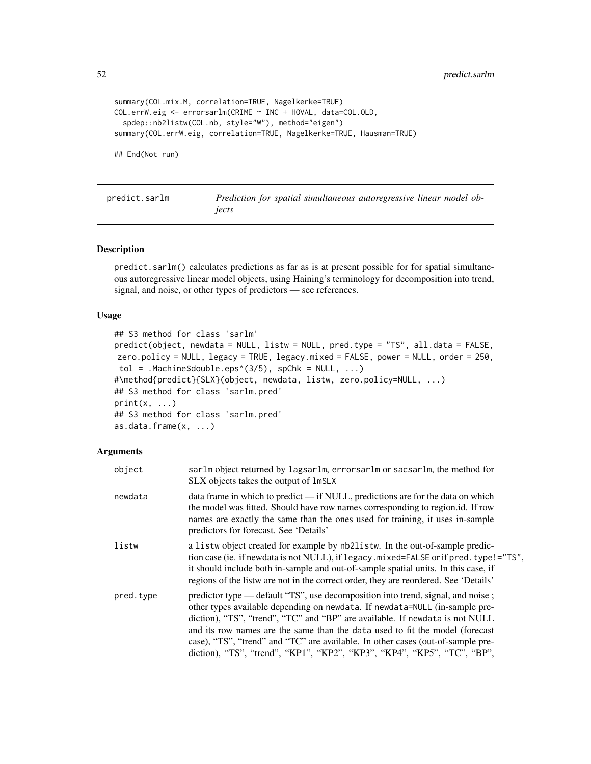```
summary(COL.mix.M, correlation=TRUE, Nagelkerke=TRUE)
COL.errW.eig <- errorsarlm(CRIME ~ INC + HOVAL, data=COL.OLD,
  spdep::nb2listw(COL.nb, style="W"), method="eigen")
summary(COL.errW.eig, correlation=TRUE, Nagelkerke=TRUE, Hausman=TRUE)

## End(Not run)
```

---

## predict.sarlm — *Prediction for spatial simultaneous autoregressive linear model objects*

---

### Description

predict.sarlm() calculates predictions as far as is at present possible for for spatial simultaneous autoregressive linear model objects, using Haining's terminology for decomposition into trend, signal, and noise, or other types of predictors — see references.

### Usage

```
## S3 method for class 'sarlm'
predict(object, newdata = NULL, listw = NULL, pred.type = "TS", all.data = FALSE,
 zero.policy = NULL, legacy = TRUE, legacy.mixed = FALSE, power = NULL, order = 250,
 tol = .Machine$double.eps^(3/5), spChk = NULL, ...)
#\method{predict}{SLX}(object, newdata, listw, zero.policy=NULL, ...)
## S3 method for class 'sarlm.pred'
print(x, ...)
## S3 method for class 'sarlm.pred'
as.data.frame(x, ...)
```

### Arguments

| | |
|---|---|
| object | sarlm object returned by lagsarlm, errorsarlm or sacsarlm, the method for SLX objects takes the output of lmSLX |
| newdata | data frame in which to predict — if NULL, predictions are for the data on which the model was fitted. Should have row names corresponding to region.id. If row names are exactly the same than the ones used for training, it uses in-sample predictors for forecast. See 'Details' |
| listw | a listw object created for example by nb2listw. In the out-of-sample prediction case (ie. if newdata is not NULL), if legacy.mixed=FALSE or if pred.type!="TS", it should include both in-sample and out-of-sample spatial units. In this case, if regions of the listw are not in the correct order, they are reordered. See 'Details' |
| pred.type | predictor type — default "TS", use decomposition into trend, signal, and noise ; other types available depending on newdata. If newdata=NULL (in-sample prediction), "TS", "trend", "TC" and "BP" are available. If newdata is not NULL and its row names are the same than the data used to fit the model (forecast case), "TS", "trend" and "TC" are available. In other cases (out-of-sample prediction), "TS", "trend", "KP1", "KP2", "KP3", "KP4", "KP5", "TC", "BP", |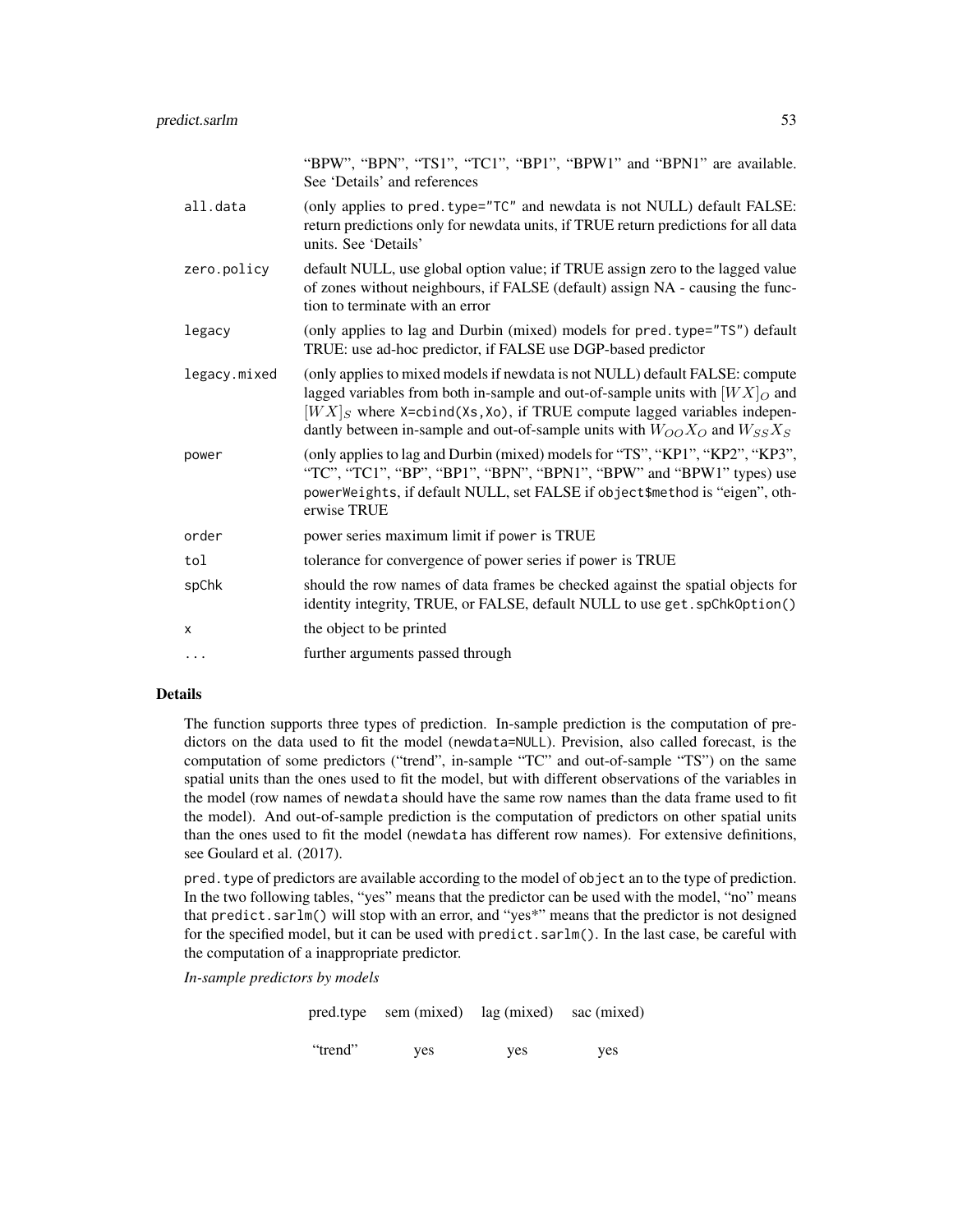"BPW", "BPN", "TS1", "TC1", "BP1", "BPW1" and "BPN1" are available. See 'Details' and references

| | |
|---|---|
| all.data | (only applies to `pred.type="TC"` and newdata is not NULL) default FALSE: return predictions only for newdata units, if TRUE return predictions for all data units. See 'Details' |
| zero.policy | default NULL, use global option value; if TRUE assign zero to the lagged value of zones without neighbours, if FALSE (default) assign NA - causing the function to terminate with an error |
| legacy | (only applies to lag and Durbin (mixed) models for `pred.type="TS"`) default TRUE: use ad-hoc predictor, if FALSE use DGP-based predictor |
| legacy.mixed | (only applies to mixed models if newdata is not NULL) default FALSE: compute lagged variables from both in-sample and out-of-sample units with $[WX]_O$ and $[WX]_S$ where `X=cbind(Xs,Xo)`, if TRUE compute lagged variables independantly between in-sample and out-of-sample units with $W_{OO}X_O$ and $W_{SS}X_S$ |
| power | (only applies to lag and Durbin (mixed) models for "TS", "KP1", "KP2", "KP3", "TC", "TC1", "BP", "BP1", "BPN", "BPN1", "BPW" and "BPW1" types) use `powerWeights`, if default NULL, set FALSE if `object$method` is "eigen", otherwise TRUE |
| order | power series maximum limit if power is TRUE |
| tol | tolerance for convergence of power series if power is TRUE |
| spChk | should the row names of data frames be checked against the spatial objects for identity integrity, TRUE, or FALSE, default NULL to use `get.spChkOption()` |
| x | the object to be printed |
| ... | further arguments passed through |

## Details

The function supports three types of prediction. In-sample prediction is the computation of predictors on the data used to fit the model (`newdata=NULL`). Prevision, also called forecast, is the computation of some predictors ("trend", in-sample "TC" and out-of-sample "TS") on the same spatial units than the ones used to fit the model, but with different observations of the variables in the model (row names of `newdata` should have the same row names than the data frame used to fit the model). And out-of-sample prediction is the computation of predictors on other spatial units than the ones used to fit the model (`newdata` has different row names). For extensive definitions, see Goulard et al. (2017).

`pred.type` of predictors are available according to the model of `object` an to the type of prediction. In the two following tables, "yes" means that the predictor can be used with the model, "no" means that `predict.sarlm()` will stop with an error, and "yes*" means that the predictor is not designed for the specified model, but it can be used with `predict.sarlm()`. In the last case, be careful with the computation of a inappropriate predictor.

*In-sample predictors by models*

| pred.type | sem (mixed) | lag (mixed) | sac (mixed) |
|---|---|---|---|
| "trend" | yes | yes | yes |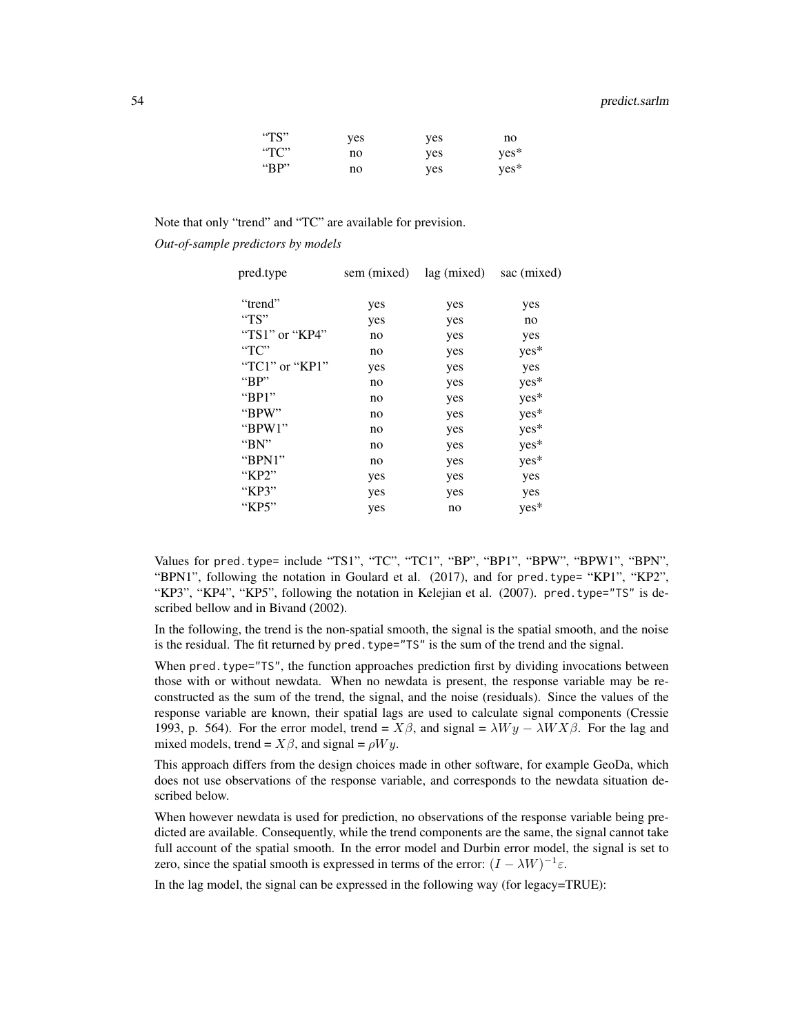| | | | |
|---|---|---|---|
| "TS" | yes | yes | no |
| "TC" | no | yes | yes* |
| "BP" | no | yes | yes* |

Note that only "trend" and "TC" are available for prevision.

*Out-of-sample predictors by models*

| pred.type | sem (mixed) | lag (mixed) | sac (mixed) |
|---|---|---|---|
| "trend" | yes | yes | yes |
| "TS" | yes | yes | no |
| "TS1" or "KP4" | no | yes | yes |
| "TC" | no | yes | yes* |
| "TC1" or "KP1" | yes | yes | yes |
| "BP" | no | yes | yes* |
| "BP1" | no | yes | yes* |
| "BPW" | no | yes | yes* |
| "BPW1" | no | yes | yes* |
| "BN" | no | yes | yes* |
| "BPN1" | no | yes | yes* |
| "KP2" | yes | yes | yes |
| "KP3" | yes | yes | yes |
| "KP5" | yes | no | yes* |

Values for `pred.type=` include "TS1", "TC", "TC1", "BP", "BP1", "BPW", "BPW1", "BPN", "BPN1", following the notation in Goulard et al. (2017), and for `pred.type=` "KP1", "KP2", "KP3", "KP4", "KP5", following the notation in Kelejian et al. (2007). `pred.type="TS"` is described bellow and in Bivand (2002).

In the following, the trend is the non-spatial smooth, the signal is the spatial smooth, and the noise is the residual. The fit returned by `pred.type="TS"` is the sum of the trend and the signal.

When `pred.type="TS"`, the function approaches prediction first by dividing invocations between those with or without newdata. When no newdata is present, the response variable may be reconstructed as the sum of the trend, the signal, and the noise (residuals). Since the values of the response variable are known, their spatial lags are used to calculate signal components (Cressie 1993, p. 564). For the error model, trend = $X\beta$, and signal = $\lambda W y - \lambda W X\beta$. For the lag and mixed models, trend = $X\beta$, and signal = $\rho W y$.

This approach differs from the design choices made in other software, for example GeoDa, which does not use observations of the response variable, and corresponds to the newdata situation described below.

When however newdata is used for prediction, no observations of the response variable being predicted are available. Consequently, while the trend components are the same, the signal cannot take full account of the spatial smooth. In the error model and Durbin error model, the signal is set to zero, since the spatial smooth is expressed in terms of the error: $(I - \lambda W)^{-1}\varepsilon$.

In the lag model, the signal can be expressed in the following way (for legacy=TRUE):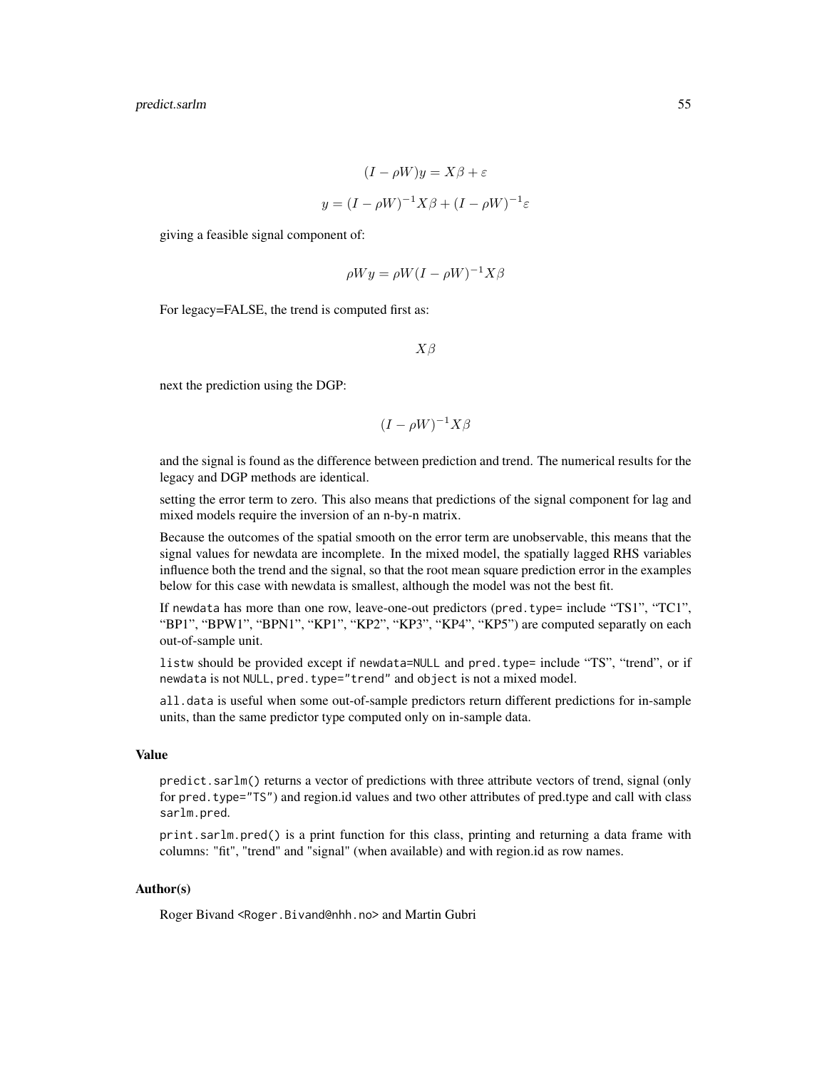$$(I - \rho W)y = X\beta + \varepsilon$$

$$y = (I - \rho W)^{-1} X\beta + (I - \rho W)^{-1}\varepsilon$$

giving a feasible signal component of:

$$\rho W y = \rho W (I - \rho W)^{-1} X\beta$$

For legacy=FALSE, the trend is computed first as:

$$X\beta$$

next the prediction using the DGP:

$$(I - \rho W)^{-1} X\beta$$

and the signal is found as the difference between prediction and trend. The numerical results for the legacy and DGP methods are identical.

setting the error term to zero. This also means that predictions of the signal component for lag and mixed models require the inversion of an n-by-n matrix.

Because the outcomes of the spatial smooth on the error term are unobservable, this means that the signal values for newdata are incomplete. In the mixed model, the spatially lagged RHS variables influence both the trend and the signal, so that the root mean square prediction error in the examples below for this case with newdata is smallest, although the model was not the best fit.

If `newdata` has more than one row, leave-one-out predictors (`pred.type=` include "TS1", "TC1", "BP1", "BPW1", "BPN1", "KP1", "KP2", "KP3", "KP4", "KP5") are computed separatly on each out-of-sample unit.

`listw` should be provided except if `newdata=NULL` and `pred.type=` include "TS", "trend", or if `newdata` is not `NULL`, `pred.type="trend"` and `object` is not a mixed model.

`all.data` is useful when some out-of-sample predictors return different predictions for in-sample units, than the same predictor type computed only on in-sample data.

### Value

`predict.sarlm()` returns a vector of predictions with three attribute vectors of trend, signal (only for `pred.type="TS"`) and region.id values and two other attributes of pred.type and call with class `sarlm.pred`.

`print.sarlm.pred()` is a print function for this class, printing and returning a data frame with columns: "fit", "trend" and "signal" (when available) and with region.id as row names.

### Author(s)

Roger Bivand <Roger.Bivand@nhh.no> and Martin Gubri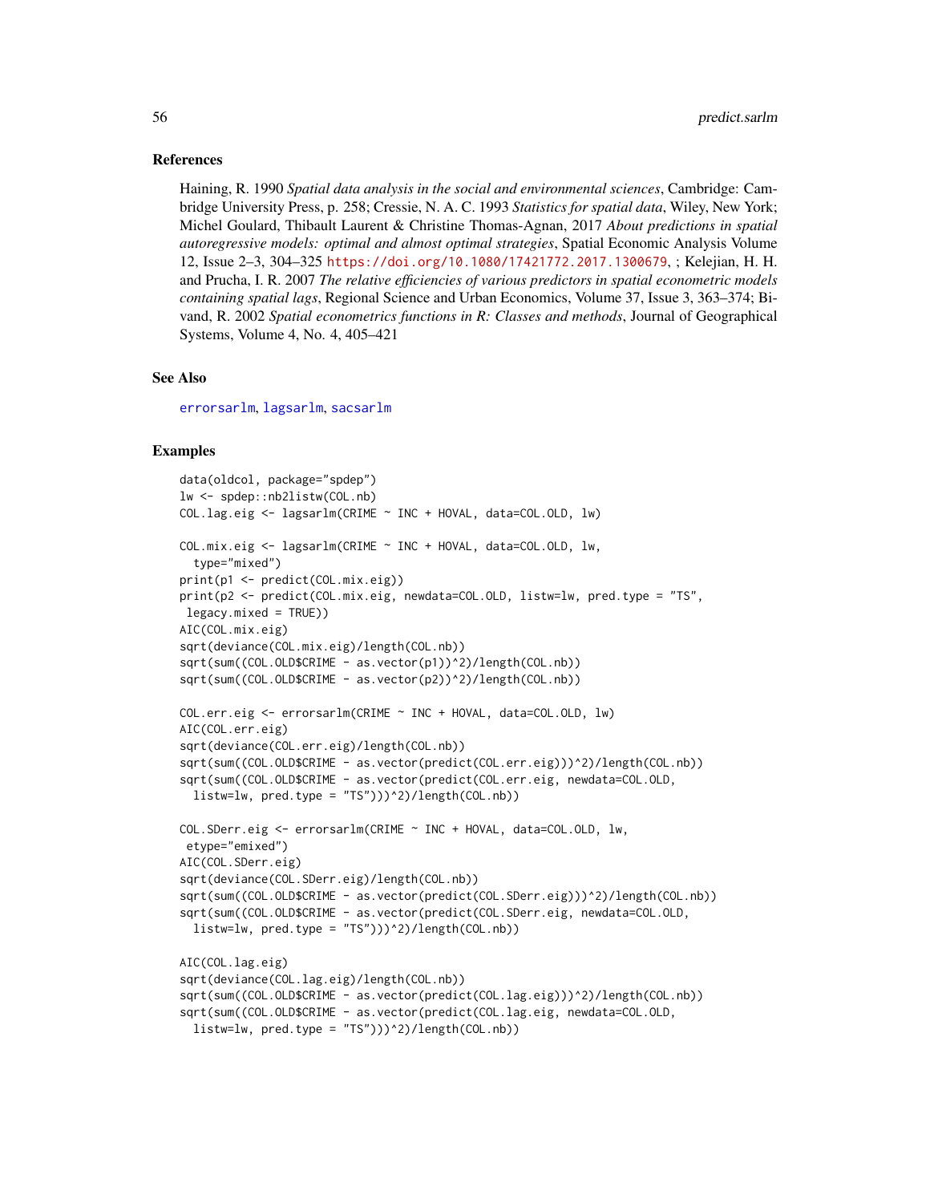## References

Haining, R. 1990 *Spatial data analysis in the social and environmental sciences*, Cambridge: Cambridge University Press, p. 258; Cressie, N. A. C. 1993 *Statistics for spatial data*, Wiley, New York; Michel Goulard, Thibault Laurent & Christine Thomas-Agnan, 2017 *About predictions in spatial autoregressive models: optimal and almost optimal strategies*, Spatial Economic Analysis Volume 12, Issue 2–3, 304–325 https://doi.org/10.1080/17421772.2017.1300679, ; Kelejian, H. H. and Prucha, I. R. 2007 *The relative efficiencies of various predictors in spatial econometric models containing spatial lags*, Regional Science and Urban Economics, Volume 37, Issue 3, 363–374; Bivand, R. 2002 *Spatial econometrics functions in R: Classes and methods*, Journal of Geographical Systems, Volume 4, No. 4, 405–421

## See Also

errorsarlm, lagsarlm, sacsarlm

## Examples

```
data(oldcol, package="spdep")
lw <- spdep::nb2listw(COL.nb)
COL.lag.eig <- lagsarlm(CRIME ~ INC + HOVAL, data=COL.OLD, lw)

COL.mix.eig <- lagsarlm(CRIME ~ INC + HOVAL, data=COL.OLD, lw,
  type="mixed")
print(p1 <- predict(COL.mix.eig))
print(p2 <- predict(COL.mix.eig, newdata=COL.OLD, listw=lw, pred.type = "TS",
 legacy.mixed = TRUE))
AIC(COL.mix.eig)
sqrt(deviance(COL.mix.eig)/length(COL.nb))
sqrt(sum((COL.OLD$CRIME - as.vector(p1))^2)/length(COL.nb))
sqrt(sum((COL.OLD$CRIME - as.vector(p2))^2)/length(COL.nb))

COL.err.eig <- errorsarlm(CRIME ~ INC + HOVAL, data=COL.OLD, lw)
AIC(COL.err.eig)
sqrt(deviance(COL.err.eig)/length(COL.nb))
sqrt(sum((COL.OLD$CRIME - as.vector(predict(COL.err.eig)))^2)/length(COL.nb))
sqrt(sum((COL.OLD$CRIME - as.vector(predict(COL.err.eig, newdata=COL.OLD,
  listw=lw, pred.type = "TS")))^2)/length(COL.nb))

COL.SDerr.eig <- errorsarlm(CRIME ~ INC + HOVAL, data=COL.OLD, lw,
 etype="emixed")
AIC(COL.SDerr.eig)
sqrt(deviance(COL.SDerr.eig)/length(COL.nb))
sqrt(sum((COL.OLD$CRIME - as.vector(predict(COL.SDerr.eig)))^2)/length(COL.nb))
sqrt(sum((COL.OLD$CRIME - as.vector(predict(COL.SDerr.eig, newdata=COL.OLD,
  listw=lw, pred.type = "TS")))^2)/length(COL.nb))

AIC(COL.lag.eig)
sqrt(deviance(COL.lag.eig)/length(COL.nb))
sqrt(sum((COL.OLD$CRIME - as.vector(predict(COL.lag.eig)))^2)/length(COL.nb))
sqrt(sum((COL.OLD$CRIME - as.vector(predict(COL.lag.eig, newdata=COL.OLD,
  listw=lw, pred.type = "TS")))^2)/length(COL.nb))
```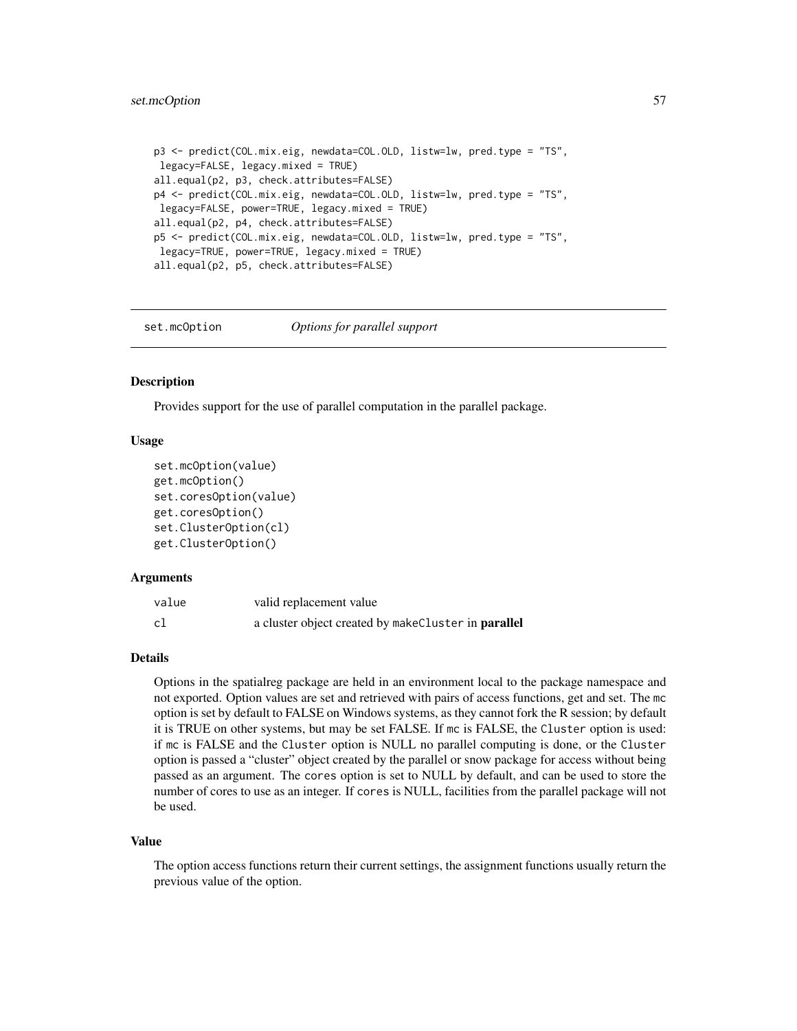```
p3 <- predict(COL.mix.eig, newdata=COL.OLD, listw=lw, pred.type = "TS",
 legacy=FALSE, legacy.mixed = TRUE)
all.equal(p2, p3, check.attributes=FALSE)
p4 <- predict(COL.mix.eig, newdata=COL.OLD, listw=lw, pred.type = "TS",
 legacy=FALSE, power=TRUE, legacy.mixed = TRUE)
all.equal(p2, p4, check.attributes=FALSE)
p5 <- predict(COL.mix.eig, newdata=COL.OLD, listw=lw, pred.type = "TS",
 legacy=TRUE, power=TRUE, legacy.mixed = TRUE)
all.equal(p2, p5, check.attributes=FALSE)
```

---

## set.mcOption — *Options for parallel support*

---

### Description

Provides support for the use of parallel computation in the parallel package.

### Usage

```
set.mcOption(value)
get.mcOption()
set.coresOption(value)
get.coresOption()
set.ClusterOption(cl)
get.ClusterOption()
```

### Arguments

| | |
|---|---|
| value | valid replacement value |
| cl | a cluster object created by `makeCluster` in **parallel** |

### Details

Options in the spatialreg package are held in an environment local to the package namespace and not exported. Option values are set and retrieved with pairs of access functions, get and set. The `mc` option is set by default to FALSE on Windows systems, as they cannot fork the R session; by default it is TRUE on other systems, but may be set FALSE. If `mc` is FALSE, the `Cluster` option is used: if `mc` is FALSE and the `Cluster` option is NULL no parallel computing is done, or the `Cluster` option is passed a "cluster" object created by the parallel or snow package for access without being passed as an argument. The `cores` option is set to NULL by default, and can be used to store the number of cores to use as an integer. If `cores` is NULL, facilities from the parallel package will not be used.

### Value

The option access functions return their current settings, the assignment functions usually return the previous value of the option.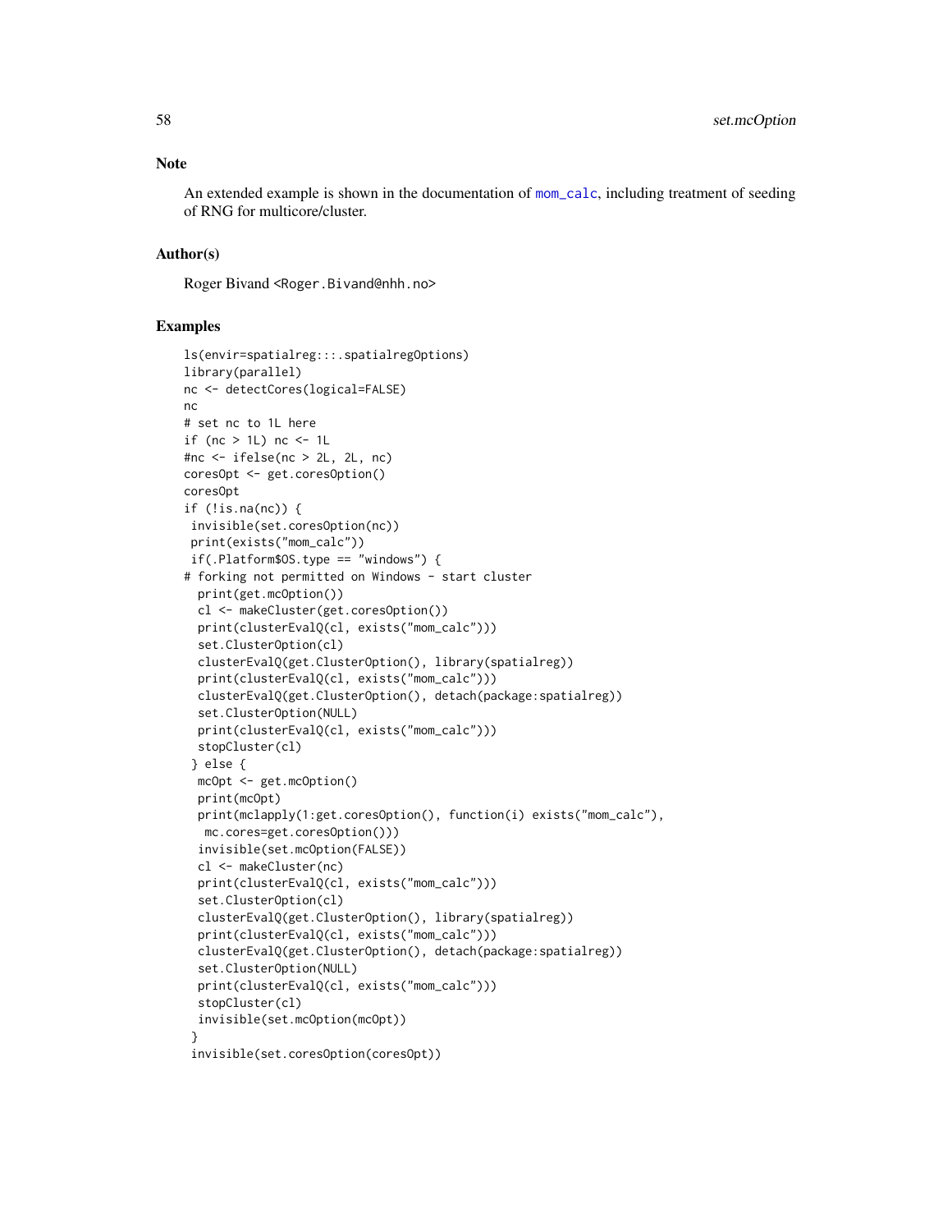## Note

An extended example is shown in the documentation of mom_calc, including treatment of seeding of RNG for multicore/cluster.

## Author(s)

Roger Bivand <Roger.Bivand@nhh.no>

## Examples

```
ls(envir=spatialreg:::.spatialregOptions)
library(parallel)
nc <- detectCores(logical=FALSE)
nc
# set nc to 1L here
if (nc > 1L) nc <- 1L
#nc <- ifelse(nc > 2L, 2L, nc)
coresOpt <- get.coresOption()
coresOpt
if (!is.na(nc)) {
 invisible(set.coresOption(nc))
 print(exists("mom_calc"))
 if(.Platform$OS.type == "windows") {
# forking not permitted on Windows - start cluster
  print(get.mcOption())
  cl <- makeCluster(get.coresOption())
  print(clusterEvalQ(cl, exists("mom_calc")))
  set.ClusterOption(cl)
  clusterEvalQ(get.ClusterOption(), library(spatialreg))
  print(clusterEvalQ(cl, exists("mom_calc")))
  clusterEvalQ(get.ClusterOption(), detach(package:spatialreg))
  set.ClusterOption(NULL)
  print(clusterEvalQ(cl, exists("mom_calc")))
  stopCluster(cl)
 } else {
  mcOpt <- get.mcOption()
  print(mcOpt)
  print(mclapply(1:get.coresOption(), function(i) exists("mom_calc"),
   mc.cores=get.coresOption()))
  invisible(set.mcOption(FALSE))
  cl <- makeCluster(nc)
  print(clusterEvalQ(cl, exists("mom_calc")))
  set.ClusterOption(cl)
  clusterEvalQ(get.ClusterOption(), library(spatialreg))
  print(clusterEvalQ(cl, exists("mom_calc")))
  clusterEvalQ(get.ClusterOption(), detach(package:spatialreg))
  set.ClusterOption(NULL)
  print(clusterEvalQ(cl, exists("mom_calc")))
  stopCluster(cl)
  invisible(set.mcOption(mcOpt))
 }
 invisible(set.coresOption(coresOpt))
```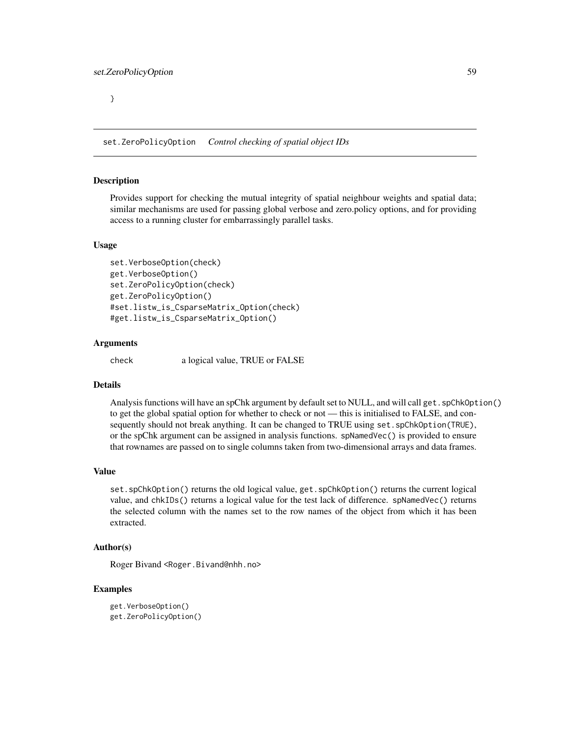```
}
```

## set.ZeroPolicyOption *Control checking of spatial object IDs*

### Description

Provides support for checking the mutual integrity of spatial neighbour weights and spatial data; similar mechanisms are used for passing global verbose and zero.policy options, and for providing access to a running cluster for embarrassingly parallel tasks.

### Usage

```
set.VerboseOption(check)
get.VerboseOption()
set.ZeroPolicyOption(check)
get.ZeroPolicyOption()
#set.listw_is_CsparseMatrix_Option(check)
#get.listw_is_CsparseMatrix_Option()
```

### Arguments

| | |
|---|---|
| check | a logical value, TRUE or FALSE |

### Details

Analysis functions will have an spChk argument by default set to NULL, and will call `get.spChkOption()` to get the global spatial option for whether to check or not — this is initialised to FALSE, and consequently should not break anything. It can be changed to TRUE using `set.spChkOption(TRUE)`, or the spChk argument can be assigned in analysis functions. `spNamedVec()` is provided to ensure that rownames are passed on to single columns taken from two-dimensional arrays and data frames.

### Value

`set.spChkOption()` returns the old logical value, `get.spChkOption()` returns the current logical value, and `chkIDs()` returns a logical value for the test lack of difference. `spNamedVec()` returns the selected column with the names set to the row names of the object from which it has been extracted.

### Author(s)

Roger Bivand <Roger.Bivand@nhh.no>

### Examples

```
get.VerboseOption()
get.ZeroPolicyOption()
```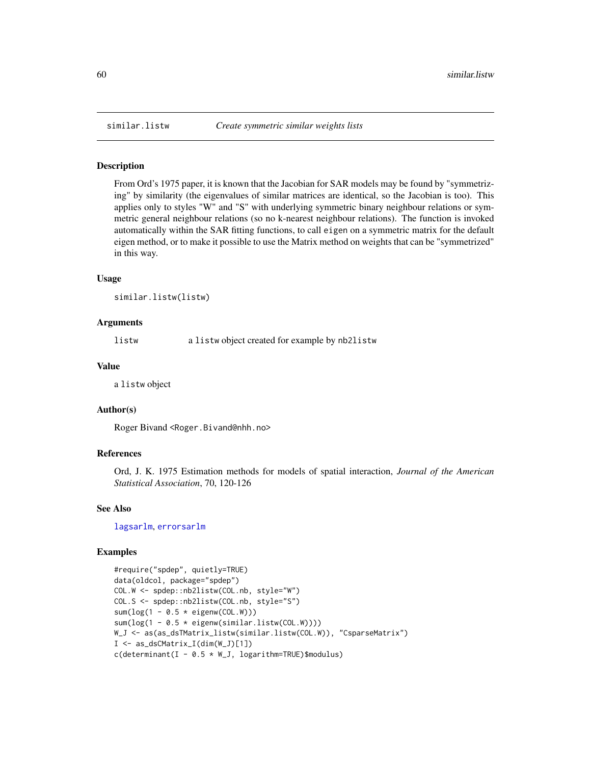# similar.listw — *Create symmetric similar weights lists*

## Description

From Ord's 1975 paper, it is known that the Jacobian for SAR models may be found by "symmetrizing" by similarity (the eigenvalues of similar matrices are identical, so the Jacobian is too). This applies only to styles "W" and "S" with underlying symmetric binary neighbour relations or symmetric general neighbour relations (so no k-nearest neighbour relations). The function is invoked automatically within the SAR fitting functions, to call `eigen` on a symmetric matrix for the default eigen method, or to make it possible to use the Matrix method on weights that can be "symmetrized" in this way.

## Usage

```
similar.listw(listw)
```

## Arguments

| | |
|---|---|
| `listw` | a `listw` object created for example by `nb2listw` |

## Value

a `listw` object

## Author(s)

Roger Bivand <Roger.Bivand@nhh.no>

## References

Ord, J. K. 1975 Estimation methods for models of spatial interaction, *Journal of the American Statistical Association*, 70, 120-126

## See Also

`lagsarlm`, `errorsarlm`

## Examples

```
#require("spdep", quietly=TRUE)
data(oldcol, package="spdep")
COL.W <- spdep::nb2listw(COL.nb, style="W")
COL.S <- spdep::nb2listw(COL.nb, style="S")
sum(log(1 - 0.5 * eigenw(COL.W)))
sum(log(1 - 0.5 * eigenw(similar.listw(COL.W))))
W_J <- as(as_dsTMatrix_listw(similar.listw(COL.W)), "CsparseMatrix")
I <- as_dsCMatrix_I(dim(W_J)[1])
c(determinant(I - 0.5 * W_J, logarithm=TRUE)$modulus)
```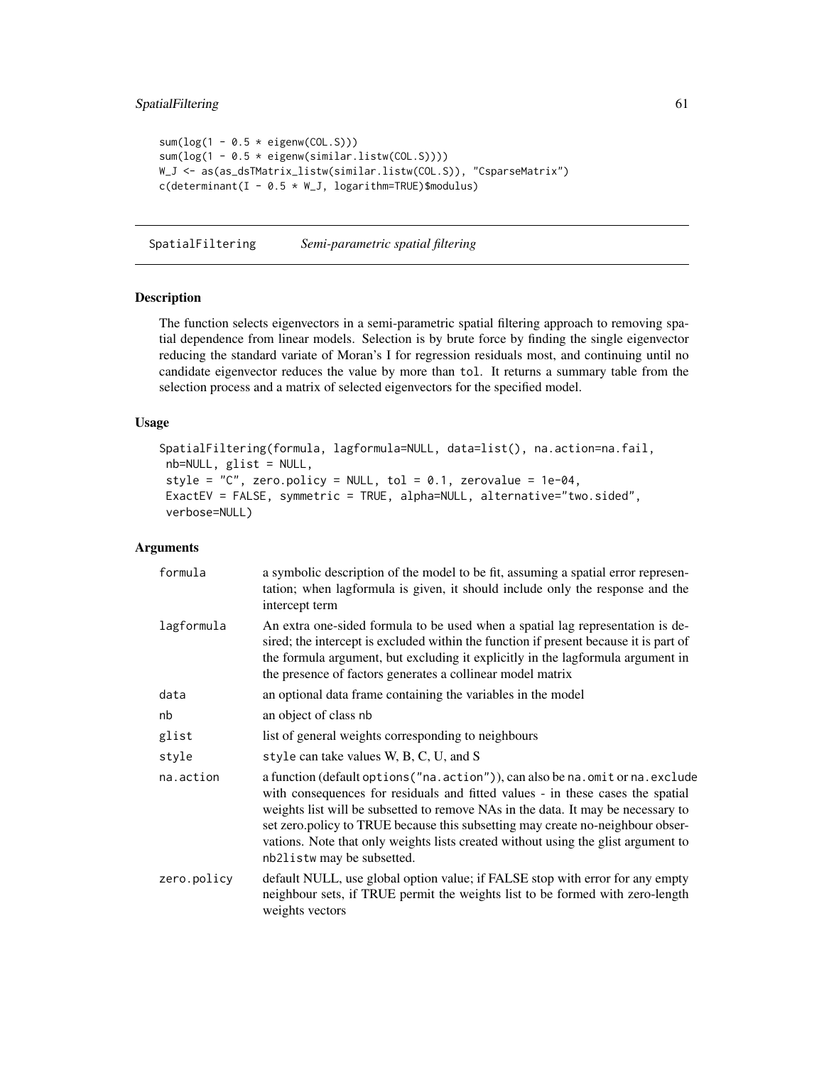```
sum(log(1 - 0.5 * eigenw(COL.S)))
sum(log(1 - 0.5 * eigenw(similar.listw(COL.S))))
W_J <- as(as_dsTMatrix_listw(similar.listw(COL.S)), "CsparseMatrix")
c(determinant(I - 0.5 * W_J, logarithm=TRUE)$modulus)
```

## SpatialFiltering *Semi-parametric spatial filtering*

### Description

The function selects eigenvectors in a semi-parametric spatial filtering approach to removing spatial dependence from linear models. Selection is by brute force by finding the single eigenvector reducing the standard variate of Moran's I for regression residuals most, and continuing until no candidate eigenvector reduces the value by more than `tol`. It returns a summary table from the selection process and a matrix of selected eigenvectors for the specified model.

### Usage

```
SpatialFiltering(formula, lagformula=NULL, data=list(), na.action=na.fail,
 nb=NULL, glist = NULL,
 style = "C", zero.policy = NULL, tol = 0.1, zerovalue = 1e-04,
 ExactEV = FALSE, symmetric = TRUE, alpha=NULL, alternative="two.sided",
 verbose=NULL)
```

### Arguments

| | |
|---|---|
| `formula` | a symbolic description of the model to be fit, assuming a spatial error representation; when lagformula is given, it should include only the response and the intercept term |
| `lagformula` | An extra one-sided formula to be used when a spatial lag representation is desired; the intercept is excluded within the function if present because it is part of the formula argument, but excluding it explicitly in the lagformula argument in the presence of factors generates a collinear model matrix |
| `data` | an optional data frame containing the variables in the model |
| `nb` | an object of class `nb` |
| `glist` | list of general weights corresponding to neighbours |
| `style` | `style` can take values W, B, C, U, and S |
| `na.action` | a function (default `options("na.action")`), can also be `na.omit` or `na.exclude` with consequences for residuals and fitted values - in these cases the spatial weights list will be subsetted to remove NAs in the data. It may be necessary to set zero.policy to TRUE because this subsetting may create no-neighbour observations. Note that only weights lists created without using the glist argument to `nb2listw` may be subsetted. |
| `zero.policy` | default NULL, use global option value; if FALSE stop with error for any empty neighbour sets, if TRUE permit the weights list to be formed with zero-length weights vectors |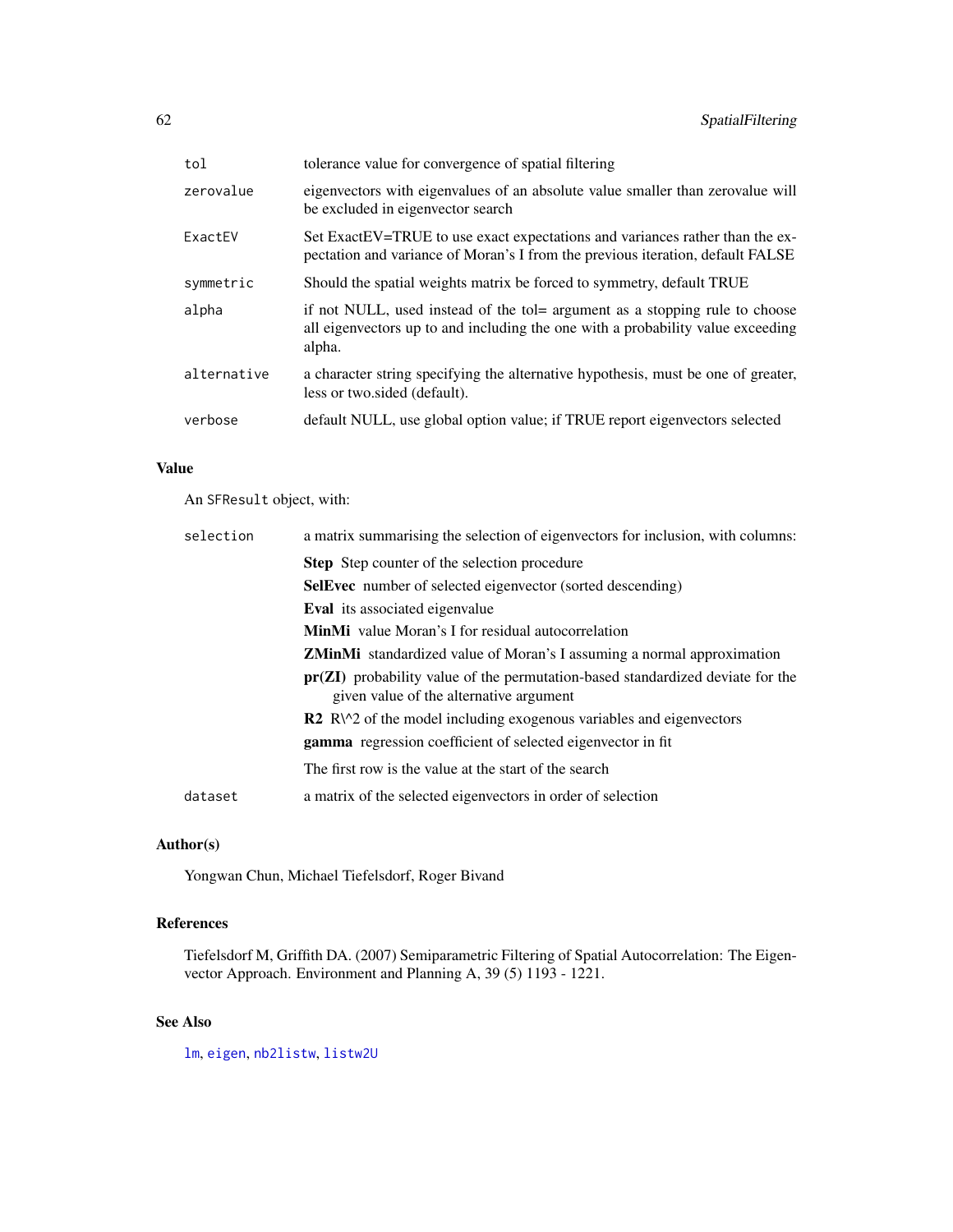| | |
|---|---|
| `tol` | tolerance value for convergence of spatial filtering |
| `zerovalue` | eigenvectors with eigenvalues of an absolute value smaller than zerovalue will be excluded in eigenvector search |
| `ExactEV` | Set ExactEV=TRUE to use exact expectations and variances rather than the expectation and variance of Moran's I from the previous iteration, default FALSE |
| `symmetric` | Should the spatial weights matrix be forced to symmetry, default TRUE |
| `alpha` | if not NULL, used instead of the tol= argument as a stopping rule to choose all eigenvectors up to and including the one with a probability value exceeding alpha. |
| `alternative` | a character string specifying the alternative hypothesis, must be one of greater, less or two.sided (default). |
| `verbose` | default NULL, use global option value; if TRUE report eigenvectors selected |

## Value

An `SFResult` object, with:

`selection` a matrix summarising the selection of eigenvectors for inclusion, with columns:

- **Step** Step counter of the selection procedure
- **SelEvec** number of selected eigenvector (sorted descending)
- **Eval** its associated eigenvalue
- **MinMi** value Moran's I for residual autocorrelation
- **ZMinMi** standardized value of Moran's I assuming a normal approximation
- **pr(ZI)** probability value of the permutation-based standardized deviate for the given value of the alternative argument
- **R2** R\^2 of the model including exogenous variables and eigenvectors
- **gamma** regression coefficient of selected eigenvector in fit

The first row is the value at the start of the search

`dataset` a matrix of the selected eigenvectors in order of selection

## Author(s)

Yongwan Chun, Michael Tiefelsdorf, Roger Bivand

## References

Tiefelsdorf M, Griffith DA. (2007) Semiparametric Filtering of Spatial Autocorrelation: The Eigenvector Approach. Environment and Planning A, 39 (5) 1193 - 1221.

## See Also

`lm`, `eigen`, `nb2listw`, `listw2U`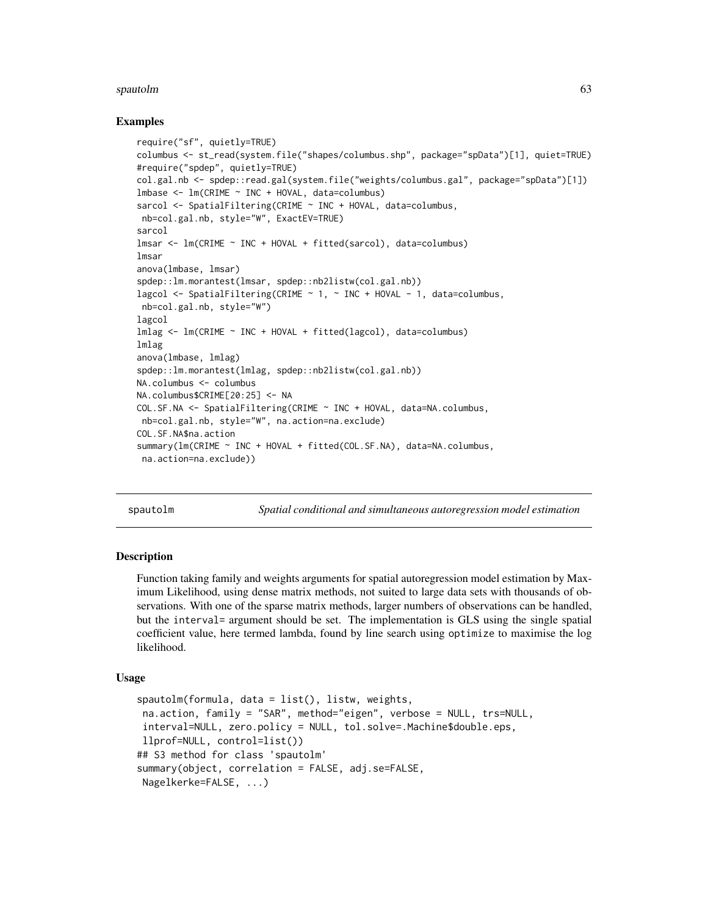### Examples

```
require("sf", quietly=TRUE)
columbus <- st_read(system.file("shapes/columbus.shp", package="spData")[1], quiet=TRUE)
#require("spdep", quietly=TRUE)
col.gal.nb <- spdep::read.gal(system.file("weights/columbus.gal", package="spData")[1])
lmbase <- lm(CRIME ~ INC + HOVAL, data=columbus)
sarcol <- SpatialFiltering(CRIME ~ INC + HOVAL, data=columbus,
 nb=col.gal.nb, style="W", ExactEV=TRUE)
sarcol
lmsar <- lm(CRIME ~ INC + HOVAL + fitted(sarcol), data=columbus)
lmsar
anova(lmbase, lmsar)
spdep::lm.morantest(lmsar, spdep::nb2listw(col.gal.nb))
lagcol <- SpatialFiltering(CRIME ~ 1, ~ INC + HOVAL - 1, data=columbus,
 nb=col.gal.nb, style="W")
lagcol
lmlag <- lm(CRIME ~ INC + HOVAL + fitted(lagcol), data=columbus)
lmlag
anova(lmbase, lmlag)
spdep::lm.morantest(lmlag, spdep::nb2listw(col.gal.nb))
NA.columbus <- columbus
NA.columbus$CRIME[20:25] <- NA
COL.SF.NA <- SpatialFiltering(CRIME ~ INC + HOVAL, data=NA.columbus,
 nb=col.gal.nb, style="W", na.action=na.exclude)
COL.SF.NA$na.action
summary(lm(CRIME ~ INC + HOVAL + fitted(COL.SF.NA), data=NA.columbus,
 na.action=na.exclude))
```

## spautolm *Spatial conditional and simultaneous autoregression model estimation*

### Description

Function taking family and weights arguments for spatial autoregression model estimation by Maximum Likelihood, using dense matrix methods, not suited to large data sets with thousands of observations. With one of the sparse matrix methods, larger numbers of observations can be handled, but the `interval=` argument should be set. The implementation is GLS using the single spatial coefficient value, here termed lambda, found by line search using `optimize` to maximise the log likelihood.

### Usage

```
spautolm(formula, data = list(), listw, weights,
 na.action, family = "SAR", method="eigen", verbose = NULL, trs=NULL,
 interval=NULL, zero.policy = NULL, tol.solve=.Machine$double.eps,
 llprof=NULL, control=list())
## S3 method for class 'spautolm'
summary(object, correlation = FALSE, adj.se=FALSE,
 Nagelkerke=FALSE, ...)
```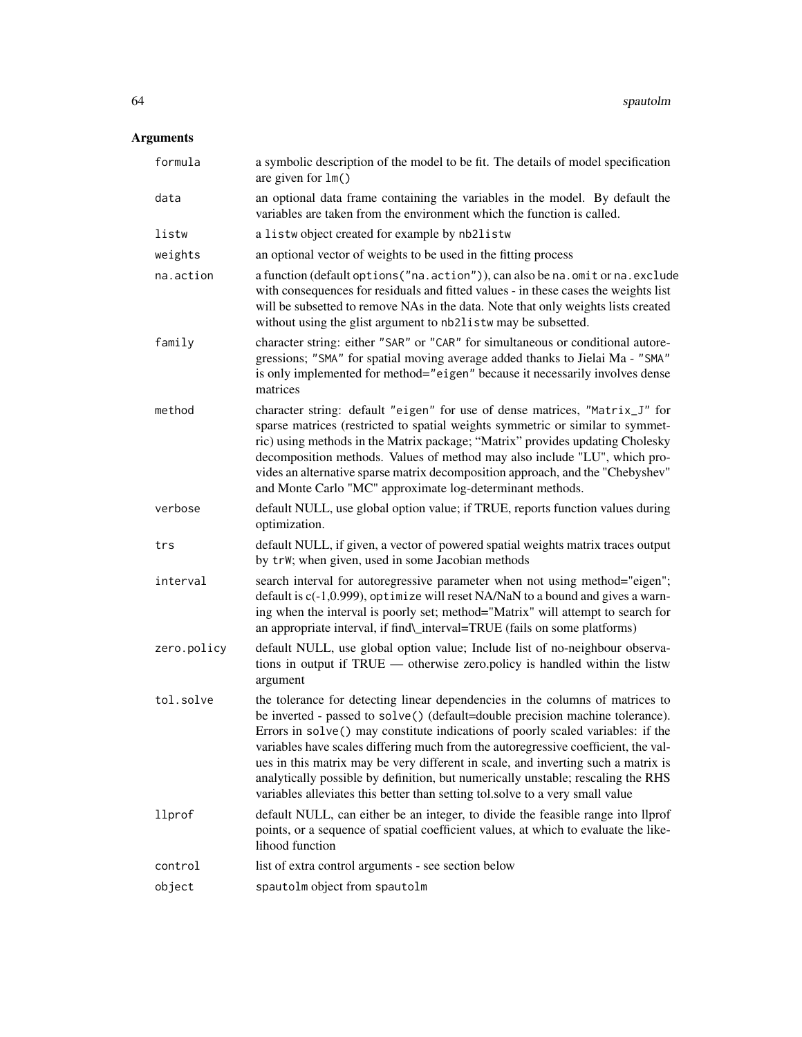## Arguments

| | |
|---|---|
| formula | a symbolic description of the model to be fit. The details of model specification are given for `lm()` |
| data | an optional data frame containing the variables in the model. By default the variables are taken from the environment which the function is called. |
| listw | a `listw` object created for example by `nb2listw` |
| weights | an optional vector of weights to be used in the fitting process |
| na.action | a function (default `options("na.action")`), can also be `na.omit` or `na.exclude` with consequences for residuals and fitted values - in these cases the weights list will be subsetted to remove NAs in the data. Note that only weights lists created without using the glist argument to `nb2listw` may be subsetted. |
| family | character string: either `"SAR"` or `"CAR"` for simultaneous or conditional autoregressions; `"SMA"` for spatial moving average added thanks to Jielai Ma - `"SMA"` is only implemented for `method="eigen"` because it necessarily involves dense matrices |
| method | character string: default `"eigen"` for use of dense matrices, `"Matrix_J"` for sparse matrices (restricted to spatial weights symmetric or similar to symmetric) using methods in the Matrix package; "Matrix" provides updating Cholesky decomposition methods. Values of method may also include "LU", which provides an alternative sparse matrix decomposition approach, and the "Chebyshev" and Monte Carlo "MC" approximate log-determinant methods. |
| verbose | default NULL, use global option value; if TRUE, reports function values during optimization. |
| trs | default NULL, if given, a vector of powered spatial weights matrix traces output by `trW`; when given, used in some Jacobian methods |
| interval | search interval for autoregressive parameter when not using method="eigen"; default is c(-1,0.999), `optimize` will reset NA/NaN to a bound and gives a warning when the interval is poorly set; method="Matrix" will attempt to search for an appropriate interval, if find\_interval=TRUE (fails on some platforms) |
| zero.policy | default NULL, use global option value; Include list of no-neighbour observations in output if TRUE — otherwise zero.policy is handled within the listw argument |
| tol.solve | the tolerance for detecting linear dependencies in the columns of matrices to be inverted - passed to `solve()` (default=double precision machine tolerance). Errors in `solve()` may constitute indications of poorly scaled variables: if the variables have scales differing much from the autoregressive coefficient, the values in this matrix may be very different in scale, and inverting such a matrix is analytically possible by definition, but numerically unstable; rescaling the RHS variables alleviates this better than setting tol.solve to a very small value |
| llprof | default NULL, can either be an integer, to divide the feasible range into llprof points, or a sequence of spatial coefficient values, at which to evaluate the likelihood function |
| control | list of extra control arguments - see section below |
| object | `spautolm` object from `spautolm` |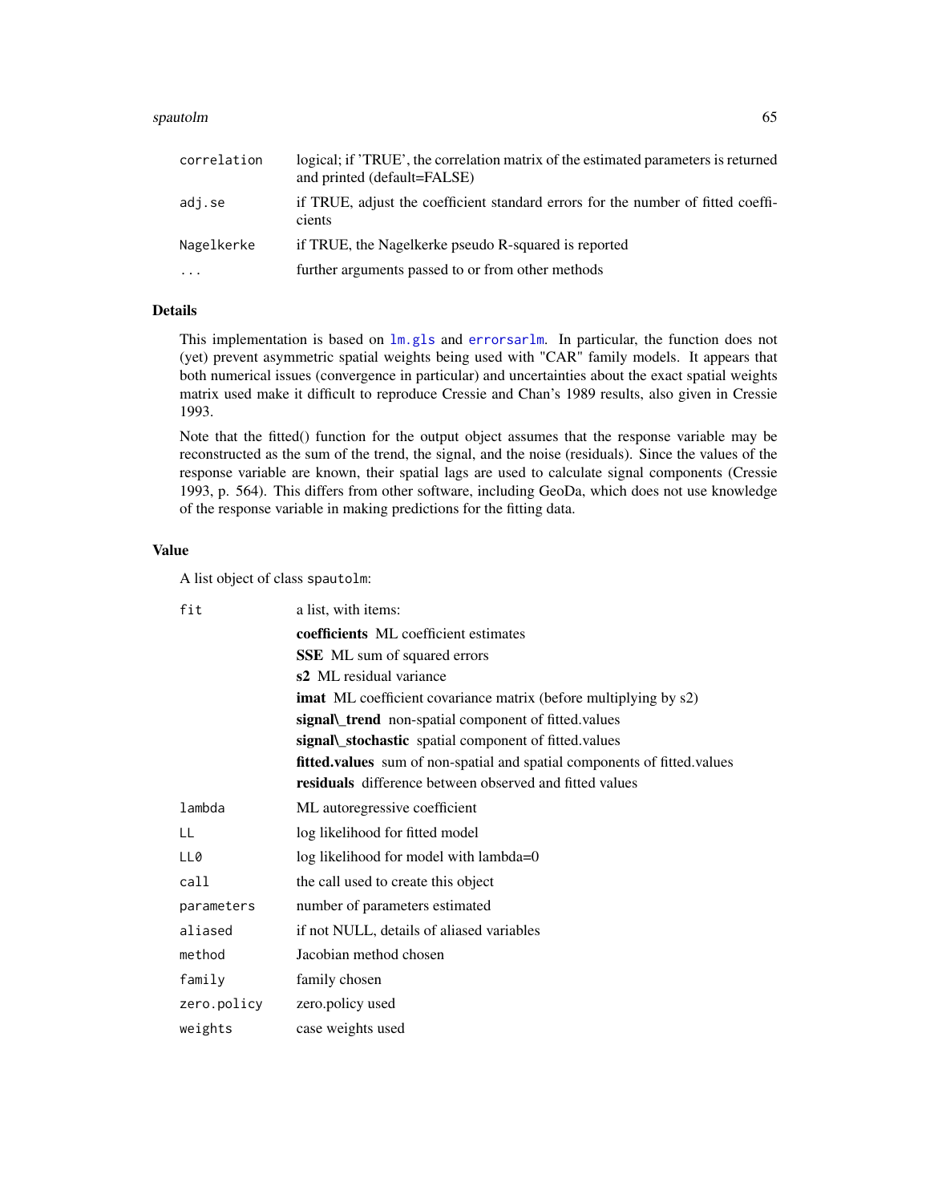| | |
|---|---|
| correlation | logical; if 'TRUE', the correlation matrix of the estimated parameters is returned and printed (default=FALSE) |
| adj.se | if TRUE, adjust the coefficient standard errors for the number of fitted coefficients |
| Nagelkerke | if TRUE, the Nagelkerke pseudo R-squared is reported |
| ... | further arguments passed to or from other methods |

## Details

This implementation is based on lm.gls and errorsarlm. In particular, the function does not (yet) prevent asymmetric spatial weights being used with "CAR" family models. It appears that both numerical issues (convergence in particular) and uncertainties about the exact spatial weights matrix used make it difficult to reproduce Cressie and Chan's 1989 results, also given in Cressie 1993.

Note that the fitted() function for the output object assumes that the response variable may be reconstructed as the sum of the trend, the signal, and the noise (residuals). Since the values of the response variable are known, their spatial lags are used to calculate signal components (Cressie 1993, p. 564). This differs from other software, including GeoDa, which does not use knowledge of the response variable in making predictions for the fitting data.

## Value

A list object of class spautolm:

| | |
|---|---|
| fit | a list, with items:<br>**coefficients** ML coefficient estimates<br>**SSE** ML sum of squared errors<br>**s2** ML residual variance<br>**imat** ML coefficient covariance matrix (before multiplying by s2)<br>**signal\_trend** non-spatial component of fitted.values<br>**signal\_stochastic** spatial component of fitted.values<br>**fitted.values** sum of non-spatial and spatial components of fitted.values<br>**residuals** difference between observed and fitted values |
| lambda | ML autoregressive coefficient |
| LL | log likelihood for fitted model |
| LL0 | log likelihood for model with lambda=0 |
| call | the call used to create this object |
| parameters | number of parameters estimated |
| aliased | if not NULL, details of aliased variables |
| method | Jacobian method chosen |
| family | family chosen |
| zero.policy | zero.policy used |
| weights | case weights used |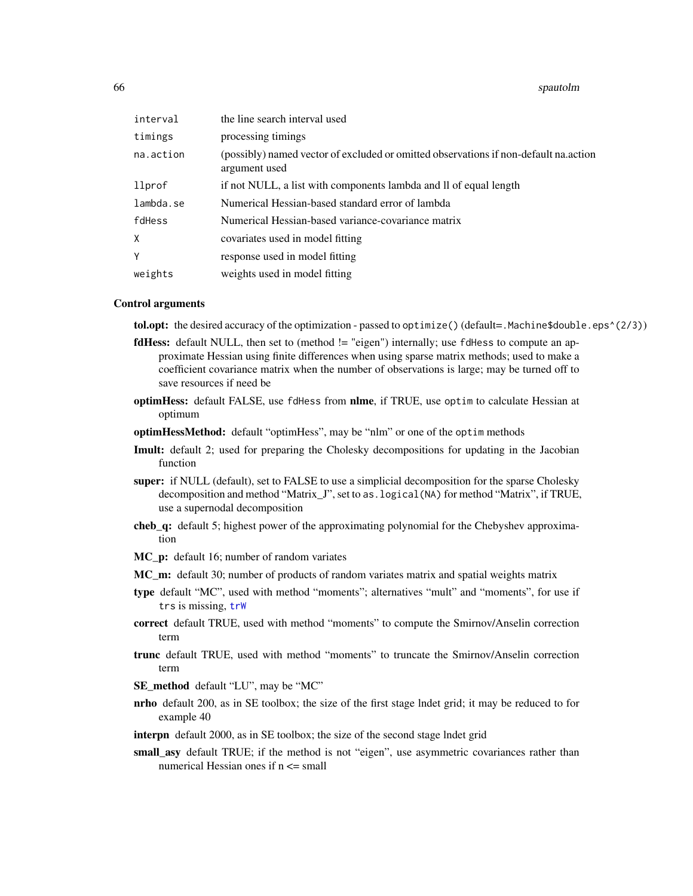| | |
|---|---|
| interval | the line search interval used |
| timings | processing timings |
| na.action | (possibly) named vector of excluded or omitted observations if non-default na.action argument used |
| llprof | if not NULL, a list with components lambda and ll of equal length |
| lambda.se | Numerical Hessian-based standard error of lambda |
| fdHess | Numerical Hessian-based variance-covariance matrix |
| X | covariates used in model fitting |
| Y | response used in model fitting |
| weights | weights used in model fitting |

### Control arguments

**tol.opt:** the desired accuracy of the optimization - passed to `optimize()` (default=`.Machine$double.eps^(2/3)`)

**fdHess:** default NULL, then set to (method != "eigen") internally; use `fdHess` to compute an approximate Hessian using finite differences when using sparse matrix methods; used to make a coefficient covariance matrix when the number of observations is large; may be turned off to save resources if need be

**optimHess:** default FALSE, use `fdHess` from **nlme**, if TRUE, use `optim` to calculate Hessian at optimum

**optimHessMethod:** default "optimHess", may be "nlm" or one of the `optim` methods

**Imult:** default 2; used for preparing the Cholesky decompositions for updating in the Jacobian function

**super:** if NULL (default), set to FALSE to use a simplicial decomposition for the sparse Cholesky decomposition and method "Matrix_J", set to `as.logical(NA)` for method "Matrix", if TRUE, use a supernodal decomposition

**cheb_q:** default 5; highest power of the approximating polynomial for the Chebyshev approximation

**MC_p:** default 16; number of random variates

**MC_m:** default 30; number of products of random variates matrix and spatial weights matrix

**type** default "MC", used with method "moments"; alternatives "mult" and "moments", for use if `trs` is missing, `trW`

**correct** default TRUE, used with method "moments" to compute the Smirnov/Anselin correction term

**trunc** default TRUE, used with method "moments" to truncate the Smirnov/Anselin correction term

**SE_method** default "LU", may be "MC"

**nrho** default 200, as in SE toolbox; the size of the first stage lndet grid; it may be reduced to for example 40

**interpn** default 2000, as in SE toolbox; the size of the second stage lndet grid

**small_asy** default TRUE; if the method is not "eigen", use asymmetric covariances rather than numerical Hessian ones if n <= small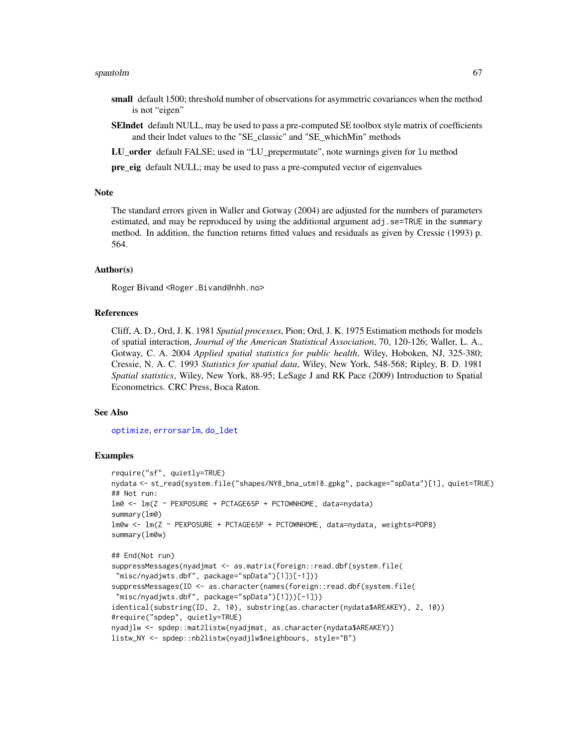**small** default 1500; threshold number of observations for asymmetric covariances when the method is not "eigen"

**SElndet** default NULL, may be used to pass a pre-computed SE toolbox style matrix of coefficients and their lndet values to the "SE_classic" and "SE_whichMin" methods

**LU_order** default FALSE; used in "LU_prepermutate", note warnings given for lu method

**pre_eig** default NULL; may be used to pass a pre-computed vector of eigenvalues

## Note

The standard errors given in Waller and Gotway (2004) are adjusted for the numbers of parameters estimated, and may be reproduced by using the additional argument adj.se=TRUE in the summary method. In addition, the function returns fitted values and residuals as given by Cressie (1993) p. 564.

## Author(s)

Roger Bivand <Roger.Bivand@nhh.no>

## References

Cliff, A. D., Ord, J. K. 1981 *Spatial processes*, Pion; Ord, J. K. 1975 Estimation methods for models of spatial interaction, *Journal of the American Statistical Association*, 70, 120-126; Waller, L. A., Gotway, C. A. 2004 *Applied spatial statistics for public health*, Wiley, Hoboken, NJ, 325-380; Cressie, N. A. C. 1993 *Statistics for spatial data*, Wiley, New York, 548-568; Ripley, B. D. 1981 *Spatial statistics*, Wiley, New York, 88-95; LeSage J and RK Pace (2009) Introduction to Spatial Econometrics. CRC Press, Boca Raton.

## See Also

optimize, errorsarlm, do_ldet

## Examples

```
require("sf", quietly=TRUE)
nydata <- st_read(system.file("shapes/NY8_bna_utm18.gpkg", package="spData")[1], quiet=TRUE)
## Not run:
lm0 <- lm(Z ~ PEXPOSURE + PCTAGE65P + PCTOWNHOME, data=nydata)
summary(lm0)
lm0w <- lm(Z ~ PEXPOSURE + PCTAGE65P + PCTOWNHOME, data=nydata, weights=POP8)
summary(lm0w)

## End(Not run)
suppressMessages(nyadjmat <- as.matrix(foreign::read.dbf(system.file(
 "misc/nyadjwts.dbf", package="spData")[1])[-1]))
suppressMessages(ID <- as.character(names(foreign::read.dbf(system.file(
 "misc/nyadjwts.dbf", package="spData")[1]))[-1]))
identical(substring(ID, 2, 10), substring(as.character(nydata$AREAKEY), 2, 10))
#require("spdep", quietly=TRUE)
nyadjlw <- spdep::mat2listw(nyadjmat, as.character(nydata$AREAKEY))
listw_NY <- spdep::nb2listw(nyadjlw$neighbours, style="B")
```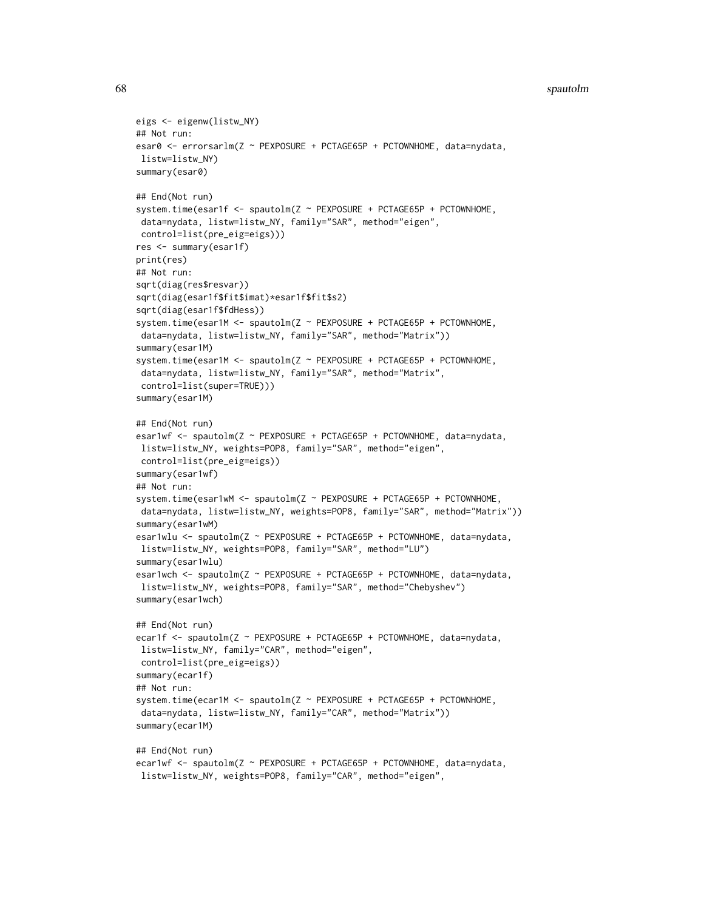```
eigs <- eigenw(listw_NY)
## Not run:
esar0 <- errorsarlm(Z ~ PEXPOSURE + PCTAGE65P + PCTOWNHOME, data=nydata,
 listw=listw_NY)
summary(esar0)

## End(Not run)
system.time(esar1f <- spautolm(Z ~ PEXPOSURE + PCTAGE65P + PCTOWNHOME,
 data=nydata, listw=listw_NY, family="SAR", method="eigen",
 control=list(pre_eig=eigs)))
res <- summary(esar1f)
print(res)
## Not run:
sqrt(diag(res$resvar))
sqrt(diag(esar1f$fit$imat)*esar1f$fit$s2)
sqrt(diag(esar1f$fdHess))
system.time(esar1M <- spautolm(Z ~ PEXPOSURE + PCTAGE65P + PCTOWNHOME,
 data=nydata, listw=listw_NY, family="SAR", method="Matrix"))
summary(esar1M)
system.time(esar1M <- spautolm(Z ~ PEXPOSURE + PCTAGE65P + PCTOWNHOME,
 data=nydata, listw=listw_NY, family="SAR", method="Matrix",
 control=list(super=TRUE)))
summary(esar1M)

## End(Not run)
esar1wf <- spautolm(Z ~ PEXPOSURE + PCTAGE65P + PCTOWNHOME, data=nydata,
 listw=listw_NY, weights=POP8, family="SAR", method="eigen",
 control=list(pre_eig=eigs))
summary(esar1wf)
## Not run:
system.time(esar1wM <- spautolm(Z ~ PEXPOSURE + PCTAGE65P + PCTOWNHOME,
 data=nydata, listw=listw_NY, weights=POP8, family="SAR", method="Matrix"))
summary(esar1wM)
esar1wlu <- spautolm(Z ~ PEXPOSURE + PCTAGE65P + PCTOWNHOME, data=nydata,
 listw=listw_NY, weights=POP8, family="SAR", method="LU")
summary(esar1wlu)
esar1wch <- spautolm(Z ~ PEXPOSURE + PCTAGE65P + PCTOWNHOME, data=nydata,
 listw=listw_NY, weights=POP8, family="SAR", method="Chebyshev")
summary(esar1wch)

## End(Not run)
ecar1f <- spautolm(Z ~ PEXPOSURE + PCTAGE65P + PCTOWNHOME, data=nydata,
 listw=listw_NY, family="CAR", method="eigen",
 control=list(pre_eig=eigs))
summary(ecar1f)
## Not run:
system.time(ecar1M <- spautolm(Z ~ PEXPOSURE + PCTAGE65P + PCTOWNHOME,
 data=nydata, listw=listw_NY, family="CAR", method="Matrix"))
summary(ecar1M)

## End(Not run)
ecar1wf <- spautolm(Z ~ PEXPOSURE + PCTAGE65P + PCTOWNHOME, data=nydata,
 listw=listw_NY, weights=POP8, family="CAR", method="eigen",
```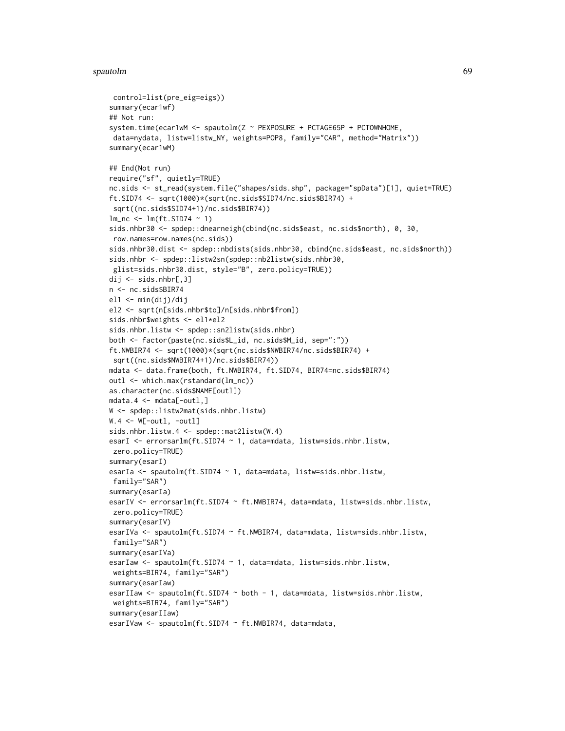```
 control=list(pre_eig=eigs))
summary(ecar1wf)
## Not run:
system.time(ecar1wM <- spautolm(Z ~ PEXPOSURE + PCTAGE65P + PCTOWNHOME,
 data=nydata, listw=listw_NY, weights=POP8, family="CAR", method="Matrix"))
summary(ecar1wM)

## End(Not run)
require("sf", quietly=TRUE)
nc.sids <- st_read(system.file("shapes/sids.shp", package="spData")[1], quiet=TRUE)
ft.SID74 <- sqrt(1000)*(sqrt(nc.sids$SID74/nc.sids$BIR74) +
 sqrt((nc.sids$SID74+1)/nc.sids$BIR74))
lm_nc <- lm(ft.SID74 ~ 1)
sids.nhbr30 <- spdep::dnearneigh(cbind(nc.sids$east, nc.sids$north), 0, 30,
 row.names=row.names(nc.sids))
sids.nhbr30.dist <- spdep::nbdists(sids.nhbr30, cbind(nc.sids$east, nc.sids$north))
sids.nhbr <- spdep::listw2sn(spdep::nb2listw(sids.nhbr30,
 glist=sids.nhbr30.dist, style="B", zero.policy=TRUE))
dij <- sids.nhbr[,3]
n <- nc.sids$BIR74
el1 <- min(dij)/dij
el2 <- sqrt(n[sids.nhbr$to]/n[sids.nhbr$from])
sids.nhbr$weights <- el1*el2
sids.nhbr.listw <- spdep::sn2listw(sids.nhbr)
both <- factor(paste(nc.sids$L_id, nc.sids$M_id, sep=":"))
ft.NWBIR74 <- sqrt(1000)*(sqrt(nc.sids$NWBIR74/nc.sids$BIR74) +
 sqrt((nc.sids$NWBIR74+1)/nc.sids$BIR74))
mdata <- data.frame(both, ft.NWBIR74, ft.SID74, BIR74=nc.sids$BIR74)
outl <- which.max(rstandard(lm_nc))
as.character(nc.sids$NAME[outl])
mdata.4 <- mdata[-outl,]
W <- spdep::listw2mat(sids.nhbr.listw)
W.4 <- W[-outl, -outl]
sids.nhbr.listw.4 <- spdep::mat2listw(W.4)
esarI <- errorsarlm(ft.SID74 ~ 1, data=mdata, listw=sids.nhbr.listw,
 zero.policy=TRUE)
summary(esarI)
esarIa <- spautolm(ft.SID74 ~ 1, data=mdata, listw=sids.nhbr.listw,
 family="SAR")
summary(esarIa)
esarIV <- errorsarlm(ft.SID74 ~ ft.NWBIR74, data=mdata, listw=sids.nhbr.listw,
 zero.policy=TRUE)
summary(esarIV)
esarIVa <- spautolm(ft.SID74 ~ ft.NWBIR74, data=mdata, listw=sids.nhbr.listw,
 family="SAR")
summary(esarIVa)
esarIaw <- spautolm(ft.SID74 ~ 1, data=mdata, listw=sids.nhbr.listw,
 weights=BIR74, family="SAR")
summary(esarIaw)
esarIIaw <- spautolm(ft.SID74 ~ both - 1, data=mdata, listw=sids.nhbr.listw,
 weights=BIR74, family="SAR")
summary(esarIIaw)
esarIVaw <- spautolm(ft.SID74 ~ ft.NWBIR74, data=mdata,
```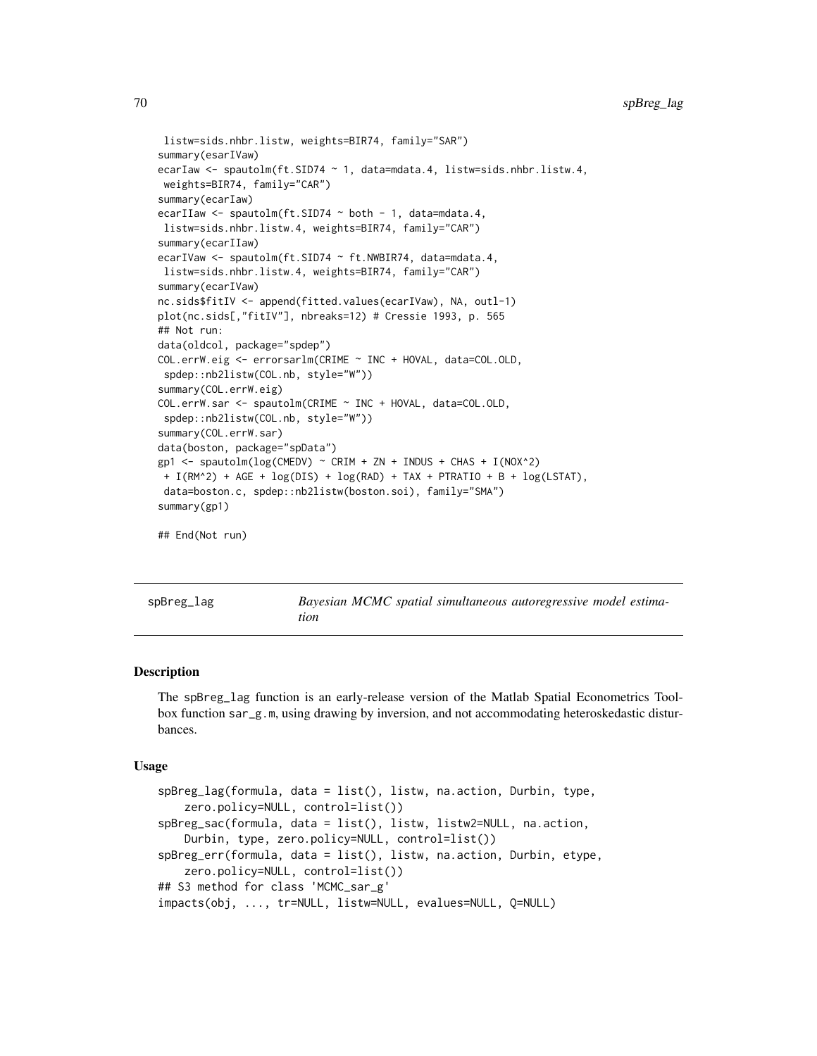```
 listw=sids.nhbr.listw, weights=BIR74, family="SAR")
summary(esarIVaw)
ecarIaw <- spautolm(ft.SID74 ~ 1, data=mdata.4, listw=sids.nhbr.listw.4,
 weights=BIR74, family="CAR")
summary(ecarIaw)
ecarIIaw <- spautolm(ft.SID74 ~ both - 1, data=mdata.4,
 listw=sids.nhbr.listw.4, weights=BIR74, family="CAR")
summary(ecarIIaw)
ecarIVaw <- spautolm(ft.SID74 ~ ft.NWBIR74, data=mdata.4,
 listw=sids.nhbr.listw.4, weights=BIR74, family="CAR")
summary(ecarIVaw)
nc.sids$fitIV <- append(fitted.values(ecarIVaw), NA, outl-1)
plot(nc.sids[,"fitIV"], nbreaks=12) # Cressie 1993, p. 565
## Not run:
data(oldcol, package="spdep")
COL.errW.eig <- errorsarlm(CRIME ~ INC + HOVAL, data=COL.OLD,
 spdep::nb2listw(COL.nb, style="W"))
summary(COL.errW.eig)
COL.errW.sar <- spautolm(CRIME ~ INC + HOVAL, data=COL.OLD,
 spdep::nb2listw(COL.nb, style="W"))
summary(COL.errW.sar)
data(boston, package="spData")
gp1 <- spautolm(log(CMEDV) ~ CRIM + ZN + INDUS + CHAS + I(NOX^2)
 + I(RM^2) + AGE + log(DIS) + log(RAD) + TAX + PTRATIO + B + log(LSTAT),
 data=boston.c, spdep::nb2listw(boston.soi), family="SMA")
summary(gp1)

## End(Not run)
```

---

## spBreg_lag — *Bayesian MCMC spatial simultaneous autoregressive model estimation*

### Description

The spBreg_lag function is an early-release version of the Matlab Spatial Econometrics Toolbox function sar_g.m, using drawing by inversion, and not accommodating heteroskedastic disturbances.

### Usage

```
spBreg_lag(formula, data = list(), listw, na.action, Durbin, type,
    zero.policy=NULL, control=list())
spBreg_sac(formula, data = list(), listw, listw2=NULL, na.action,
    Durbin, type, zero.policy=NULL, control=list())
spBreg_err(formula, data = list(), listw, na.action, Durbin, etype,
    zero.policy=NULL, control=list())
## S3 method for class 'MCMC_sar_g'
impacts(obj, ..., tr=NULL, listw=NULL, evalues=NULL, Q=NULL)
```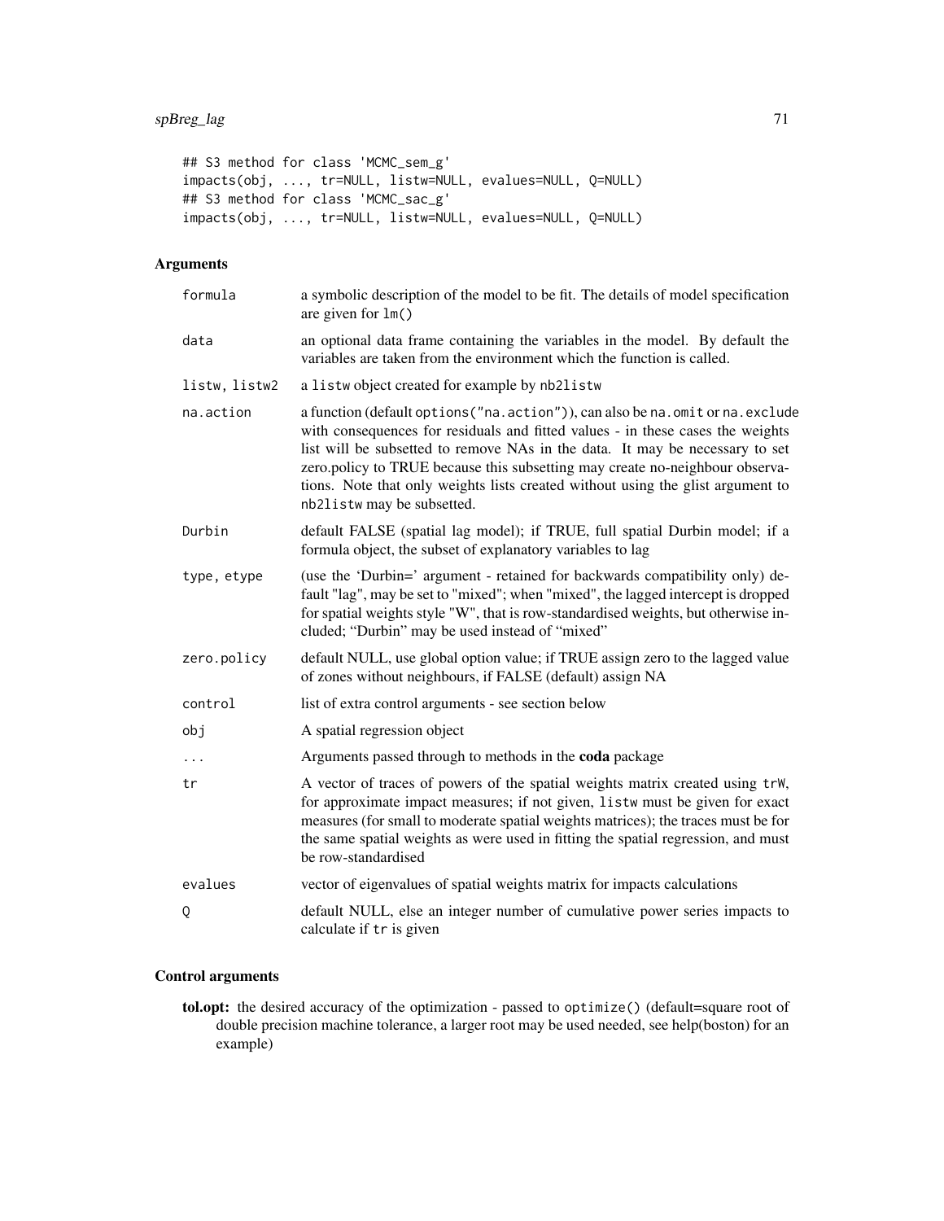```
## S3 method for class 'MCMC_sem_g'
impacts(obj, ..., tr=NULL, listw=NULL, evalues=NULL, Q=NULL)
## S3 method for class 'MCMC_sac_g'
impacts(obj, ..., tr=NULL, listw=NULL, evalues=NULL, Q=NULL)
```

### Arguments

| | |
|---|---|
| formula | a symbolic description of the model to be fit. The details of model specification are given for `lm()` |
| data | an optional data frame containing the variables in the model. By default the variables are taken from the environment which the function is called. |
| listw, listw2 | a `listw` object created for example by `nb2listw` |
| na.action | a function (default `options("na.action")`), can also be `na.omit` or `na.exclude` with consequences for residuals and fitted values - in these cases the weights list will be subsetted to remove NAs in the data. It may be necessary to set zero.policy to TRUE because this subsetting may create no-neighbour observations. Note that only weights lists created without using the glist argument to `nb2listw` may be subsetted. |
| Durbin | default FALSE (spatial lag model); if TRUE, full spatial Durbin model; if a formula object, the subset of explanatory variables to lag |
| type, etype | (use the 'Durbin=' argument - retained for backwards compatibility only) default "lag", may be set to "mixed"; when "mixed", the lagged intercept is dropped for spatial weights style "W", that is row-standardised weights, but otherwise included; "Durbin" may be used instead of "mixed" |
| zero.policy | default NULL, use global option value; if TRUE assign zero to the lagged value of zones without neighbours, if FALSE (default) assign NA |
| control | list of extra control arguments - see section below |
| obj | A spatial regression object |
| ... | Arguments passed through to methods in the **coda** package |
| tr | A vector of traces of powers of the spatial weights matrix created using `trW`, for approximate impact measures; if not given, `listw` must be given for exact measures (for small to moderate spatial weights matrices); the traces must be for the same spatial weights as were used in fitting the spatial regression, and must be row-standardised |
| evalues | vector of eigenvalues of spatial weights matrix for impacts calculations |
| Q | default NULL, else an integer number of cumulative power series impacts to calculate if `tr` is given |

### Control arguments

**tol.opt:** the desired accuracy of the optimization - passed to `optimize()` (default=square root of double precision machine tolerance, a larger root may be used needed, see help(boston) for an example)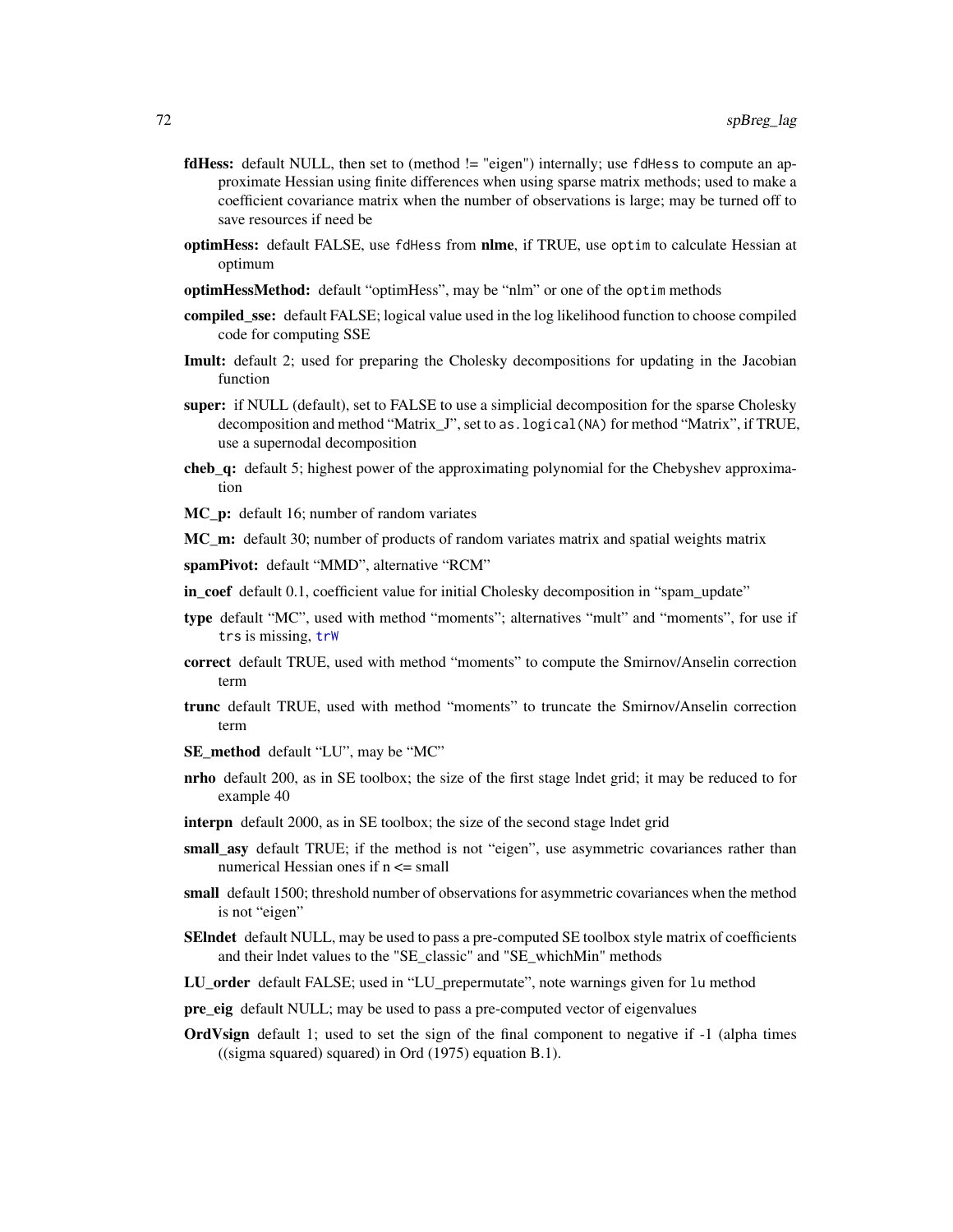- **fdHess:** default NULL, then set to (method != "eigen") internally; use `fdHess` to compute an approximate Hessian using finite differences when using sparse matrix methods; used to make a coefficient covariance matrix when the number of observations is large; may be turned off to save resources if need be
- **optimHess:** default FALSE, use `fdHess` from **nlme**, if TRUE, use `optim` to calculate Hessian at optimum
- **optimHessMethod:** default "optimHess", may be "nlm" or one of the `optim` methods
- **compiled_sse:** default FALSE; logical value used in the log likelihood function to choose compiled code for computing SSE
- **Imult:** default 2; used for preparing the Cholesky decompositions for updating in the Jacobian function
- **super:** if NULL (default), set to FALSE to use a simplicial decomposition for the sparse Cholesky decomposition and method "Matrix_J", set to `as.logical(NA)` for method "Matrix", if TRUE, use a supernodal decomposition
- **cheb_q:** default 5; highest power of the approximating polynomial for the Chebyshev approximation
- **MC_p:** default 16; number of random variates
- **MC_m:** default 30; number of products of random variates matrix and spatial weights matrix
- **spamPivot:** default "MMD", alternative "RCM"
- **in_coef** default 0.1, coefficient value for initial Cholesky decomposition in "spam_update"
- **type** default "MC", used with method "moments"; alternatives "mult" and "moments", for use if `trs` is missing, `trW`
- **correct** default TRUE, used with method "moments" to compute the Smirnov/Anselin correction term
- **trunc** default TRUE, used with method "moments" to truncate the Smirnov/Anselin correction term
- **SE_method** default "LU", may be "MC"
- **nrho** default 200, as in SE toolbox; the size of the first stage lndet grid; it may be reduced to for example 40
- **interpn** default 2000, as in SE toolbox; the size of the second stage lndet grid
- **small_asy** default TRUE; if the method is not "eigen", use asymmetric covariances rather than numerical Hessian ones if n <= small
- **small** default 1500; threshold number of observations for asymmetric covariances when the method is not "eigen"
- **SElndet** default NULL, may be used to pass a pre-computed SE toolbox style matrix of coefficients and their lndet values to the "SE_classic" and "SE_whichMin" methods
- **LU_order** default FALSE; used in "LU_prepermutate", note warnings given for `lu` method
- **pre_eig** default NULL; may be used to pass a pre-computed vector of eigenvalues
- **OrdVsign** default 1; used to set the sign of the final component to negative if -1 (alpha times ((sigma squared) squared) in Ord (1975) equation B.1).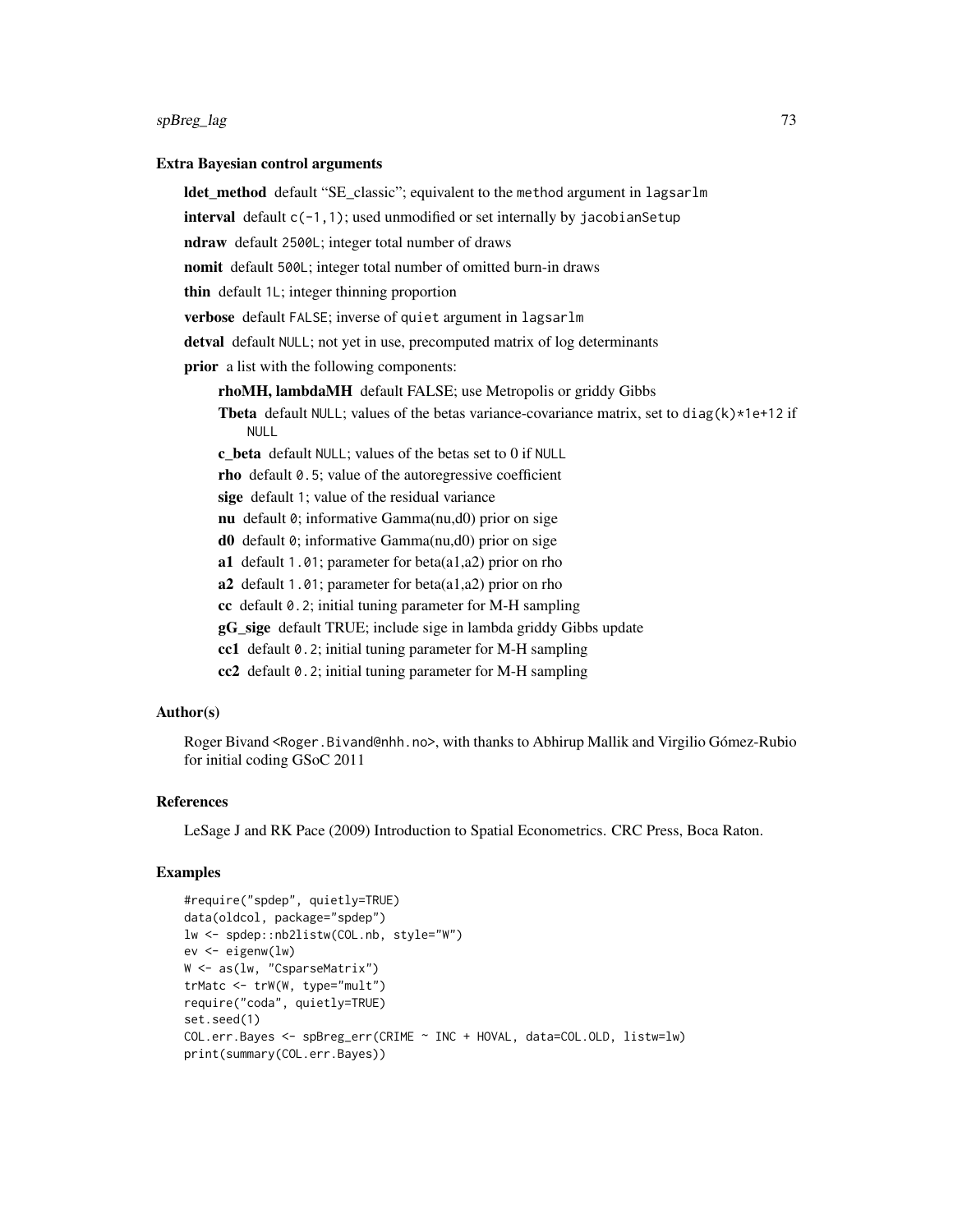### Extra Bayesian control arguments

**ldet_method** default "SE_classic"; equivalent to the `method` argument in `lagsarlm`

**interval** default `c(-1,1)`; used unmodified or set internally by `jacobianSetup`

**ndraw** default `2500L`; integer total number of draws

**nomit** default `500L`; integer total number of omitted burn-in draws

**thin** default `1L`; integer thinning proportion

**verbose** default `FALSE`; inverse of `quiet` argument in `lagsarlm`

**detval** default `NULL`; not yet in use, precomputed matrix of log determinants

**prior** a list with the following components:

- **rhoMH, lambdaMH** default FALSE; use Metropolis or griddy Gibbs
- **Tbeta** default `NULL`; values of the betas variance-covariance matrix, set to `diag(k)*1e+12` if `NULL`
- **c_beta** default `NULL`; values of the betas set to 0 if `NULL`
- **rho** default `0.5`; value of the autoregressive coefficient
- **sige** default `1`; value of the residual variance
- **nu** default `0`; informative Gamma(nu,d0) prior on sige
- **d0** default `0`; informative Gamma(nu,d0) prior on sige
- **a1** default `1.01`; parameter for beta(a1,a2) prior on rho
- **a2** default `1.01`; parameter for beta(a1,a2) prior on rho
- **cc** default `0.2`; initial tuning parameter for M-H sampling
- **gG_sige** default TRUE; include sige in lambda griddy Gibbs update
- **cc1** default `0.2`; initial tuning parameter for M-H sampling
- **cc2** default `0.2`; initial tuning parameter for M-H sampling

### Author(s)

Roger Bivand <Roger.Bivand@nhh.no>, with thanks to Abhirup Mallik and Virgilio Gómez-Rubio for initial coding GSoC 2011

### References

LeSage J and RK Pace (2009) Introduction to Spatial Econometrics. CRC Press, Boca Raton.

### Examples

```
#require("spdep", quietly=TRUE)
data(oldcol, package="spdep")
lw <- spdep::nb2listw(COL.nb, style="W")
ev <- eigenw(lw)
W <- as(lw, "CsparseMatrix")
trMatc <- trW(W, type="mult")
require("coda", quietly=TRUE)
set.seed(1)
COL.err.Bayes <- spBreg_err(CRIME ~ INC + HOVAL, data=COL.OLD, listw=lw)
print(summary(COL.err.Bayes))
```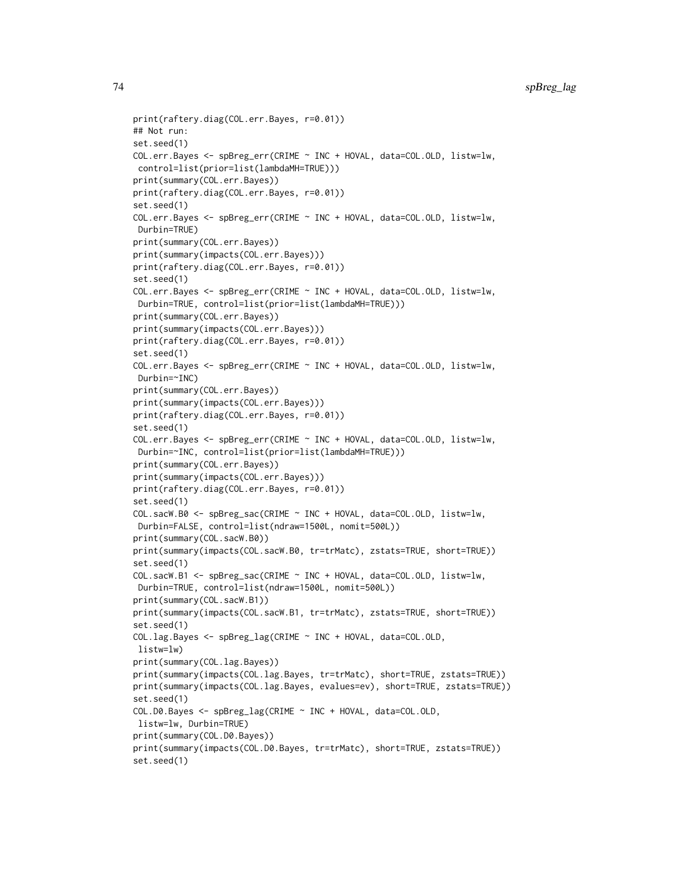```
print(raftery.diag(COL.err.Bayes, r=0.01))
## Not run:
set.seed(1)
COL.err.Bayes <- spBreg_err(CRIME ~ INC + HOVAL, data=COL.OLD, listw=lw,
 control=list(prior=list(lambdaMH=TRUE)))
print(summary(COL.err.Bayes))
print(raftery.diag(COL.err.Bayes, r=0.01))
set.seed(1)
COL.err.Bayes <- spBreg_err(CRIME ~ INC + HOVAL, data=COL.OLD, listw=lw,
 Durbin=TRUE)
print(summary(COL.err.Bayes))
print(summary(impacts(COL.err.Bayes)))
print(raftery.diag(COL.err.Bayes, r=0.01))
set.seed(1)
COL.err.Bayes <- spBreg_err(CRIME ~ INC + HOVAL, data=COL.OLD, listw=lw,
 Durbin=TRUE, control=list(prior=list(lambdaMH=TRUE)))
print(summary(COL.err.Bayes))
print(summary(impacts(COL.err.Bayes)))
print(raftery.diag(COL.err.Bayes, r=0.01))
set.seed(1)
COL.err.Bayes <- spBreg_err(CRIME ~ INC + HOVAL, data=COL.OLD, listw=lw,
 Durbin=~INC)
print(summary(COL.err.Bayes))
print(summary(impacts(COL.err.Bayes)))
print(raftery.diag(COL.err.Bayes, r=0.01))
set.seed(1)
COL.err.Bayes <- spBreg_err(CRIME ~ INC + HOVAL, data=COL.OLD, listw=lw,
 Durbin=~INC, control=list(prior=list(lambdaMH=TRUE)))
print(summary(COL.err.Bayes))
print(summary(impacts(COL.err.Bayes)))
print(raftery.diag(COL.err.Bayes, r=0.01))
set.seed(1)
COL.sacW.B0 <- spBreg_sac(CRIME ~ INC + HOVAL, data=COL.OLD, listw=lw,
 Durbin=FALSE, control=list(ndraw=1500L, nomit=500L))
print(summary(COL.sacW.B0))
print(summary(impacts(COL.sacW.B0, tr=trMatc), zstats=TRUE, short=TRUE))
set.seed(1)
COL.sacW.B1 <- spBreg_sac(CRIME ~ INC + HOVAL, data=COL.OLD, listw=lw,
 Durbin=TRUE, control=list(ndraw=1500L, nomit=500L))
print(summary(COL.sacW.B1))
print(summary(impacts(COL.sacW.B1, tr=trMatc), zstats=TRUE, short=TRUE))
set.seed(1)
COL.lag.Bayes <- spBreg_lag(CRIME ~ INC + HOVAL, data=COL.OLD,
 listw=lw)
print(summary(COL.lag.Bayes))
print(summary(impacts(COL.lag.Bayes, tr=trMatc), short=TRUE, zstats=TRUE))
print(summary(impacts(COL.lag.Bayes, evalues=ev), short=TRUE, zstats=TRUE))
set.seed(1)
COL.D0.Bayes <- spBreg_lag(CRIME ~ INC + HOVAL, data=COL.OLD,
 listw=lw, Durbin=TRUE)
print(summary(COL.D0.Bayes))
print(summary(impacts(COL.D0.Bayes, tr=trMatc), short=TRUE, zstats=TRUE))
set.seed(1)
```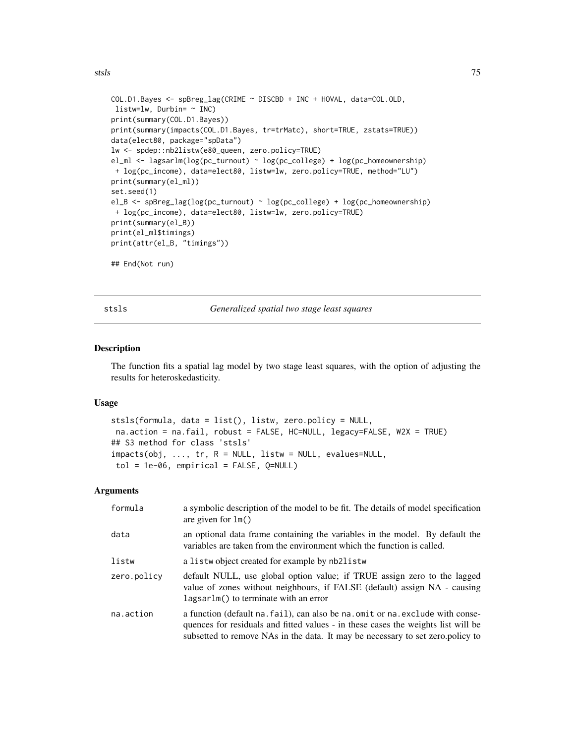```
COL.D1.Bayes <- spBreg_lag(CRIME ~ DISCBD + INC + HOVAL, data=COL.OLD,
 listw=lw, Durbin= ~ INC)
print(summary(COL.D1.Bayes))
print(summary(impacts(COL.D1.Bayes, tr=trMatc), short=TRUE, zstats=TRUE))
data(elect80, package="spData")
lw <- spdep::nb2listw(e80_queen, zero.policy=TRUE)
el_ml <- lagsarlm(log(pc_turnout) ~ log(pc_college) + log(pc_homeownership)
 + log(pc_income), data=elect80, listw=lw, zero.policy=TRUE, method="LU")
print(summary(el_ml))
set.seed(1)
el_B <- spBreg_lag(log(pc_turnout) ~ log(pc_college) + log(pc_homeownership)
 + log(pc_income), data=elect80, listw=lw, zero.policy=TRUE)
print(summary(el_B))
print(el_ml$timings)
print(attr(el_B, "timings"))

## End(Not run)
```

## stsls — *Generalized spatial two stage least squares*

### Description

The function fits a spatial lag model by two stage least squares, with the option of adjusting the results for heteroskedasticity.

### Usage

```
stsls(formula, data = list(), listw, zero.policy = NULL,
 na.action = na.fail, robust = FALSE, HC=NULL, legacy=FALSE, W2X = TRUE)
## S3 method for class 'stsls'
impacts(obj, ..., tr, R = NULL, listw = NULL, evalues=NULL,
 tol = 1e-06, empirical = FALSE, Q=NULL)
```

### Arguments

| | |
|---|---|
| formula | a symbolic description of the model to be fit. The details of model specification are given for `lm()` |
| data | an optional data frame containing the variables in the model. By default the variables are taken from the environment which the function is called. |
| listw | a `listw` object created for example by `nb2listw` |
| zero.policy | default NULL, use global option value; if TRUE assign zero to the lagged value of zones without neighbours, if FALSE (default) assign NA - causing `lagsarlm()` to terminate with an error |
| na.action | a function (default `na.fail`), can also be `na.omit` or `na.exclude` with consequences for residuals and fitted values - in these cases the weights list will be subsetted to remove NAs in the data. It may be necessary to set zero.policy to |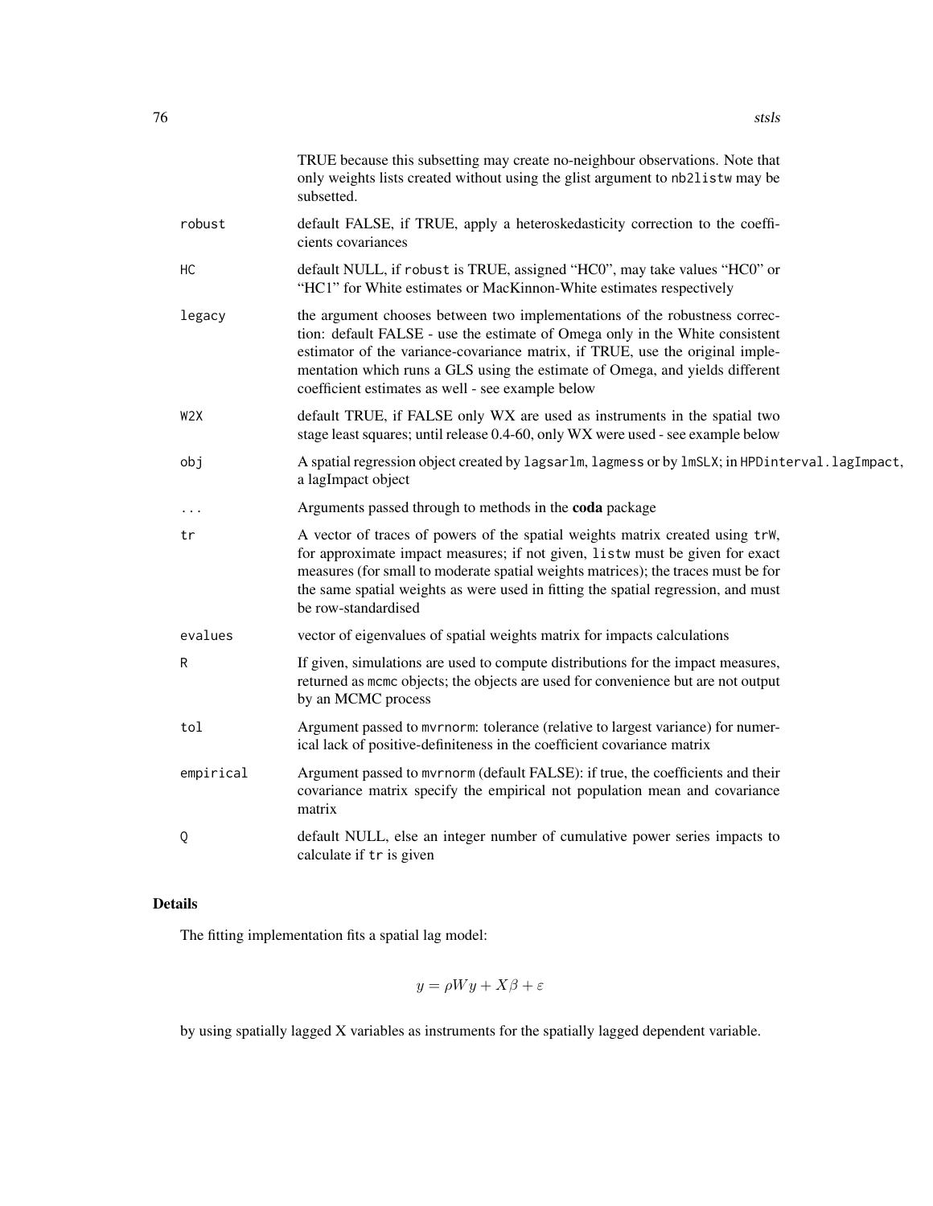| | |
|---|---|
| | TRUE because this subsetting may create no-neighbour observations. Note that only weights lists created without using the glist argument to `nb2listw` may be subsetted. |
| `robust` | default FALSE, if TRUE, apply a heteroskedasticity correction to the coefficients covariances |
| `HC` | default NULL, if `robust` is TRUE, assigned "HC0", may take values "HC0" or "HC1" for White estimates or MacKinnon-White estimates respectively |
| `legacy` | the argument chooses between two implementations of the robustness correction: default FALSE - use the estimate of Omega only in the White consistent estimator of the variance-covariance matrix, if TRUE, use the original implementation which runs a GLS using the estimate of Omega, and yields different coefficient estimates as well - see example below |
| `W2X` | default TRUE, if FALSE only WX are used as instruments in the spatial two stage least squares; until release 0.4-60, only WX were used - see example below |
| `obj` | A spatial regression object created by `lagsarlm`, `lagmess` or by `lmSLX`; in `HPDinterval.lagImpact`, a lagImpact object |
| `...` | Arguments passed through to methods in the **coda** package |
| `tr` | A vector of traces of powers of the spatial weights matrix created using `trW`, for approximate impact measures; if not given, `listw` must be given for exact measures (for small to moderate spatial weights matrices); the traces must be for the same spatial weights as were used in fitting the spatial regression, and must be row-standardised |
| `evalues` | vector of eigenvalues of spatial weights matrix for impacts calculations |
| `R` | If given, simulations are used to compute distributions for the impact measures, returned as `mcmc` objects; the objects are used for convenience but are not output by an MCMC process |
| `tol` | Argument passed to `mvrnorm`: tolerance (relative to largest variance) for numerical lack of positive-definiteness in the coefficient covariance matrix |
| `empirical` | Argument passed to `mvrnorm` (default FALSE): if true, the coefficients and their covariance matrix specify the empirical not population mean and covariance matrix |
| `Q` | default NULL, else an integer number of cumulative power series impacts to calculate if `tr` is given |

## Details

The fitting implementation fits a spatial lag model:

$$y = \rho W y + X\beta + \varepsilon$$

by using spatially lagged X variables as instruments for the spatially lagged dependent variable.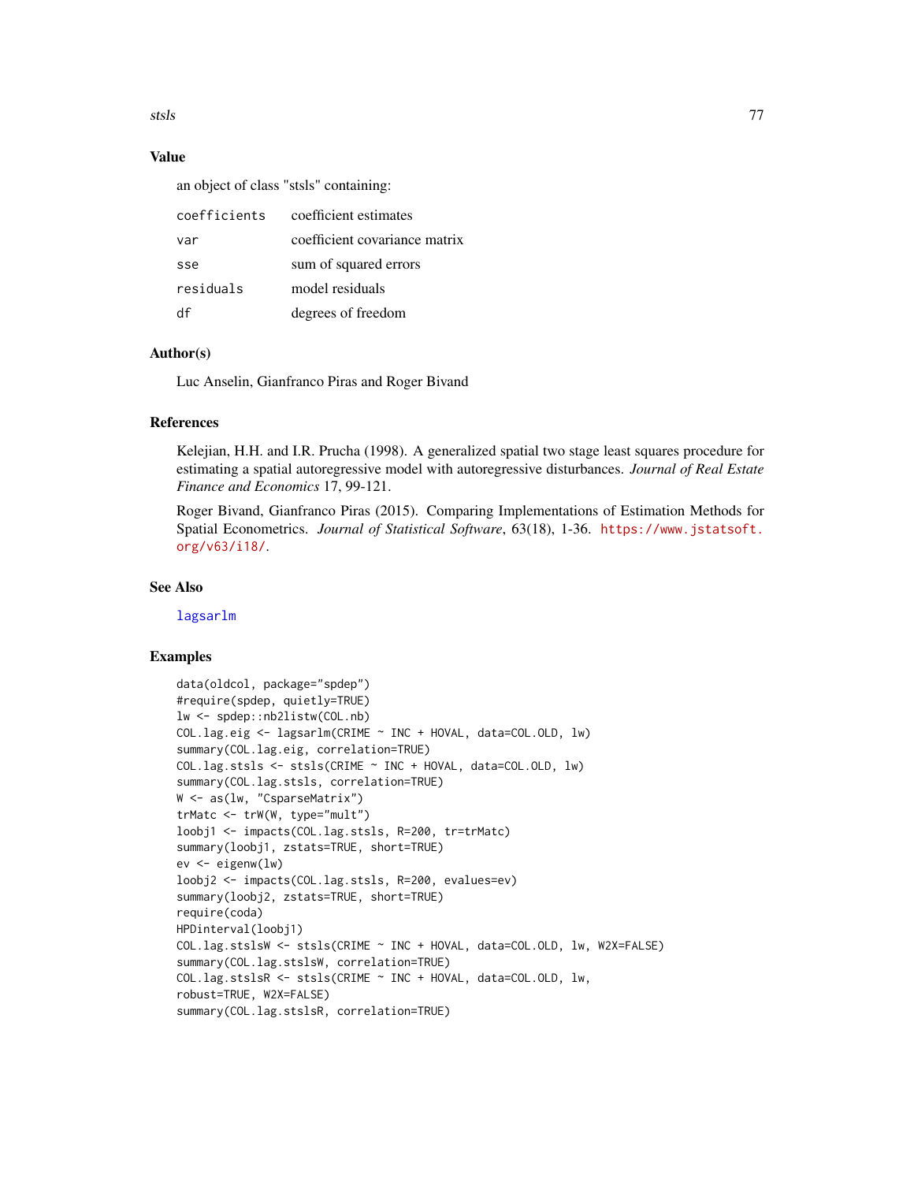## Value

an object of class "stsls" containing:

| | |
|---|---|
| coefficients | coefficient estimates |
| var | coefficient covariance matrix |
| sse | sum of squared errors |
| residuals | model residuals |
| df | degrees of freedom |

## Author(s)

Luc Anselin, Gianfranco Piras and Roger Bivand

## References

Kelejian, H.H. and I.R. Prucha (1998). A generalized spatial two stage least squares procedure for estimating a spatial autoregressive model with autoregressive disturbances. *Journal of Real Estate Finance and Economics* 17, 99-121.

Roger Bivand, Gianfranco Piras (2015). Comparing Implementations of Estimation Methods for Spatial Econometrics. *Journal of Statistical Software*, 63(18), 1-36. https://www.jstatsoft.org/v63/i18/.

## See Also

lagsarlm

## Examples

```
data(oldcol, package="spdep")
#require(spdep, quietly=TRUE)
lw <- spdep::nb2listw(COL.nb)
COL.lag.eig <- lagsarlm(CRIME ~ INC + HOVAL, data=COL.OLD, lw)
summary(COL.lag.eig, correlation=TRUE)
COL.lag.stsls <- stsls(CRIME ~ INC + HOVAL, data=COL.OLD, lw)
summary(COL.lag.stsls, correlation=TRUE)
W <- as(lw, "CsparseMatrix")
trMatc <- trW(W, type="mult")
loobj1 <- impacts(COL.lag.stsls, R=200, tr=trMatc)
summary(loobj1, zstats=TRUE, short=TRUE)
ev <- eigenw(lw)
loobj2 <- impacts(COL.lag.stsls, R=200, evalues=ev)
summary(loobj2, zstats=TRUE, short=TRUE)
require(coda)
HPDinterval(loobj1)
COL.lag.stslsW <- stsls(CRIME ~ INC + HOVAL, data=COL.OLD, lw, W2X=FALSE)
summary(COL.lag.stslsW, correlation=TRUE)
COL.lag.stslsR <- stsls(CRIME ~ INC + HOVAL, data=COL.OLD, lw,
robust=TRUE, W2X=FALSE)
summary(COL.lag.stslsR, correlation=TRUE)
```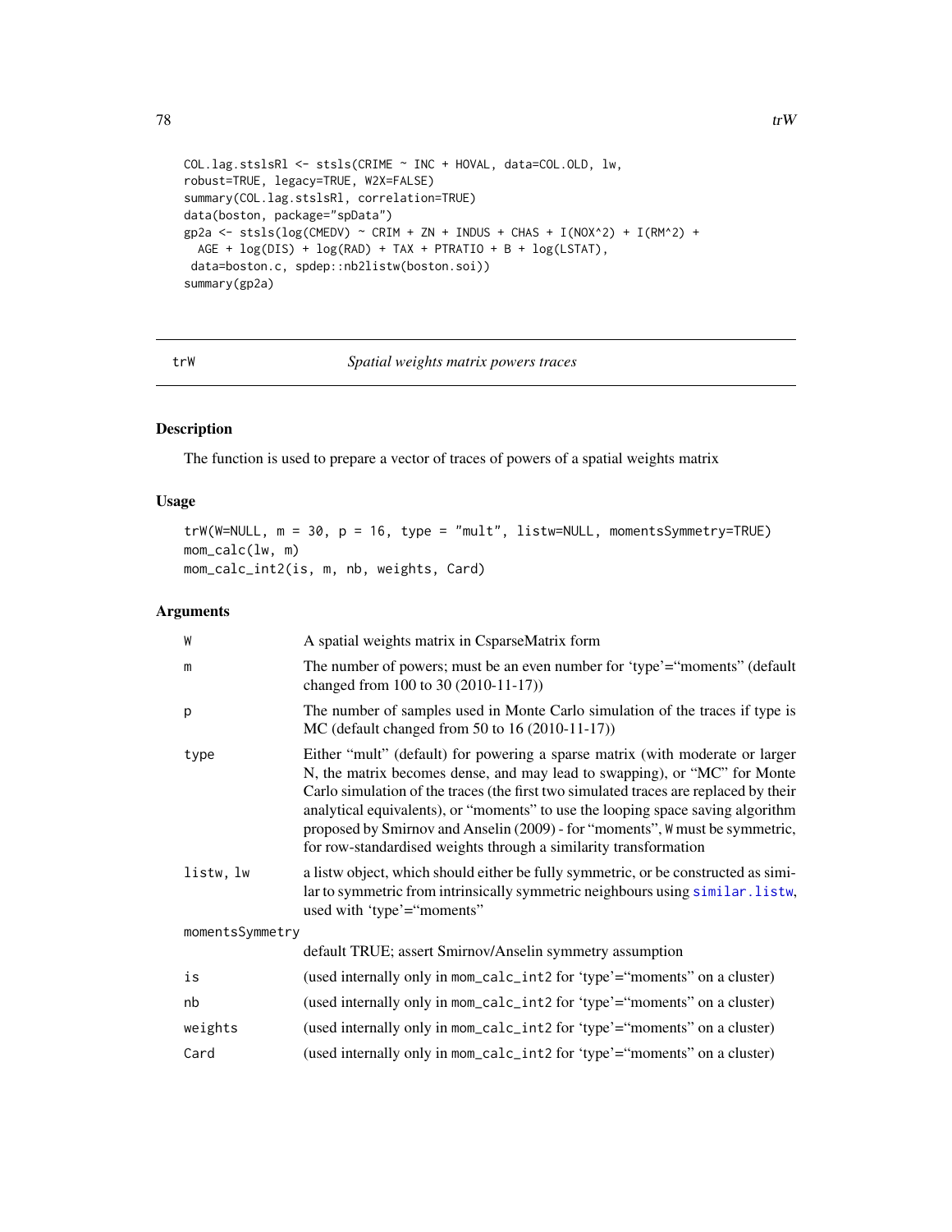```
COL.lag.stslsRl <- stsls(CRIME ~ INC + HOVAL, data=COL.OLD, lw,
robust=TRUE, legacy=TRUE, W2X=FALSE)
summary(COL.lag.stslsRl, correlation=TRUE)
data(boston, package="spData")
gp2a <- stsls(log(CMEDV) ~ CRIM + ZN + INDUS + CHAS + I(NOX^2) + I(RM^2) +
  AGE + log(DIS) + log(RAD) + TAX + PTRATIO + B + log(LSTAT),
 data=boston.c, spdep::nb2listw(boston.soi))
summary(gp2a)
```

---

## trW — *Spatial weights matrix powers traces*

### Description

The function is used to prepare a vector of traces of powers of a spatial weights matrix

### Usage

```
trW(W=NULL, m = 30, p = 16, type = "mult", listw=NULL, momentsSymmetry=TRUE)
mom_calc(lw, m)
mom_calc_int2(is, m, nb, weights, Card)
```

### Arguments

| Argument | Description |
|---|---|
| W | A spatial weights matrix in CsparseMatrix form |
| m | The number of powers; must be an even number for 'type'="moments" (default changed from 100 to 30 (2010-11-17)) |
| p | The number of samples used in Monte Carlo simulation of the traces if type is MC (default changed from 50 to 16 (2010-11-17)) |
| type | Either "mult" (default) for powering a sparse matrix (with moderate or larger N, the matrix becomes dense, and may lead to swapping), or "MC" for Monte Carlo simulation of the traces (the first two simulated traces are replaced by their analytical equivalents), or "moments" to use the looping space saving algorithm proposed by Smirnov and Anselin (2009) - for "moments", W must be symmetric, for row-standardised weights through a similarity transformation |
| listw, lw | a listw object, which should either be fully symmetric, or be constructed as similar to symmetric from intrinsically symmetric neighbours using similar.listw, used with 'type'="moments" |
| momentsSymmetry | default TRUE; assert Smirnov/Anselin symmetry assumption |
| is | (used internally only in mom_calc_int2 for 'type'="moments" on a cluster) |
| nb | (used internally only in mom_calc_int2 for 'type'="moments" on a cluster) |
| weights | (used internally only in mom_calc_int2 for 'type'="moments" on a cluster) |
| Card | (used internally only in mom_calc_int2 for 'type'="moments" on a cluster) |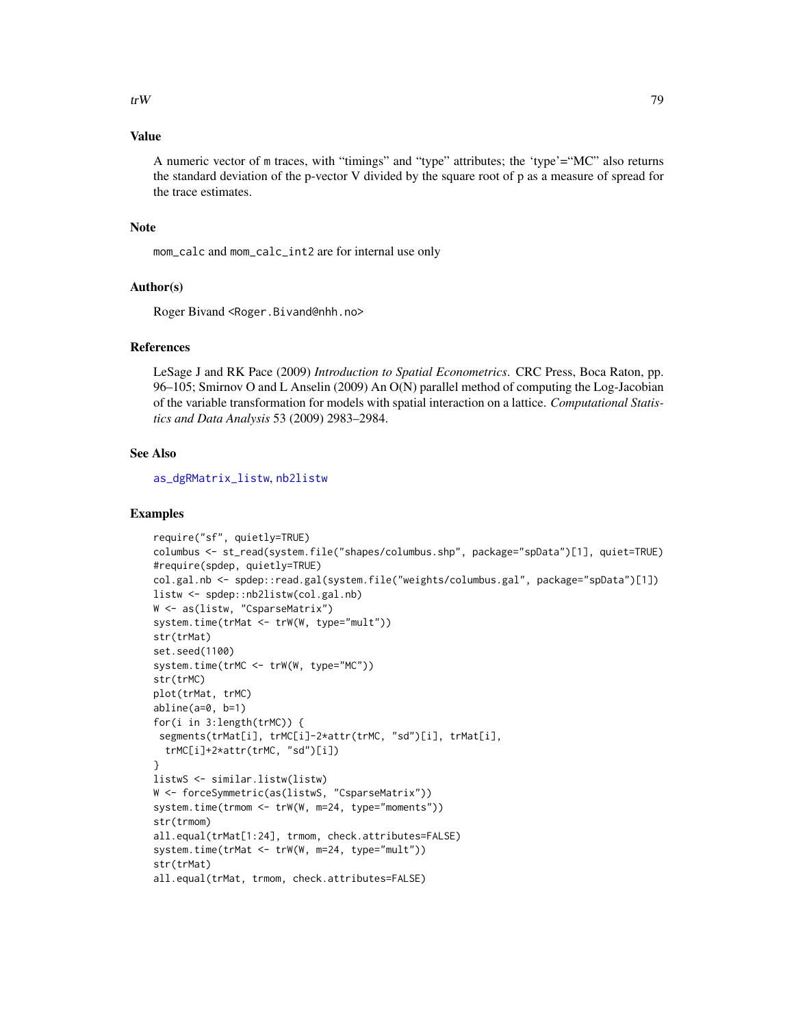## Value

A numeric vector of m traces, with "timings" and "type" attributes; the 'type'="MC" also returns the standard deviation of the p-vector V divided by the square root of p as a measure of spread for the trace estimates.

## Note

`mom_calc` and `mom_calc_int2` are for internal use only

## Author(s)

Roger Bivand <Roger.Bivand@nhh.no>

## References

LeSage J and RK Pace (2009) *Introduction to Spatial Econometrics*. CRC Press, Boca Raton, pp. 96–105; Smirnov O and L Anselin (2009) An O(N) parallel method of computing the Log-Jacobian of the variable transformation for models with spatial interaction on a lattice. *Computational Statistics and Data Analysis* 53 (2009) 2983–2984.

## See Also

as_dgRMatrix_listw, nb2listw

## Examples

```
require("sf", quietly=TRUE)
columbus <- st_read(system.file("shapes/columbus.shp", package="spData")[1], quiet=TRUE)
#require(spdep, quietly=TRUE)
col.gal.nb <- spdep::read.gal(system.file("weights/columbus.gal", package="spData")[1])
listw <- spdep::nb2listw(col.gal.nb)
W <- as(listw, "CsparseMatrix")
system.time(trMat <- trW(W, type="mult"))
str(trMat)
set.seed(1100)
system.time(trMC <- trW(W, type="MC"))
str(trMC)
plot(trMat, trMC)
abline(a=0, b=1)
for(i in 3:length(trMC)) {
 segments(trMat[i], trMC[i]-2*attr(trMC, "sd")[i], trMat[i],
  trMC[i]+2*attr(trMC, "sd")[i])
}
listwS <- similar.listw(listw)
W <- forceSymmetric(as(listwS, "CsparseMatrix"))
system.time(trmom <- trW(W, m=24, type="moments"))
str(trmom)
all.equal(trMat[1:24], trmom, check.attributes=FALSE)
system.time(trMat <- trW(W, m=24, type="mult"))
str(trMat)
all.equal(trMat, trmom, check.attributes=FALSE)
```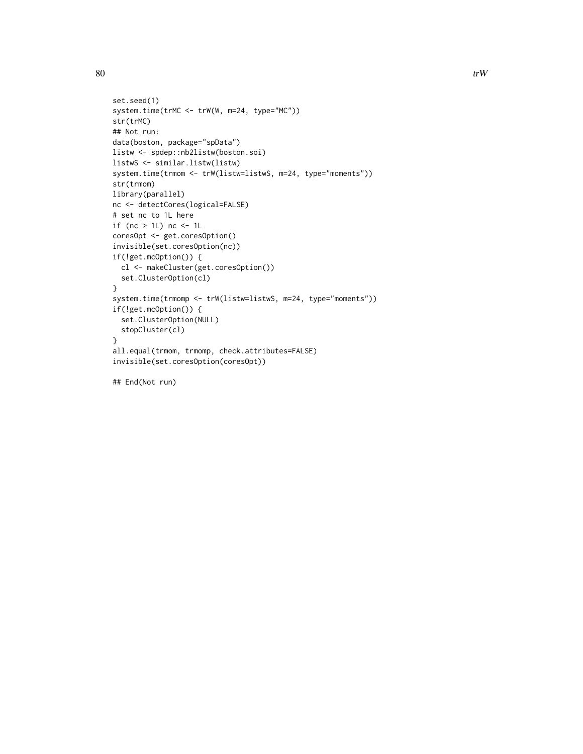```
set.seed(1)
system.time(trMC <- trW(W, m=24, type="MC"))
str(trMC)
## Not run:
data(boston, package="spData")
listw <- spdep::nb2listw(boston.soi)
listwS <- similar.listw(listw)
system.time(trmom <- trW(listw=listwS, m=24, type="moments"))
str(trmom)
library(parallel)
nc <- detectCores(logical=FALSE)
# set nc to 1L here
if (nc > 1L) nc <- 1L
coresOpt <- get.coresOption()
invisible(set.coresOption(nc))
if(!get.mcOption()) {
  cl <- makeCluster(get.coresOption())
  set.ClusterOption(cl)
}
system.time(trmomp <- trW(listw=listwS, m=24, type="moments"))
if(!get.mcOption()) {
  set.ClusterOption(NULL)
  stopCluster(cl)
}
all.equal(trmom, trmomp, check.attributes=FALSE)
invisible(set.coresOption(coresOpt))

## End(Not run)
```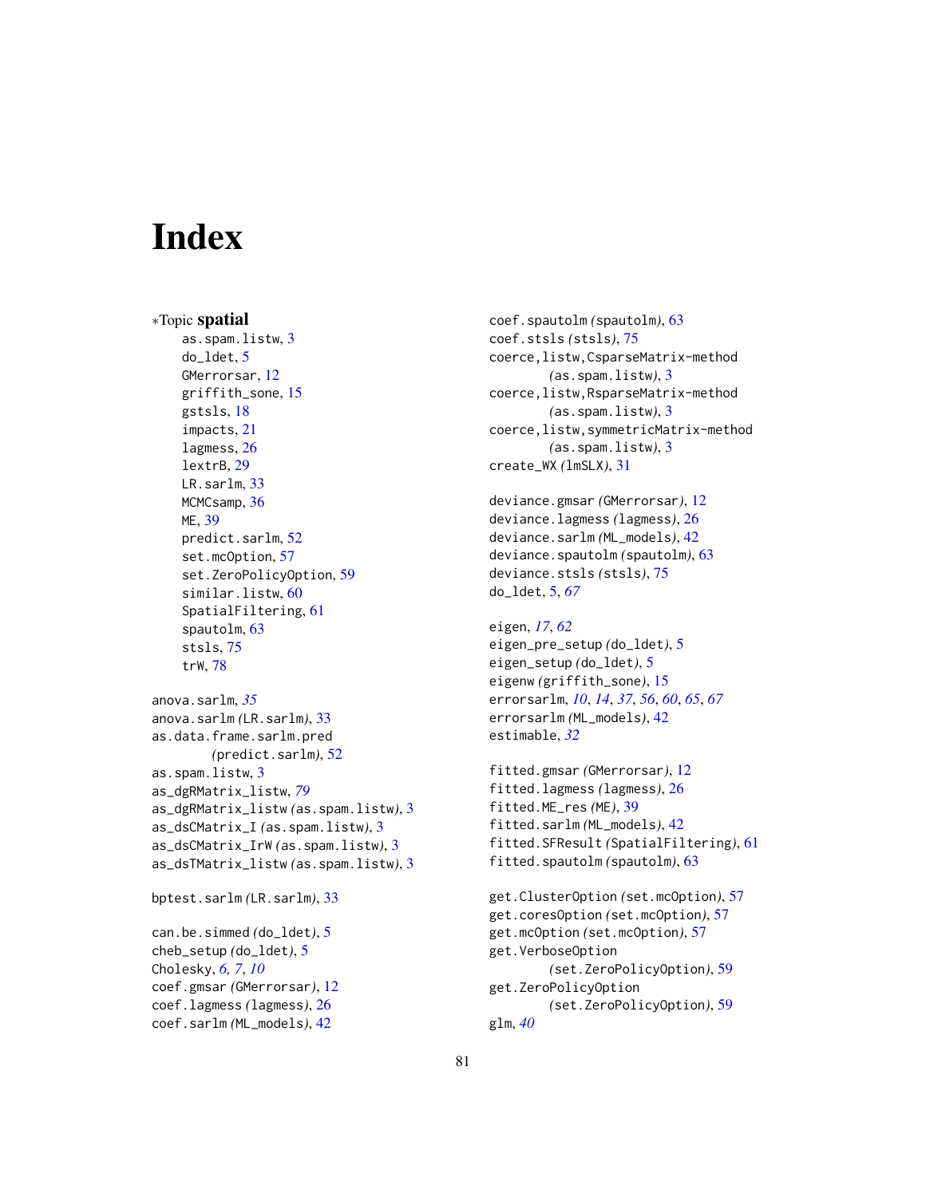# Index

∗Topic **spatial**

- as.spam.listw, 3
- do_ldet, 5
- GMerrorsar, 12
- griffith_sone, 15
- gstsls, 18
- impacts, 21
- lagmess, 26
- lextrB, 29
- LR.sarlm, 33
- MCMCsamp, 36
- ME, 39
- predict.sarlm, 52
- set.mcOption, 57
- set.ZeroPolicyOption, 59
- similar.listw, 60
- SpatialFiltering, 61
- spautolm, 63
- stsls, 75
- trW, 78

anova.sarlm, *35*
anova.sarlm *(*LR.sarlm*)*, 33
as.data.frame.sarlm.pred *(*predict.sarlm*)*, 52
as.spam.listw, 3
as_dgRMatrix_listw, *79*
as_dgRMatrix_listw *(*as.spam.listw*)*, 3
as_dsCMatrix_I *(*as.spam.listw*)*, 3
as_dsCMatrix_IrW *(*as.spam.listw*)*, 3
as_dsTMatrix_listw *(*as.spam.listw*)*, 3

bptest.sarlm *(*LR.sarlm*)*, 33

can.be.simmed *(*do_ldet*)*, 5
cheb_setup *(*do_ldet*)*, 5
Cholesky, *6, 7*, *10*
coef.gmsar *(*GMerrorsar*)*, 12
coef.lagmess *(*lagmess*)*, 26
coef.sarlm *(*ML_models*)*, 42
coef.spautolm *(*spautolm*)*, 63
coef.stsls *(*stsls*)*, 75
coerce,listw,CsparseMatrix-method *(*as.spam.listw*)*, 3
coerce,listw,RsparseMatrix-method *(*as.spam.listw*)*, 3
coerce,listw,symmetricMatrix-method *(*as.spam.listw*)*, 3
create_WX *(*lmSLX*)*, 31

deviance.gmsar *(*GMerrorsar*)*, 12
deviance.lagmess *(*lagmess*)*, 26
deviance.sarlm *(*ML_models*)*, 42
deviance.spautolm *(*spautolm*)*, 63
deviance.stsls *(*stsls*)*, 75
do_ldet, 5, *67*

eigen, *17*, *62*
eigen_pre_setup *(*do_ldet*)*, 5
eigen_setup *(*do_ldet*)*, 5
eigenw *(*griffith_sone*)*, 15
errorsarlm, *10*, *14*, *37*, *56*, *60*, *65*, *67*
errorsarlm *(*ML_models*)*, 42
estimable, *32*

fitted.gmsar *(*GMerrorsar*)*, 12
fitted.lagmess *(*lagmess*)*, 26
fitted.ME_res *(*ME*)*, 39
fitted.sarlm *(*ML_models*)*, 42
fitted.SFResult *(*SpatialFiltering*)*, 61
fitted.spautolm *(*spautolm*)*, 63

get.ClusterOption *(*set.mcOption*)*, 57
get.coresOption *(*set.mcOption*)*, 57
get.mcOption *(*set.mcOption*)*, 57
get.VerboseOption *(*set.ZeroPolicyOption*)*, 59
get.ZeroPolicyOption *(*set.ZeroPolicyOption*)*, 59
glm, *40*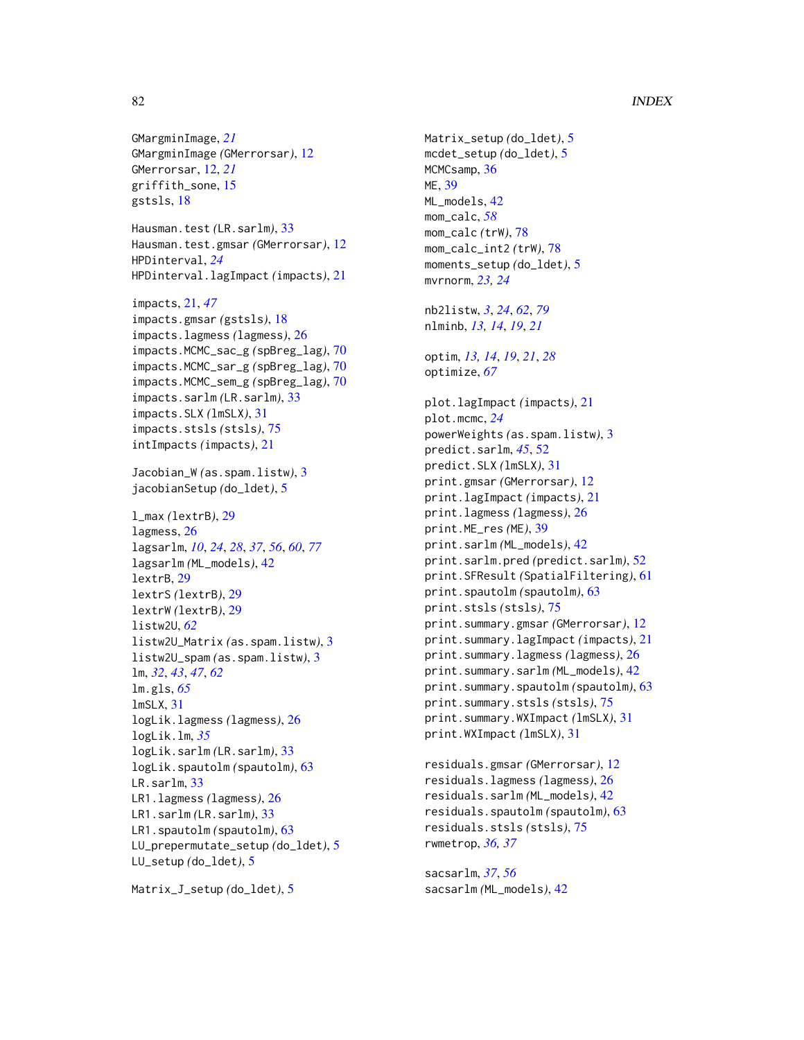GMargminImage, *21*
GMargminImage (GMerrorsar), 12
GMerrorsar, 12, *21*
griffith_sone, 15
gstsls, 18

Hausman.test (LR.sarlm), 33
Hausman.test.gmsar (GMerrorsar), 12
HPDinterval, *24*
HPDinterval.lagImpact (impacts), 21

impacts, 21, *47*
impacts.gmsar (gstsls), 18
impacts.lagmess (lagmess), 26
impacts.MCMC_sac_g (spBreg_lag), 70
impacts.MCMC_sar_g (spBreg_lag), 70
impacts.MCMC_sem_g (spBreg_lag), 70
impacts.sarlm (LR.sarlm), 33
impacts.SLX (lmSLX), 31
impacts.stsls (stsls), 75
intImpacts (impacts), 21

Jacobian_W (as.spam.listw), 3
jacobianSetup (do_ldet), 5

l_max (lextrB), 29
lagmess, 26
lagsarlm, *10*, *24*, *28*, *37*, *56*, *60*, *77*
lagsarlm (ML_models), 42
lextrB, 29
lextrS (lextrB), 29
lextrW (lextrB), 29
listw2U, *62*
listw2U_Matrix (as.spam.listw), 3
listw2U_spam (as.spam.listw), 3
lm, *32*, *43*, *47*, *62*
lm.gls, *65*
lmSLX, 31
logLik.lagmess (lagmess), 26
logLik.lm, *35*
logLik.sarlm (LR.sarlm), 33
logLik.spautolm (spautolm), 63
LR.sarlm, 33
LR1.lagmess (lagmess), 26
LR1.sarlm (LR.sarlm), 33
LR1.spautolm (spautolm), 63
LU_prepermutate_setup (do_ldet), 5
LU_setup (do_ldet), 5

Matrix_J_setup (do_ldet), 5
Matrix_setup (do_ldet), 5
mcdet_setup (do_ldet), 5
MCMCsamp, 36
ME, 39
ML_models, 42
mom_calc, *58*
mom_calc (trW), 78
mom_calc_int2 (trW), 78
moments_setup (do_ldet), 5
mvrnorm, *23, 24*

nb2listw, *3*, *24*, *62*, *79*
nlminb, *13, 14*, *19*, *21*

optim, *13, 14*, *19*, *21*, *28*
optimize, *67*

plot.lagImpact (impacts), 21
plot.mcmc, *24*
powerWeights (as.spam.listw), 3
predict.sarlm, *45*, 52
predict.SLX (lmSLX), 31
print.gmsar (GMerrorsar), 12
print.lagImpact (impacts), 21
print.lagmess (lagmess), 26
print.ME_res (ME), 39
print.sarlm (ML_models), 42
print.sarlm.pred (predict.sarlm), 52
print.SFResult (SpatialFiltering), 61
print.spautolm (spautolm), 63
print.stsls (stsls), 75
print.summary.gmsar (GMerrorsar), 12
print.summary.lagImpact (impacts), 21
print.summary.lagmess (lagmess), 26
print.summary.sarlm (ML_models), 42
print.summary.spautolm (spautolm), 63
print.summary.stsls (stsls), 75
print.summary.WXImpact (lmSLX), 31
print.WXImpact (lmSLX), 31

residuals.gmsar (GMerrorsar), 12
residuals.lagmess (lagmess), 26
residuals.sarlm (ML_models), 42
residuals.spautolm (spautolm), 63
residuals.stsls (stsls), 75
rwmetrop, *36, 37*

sacsarlm, *37*, *56*
sacsarlm (ML_models), 42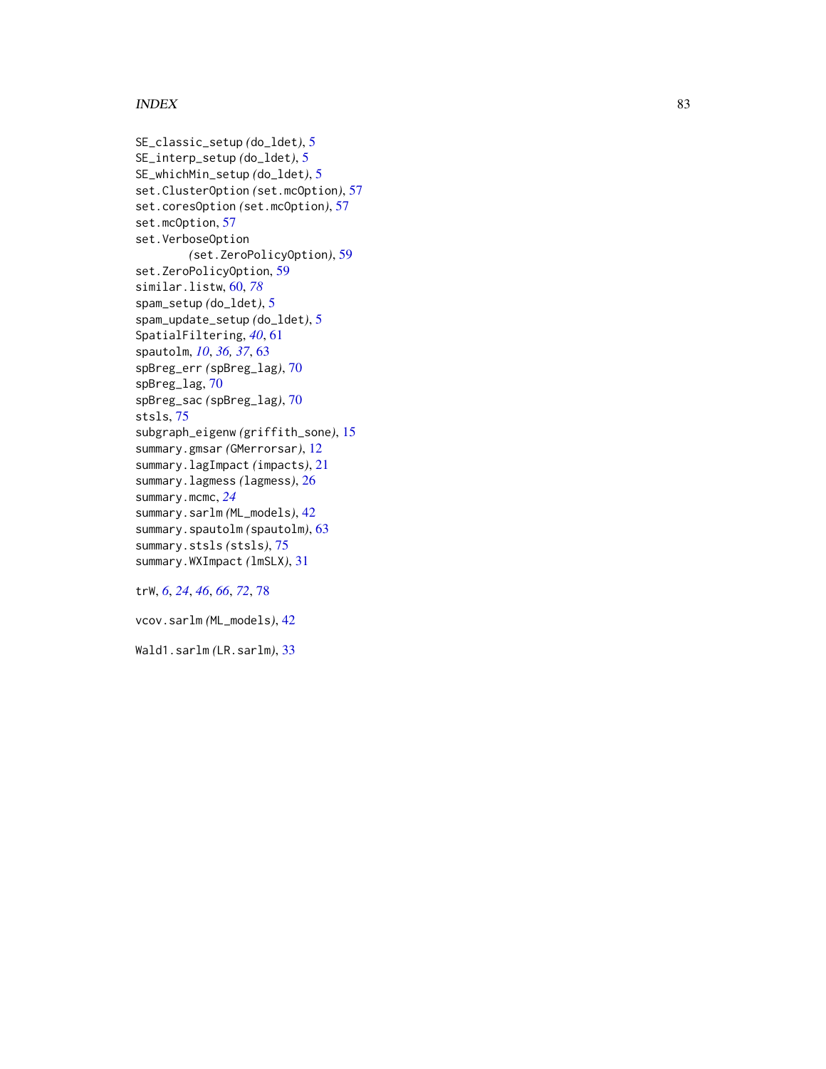SE_classic_setup (do_ldet), 5
SE_interp_setup (do_ldet), 5
SE_whichMin_setup (do_ldet), 5
set.ClusterOption (set.mcOption), 57
set.coresOption (set.mcOption), 57
set.mcOption, 57
set.VerboseOption
        (set.ZeroPolicyOption), 59
set.ZeroPolicyOption, 59
similar.listw, 60, *78*
spam_setup (do_ldet), 5
spam_update_setup (do_ldet), 5
SpatialFiltering, *40*, 61
spautolm, *10*, *36, 37*, 63
spBreg_err (spBreg_lag), 70
spBreg_lag, 70
spBreg_sac (spBreg_lag), 70
stsls, 75
subgraph_eigenw (griffith_sone), 15
summary.gmsar (GMerrorsar), 12
summary.lagImpact (impacts), 21
summary.lagmess (lagmess), 26
summary.mcmc, *24*
summary.sarlm (ML_models), 42
summary.spautolm (spautolm), 63
summary.stsls (stsls), 75
summary.WXImpact (lmSLX), 31

trW, *6*, *24*, *46*, *66*, *72*, 78

vcov.sarlm (ML_models), 42

Wald1.sarlm (LR.sarlm), 33